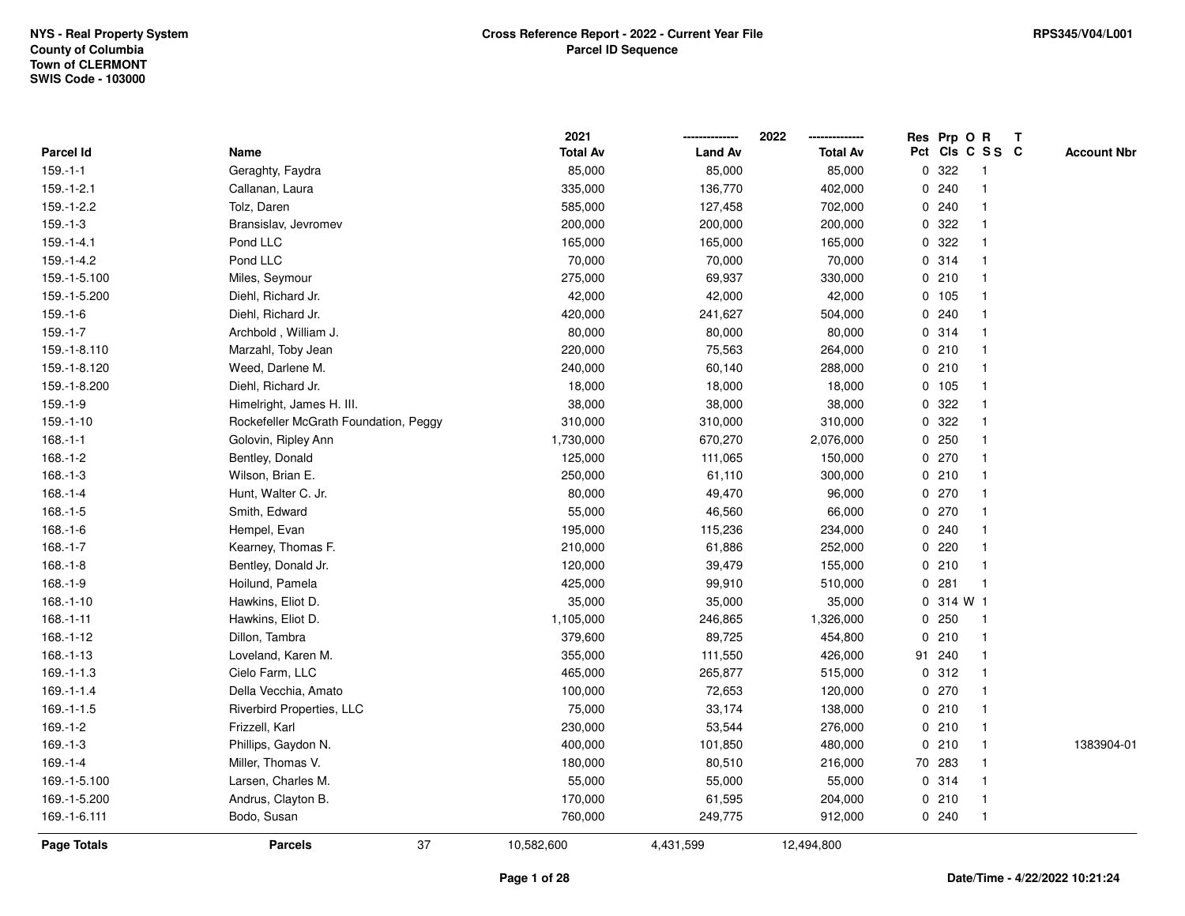NYS - Real Property System
County of Columbia
Town of CLERMONT
SWIS Code - 103000

**Cross Reference Report - 2022 - Current Year File**
**Parcel ID Sequence**

RPS345/V04/L001

| Parcel Id | Name | 2021 Total Av | 2022 Land Av | 2022 Total Av | Res Pct | Prp Cls | O C | R S S | T C | Account Nbr |
|---|---|---|---|---|---|---|---|---|---|---|
| 159.-1-1 | Geraghty, Faydra | 85,000 | 85,000 | 85,000 | 0 | 322 | | 1 | | |
| 159.-1-2.1 | Callanan, Laura | 335,000 | 136,770 | 402,000 | 0 | 240 | | 1 | | |
| 159.-1-2.2 | Tolz, Daren | 585,000 | 127,458 | 702,000 | 0 | 240 | | 1 | | |
| 159.-1-3 | Bransislav, Jevromev | 200,000 | 200,000 | 200,000 | 0 | 322 | | 1 | | |
| 159.-1-4.1 | Pond LLC | 165,000 | 165,000 | 165,000 | 0 | 322 | | 1 | | |
| 159.-1-4.2 | Pond LLC | 70,000 | 70,000 | 70,000 | 0 | 314 | | 1 | | |
| 159.-1-5.100 | Miles, Seymour | 275,000 | 69,937 | 330,000 | 0 | 210 | | 1 | | |
| 159.-1-5.200 | Diehl, Richard Jr. | 42,000 | 42,000 | 42,000 | 0 | 105 | | 1 | | |
| 159.-1-6 | Diehl, Richard Jr. | 420,000 | 241,627 | 504,000 | 0 | 240 | | 1 | | |
| 159.-1-7 | Archbold , William J. | 80,000 | 80,000 | 80,000 | 0 | 314 | | 1 | | |
| 159.-1-8.110 | Marzahl, Toby Jean | 220,000 | 75,563 | 264,000 | 0 | 210 | | 1 | | |
| 159.-1-8.120 | Weed, Darlene M. | 240,000 | 60,140 | 288,000 | 0 | 210 | | 1 | | |
| 159.-1-8.200 | Diehl, Richard Jr. | 18,000 | 18,000 | 18,000 | 0 | 105 | | 1 | | |
| 159.-1-9 | Himelright, James H. III. | 38,000 | 38,000 | 38,000 | 0 | 322 | | 1 | | |
| 159.-1-10 | Rockefeller McGrath Foundation, Peggy | 310,000 | 310,000 | 310,000 | 0 | 322 | | 1 | | |
| 168.-1-1 | Golovin, Ripley Ann | 1,730,000 | 670,270 | 2,076,000 | 0 | 250 | | 1 | | |
| 168.-1-2 | Bentley, Donald | 125,000 | 111,065 | 150,000 | 0 | 270 | | 1 | | |
| 168.-1-3 | Wilson, Brian E. | 250,000 | 61,110 | 300,000 | 0 | 210 | | 1 | | |
| 168.-1-4 | Hunt, Walter C. Jr. | 80,000 | 49,470 | 96,000 | 0 | 270 | | 1 | | |
| 168.-1-5 | Smith, Edward | 55,000 | 46,560 | 66,000 | 0 | 270 | | 1 | | |
| 168.-1-6 | Hempel, Evan | 195,000 | 115,236 | 234,000 | 0 | 240 | | 1 | | |
| 168.-1-7 | Kearney, Thomas F. | 210,000 | 61,886 | 252,000 | 0 | 220 | | 1 | | |
| 168.-1-8 | Bentley, Donald Jr. | 120,000 | 39,479 | 155,000 | 0 | 210 | | 1 | | |
| 168.-1-9 | Hoilund, Pamela | 425,000 | 99,910 | 510,000 | 0 | 281 | | 1 | | |
| 168.-1-10 | Hawkins, Eliot D. | 35,000 | 35,000 | 35,000 | 0 | 314 | W | 1 | | |
| 168.-1-11 | Hawkins, Eliot D. | 1,105,000 | 246,865 | 1,326,000 | 0 | 250 | | 1 | | |
| 168.-1-12 | Dillon, Tambra | 379,600 | 89,725 | 454,800 | 0 | 210 | | 1 | | |
| 168.-1-13 | Loveland, Karen M. | 355,000 | 111,550 | 426,000 | 91 | 240 | | 1 | | |
| 169.-1-1.3 | Cielo Farm, LLC | 465,000 | 265,877 | 515,000 | 0 | 312 | | 1 | | |
| 169.-1-1.4 | Della Vecchia, Amato | 100,000 | 72,653 | 120,000 | 0 | 270 | | 1 | | |
| 169.-1-1.5 | Riverbird Properties, LLC | 75,000 | 33,174 | 138,000 | 0 | 210 | | 1 | | |
| 169.-1-2 | Frizzell, Karl | 230,000 | 53,544 | 276,000 | 0 | 210 | | 1 | | |
| 169.-1-3 | Phillips, Gaydon N. | 400,000 | 101,850 | 480,000 | 0 | 210 | | 1 | | 1383904-01 |
| 169.-1-4 | Miller, Thomas V. | 180,000 | 80,510 | 216,000 | 70 | 283 | | 1 | | |
| 169.-1-5.100 | Larsen, Charles M. | 55,000 | 55,000 | 55,000 | 0 | 314 | | 1 | | |
| 169.-1-5.200 | Andrus, Clayton B. | 170,000 | 61,595 | 204,000 | 0 | 210 | | 1 | | |
| 169.-1-6.111 | Bodo, Susan | 760,000 | 249,775 | 912,000 | 0 | 240 | | 1 | | |
| **Page Totals** | **Parcels** 37 | 10,582,600 | 4,431,599 | 12,494,800 | | | | | | |

**Date/Time - 4/22/2022 10:21:24**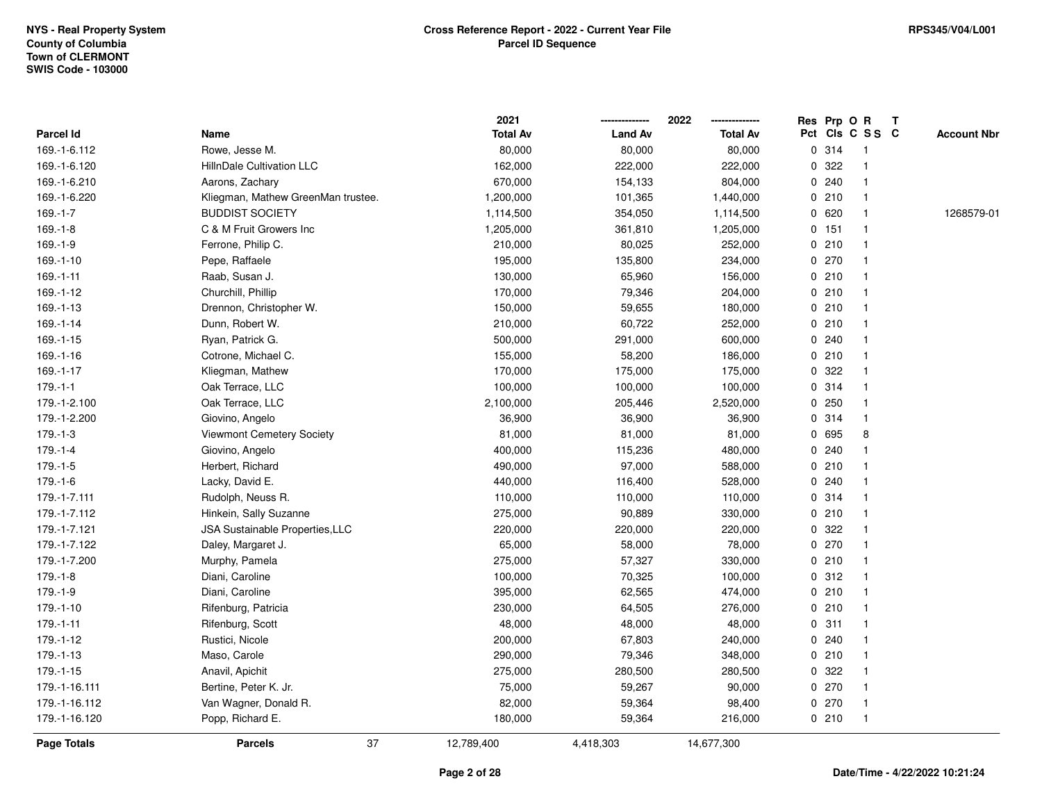NYS - Real Property System
County of Columbia
Town of CLERMONT
SWIS Code - 103000

**Cross Reference Report - 2022 - Current Year File**
**Parcel ID Sequence**

RPS345/V04/L001

| Parcel Id | Name | 2021 Total Av | 2022 Land Av | 2022 Total Av | Res Pct | Prp Cls | O C | R S S | T C | Account Nbr |
|---|---|---|---|---|---|---|---|---|---|---|
| 169.-1-6.112 | Rowe, Jesse M. | 80,000 | 80,000 | 80,000 | 0 | 314 | | 1 | | |
| 169.-1-6.120 | HillnDale Cultivation LLC | 162,000 | 222,000 | 222,000 | 0 | 322 | | 1 | | |
| 169.-1-6.210 | Aarons, Zachary | 670,000 | 154,133 | 804,000 | 0 | 240 | | 1 | | |
| 169.-1-6.220 | Kliegman, Mathew GreenMan trustee. | 1,200,000 | 101,365 | 1,440,000 | 0 | 210 | | 1 | | |
| 169.-1-7 | BUDDIST SOCIETY | 1,114,500 | 354,050 | 1,114,500 | 0 | 620 | | 1 | | 1268579-01 |
| 169.-1-8 | C & M Fruit Growers Inc | 1,205,000 | 361,810 | 1,205,000 | 0 | 151 | | 1 | | |
| 169.-1-9 | Ferrone, Philip C. | 210,000 | 80,025 | 252,000 | 0 | 210 | | 1 | | |
| 169.-1-10 | Pepe, Raffaele | 195,000 | 135,800 | 234,000 | 0 | 270 | | 1 | | |
| 169.-1-11 | Raab, Susan J. | 130,000 | 65,960 | 156,000 | 0 | 210 | | 1 | | |
| 169.-1-12 | Churchill, Phillip | 170,000 | 79,346 | 204,000 | 0 | 210 | | 1 | | |
| 169.-1-13 | Drennon, Christopher W. | 150,000 | 59,655 | 180,000 | 0 | 210 | | 1 | | |
| 169.-1-14 | Dunn, Robert W. | 210,000 | 60,722 | 252,000 | 0 | 210 | | 1 | | |
| 169.-1-15 | Ryan, Patrick G. | 500,000 | 291,000 | 600,000 | 0 | 240 | | 1 | | |
| 169.-1-16 | Cotrone, Michael C. | 155,000 | 58,200 | 186,000 | 0 | 210 | | 1 | | |
| 169.-1-17 | Kliegman, Mathew | 170,000 | 175,000 | 175,000 | 0 | 322 | | 1 | | |
| 179.-1-1 | Oak Terrace, LLC | 100,000 | 100,000 | 100,000 | 0 | 314 | | 1 | | |
| 179.-1-2.100 | Oak Terrace, LLC | 2,100,000 | 205,446 | 2,520,000 | 0 | 250 | | 1 | | |
| 179.-1-2.200 | Giovino, Angelo | 36,900 | 36,900 | 36,900 | 0 | 314 | | 1 | | |
| 179.-1-3 | Viewmont Cemetery Society | 81,000 | 81,000 | 81,000 | 0 | 695 | | 8 | | |
| 179.-1-4 | Giovino, Angelo | 400,000 | 115,236 | 480,000 | 0 | 240 | | 1 | | |
| 179.-1-5 | Herbert, Richard | 490,000 | 97,000 | 588,000 | 0 | 210 | | 1 | | |
| 179.-1-6 | Lacky, David E. | 440,000 | 116,400 | 528,000 | 0 | 240 | | 1 | | |
| 179.-1-7.111 | Rudolph, Neuss R. | 110,000 | 110,000 | 110,000 | 0 | 314 | | 1 | | |
| 179.-1-7.112 | Hinkein, Sally Suzanne | 275,000 | 90,889 | 330,000 | 0 | 210 | | 1 | | |
| 179.-1-7.121 | JSA Sustainable Properties,LLC | 220,000 | 220,000 | 220,000 | 0 | 322 | | 1 | | |
| 179.-1-7.122 | Daley, Margaret J. | 65,000 | 58,000 | 78,000 | 0 | 270 | | 1 | | |
| 179.-1-7.200 | Murphy, Pamela | 275,000 | 57,327 | 330,000 | 0 | 210 | | 1 | | |
| 179.-1-8 | Diani, Caroline | 100,000 | 70,325 | 100,000 | 0 | 312 | | 1 | | |
| 179.-1-9 | Diani, Caroline | 395,000 | 62,565 | 474,000 | 0 | 210 | | 1 | | |
| 179.-1-10 | Rifenburg, Patricia | 230,000 | 64,505 | 276,000 | 0 | 210 | | 1 | | |
| 179.-1-11 | Rifenburg, Scott | 48,000 | 48,000 | 48,000 | 0 | 311 | | 1 | | |
| 179.-1-12 | Rustici, Nicole | 200,000 | 67,803 | 240,000 | 0 | 240 | | 1 | | |
| 179.-1-13 | Maso, Carole | 290,000 | 79,346 | 348,000 | 0 | 210 | | 1 | | |
| 179.-1-15 | Anavil, Apichit | 275,000 | 280,500 | 280,500 | 0 | 322 | | 1 | | |
| 179.-1-16.111 | Bertine, Peter K. Jr. | 75,000 | 59,267 | 90,000 | 0 | 270 | | 1 | | |
| 179.-1-16.112 | Van Wagner, Donald R. | 82,000 | 59,364 | 98,400 | 0 | 270 | | 1 | | |
| 179.-1-16.120 | Popp, Richard E. | 180,000 | 59,364 | 216,000 | 0 | 210 | | 1 | | |
| **Page Totals** | **Parcels** 37 | 12,789,400 | 4,418,303 | 14,677,300 | | | | | | |

**Date/Time - 4/22/2022 10:21:24**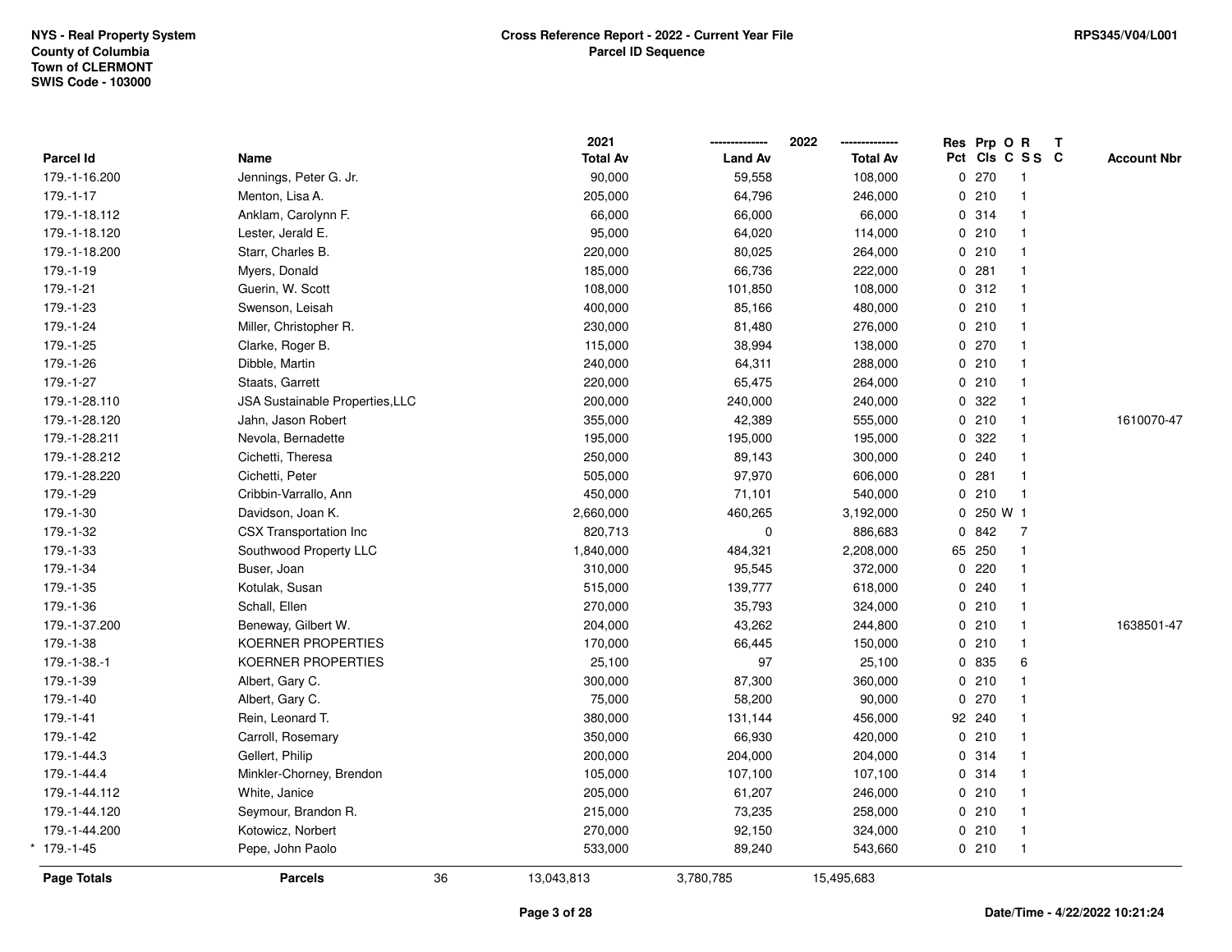NYS - Real Property System
County of Columbia
Town of CLERMONT
SWIS Code - 103000

**Cross Reference Report - 2022 - Current Year File**
**Parcel ID Sequence**

RPS345/V04/L001

| Parcel Id | Name | 2021 Total Av | 2022 Land Av | 2022 Total Av | Res Pct | Prp Cls | O C | R SS | T C | Account Nbr |
|---|---|---|---|---|---|---|---|---|---|---|
| 179.-1-16.200 | Jennings, Peter G. Jr. | 90,000 | 59,558 | 108,000 | 0 | 270 | | 1 | | |
| 179.-1-17 | Menton, Lisa A. | 205,000 | 64,796 | 246,000 | 0 | 210 | | 1 | | |
| 179.-1-18.112 | Anklam, Carolynn F. | 66,000 | 66,000 | 66,000 | 0 | 314 | | 1 | | |
| 179.-1-18.120 | Lester, Jerald E. | 95,000 | 64,020 | 114,000 | 0 | 210 | | 1 | | |
| 179.-1-18.200 | Starr, Charles B. | 220,000 | 80,025 | 264,000 | 0 | 210 | | 1 | | |
| 179.-1-19 | Myers, Donald | 185,000 | 66,736 | 222,000 | 0 | 281 | | 1 | | |
| 179.-1-21 | Guerin, W. Scott | 108,000 | 101,850 | 108,000 | 0 | 312 | | 1 | | |
| 179.-1-23 | Swenson, Leisah | 400,000 | 85,166 | 480,000 | 0 | 210 | | 1 | | |
| 179.-1-24 | Miller, Christopher R. | 230,000 | 81,480 | 276,000 | 0 | 210 | | 1 | | |
| 179.-1-25 | Clarke, Roger B. | 115,000 | 38,994 | 138,000 | 0 | 270 | | 1 | | |
| 179.-1-26 | Dibble, Martin | 240,000 | 64,311 | 288,000 | 0 | 210 | | 1 | | |
| 179.-1-27 | Staats, Garrett | 220,000 | 65,475 | 264,000 | 0 | 210 | | 1 | | |
| 179.-1-28.110 | JSA Sustainable Properties,LLC | 200,000 | 240,000 | 240,000 | 0 | 322 | | 1 | | |
| 179.-1-28.120 | Jahn, Jason Robert | 355,000 | 42,389 | 555,000 | 0 | 210 | | 1 | | 1610070-47 |
| 179.-1-28.211 | Nevola, Bernadette | 195,000 | 195,000 | 195,000 | 0 | 322 | | 1 | | |
| 179.-1-28.212 | Cichetti, Theresa | 250,000 | 89,143 | 300,000 | 0 | 240 | | 1 | | |
| 179.-1-28.220 | Cichetti, Peter | 505,000 | 97,970 | 606,000 | 0 | 281 | | 1 | | |
| 179.-1-29 | Cribbin-Varrallo, Ann | 450,000 | 71,101 | 540,000 | 0 | 210 | | 1 | | |
| 179.-1-30 | Davidson, Joan K. | 2,660,000 | 460,265 | 3,192,000 | 0 | 250 | W | 1 | | |
| 179.-1-32 | CSX Transportation Inc | 820,713 | 0 | 886,683 | 0 | 842 | | 7 | | |
| 179.-1-33 | Southwood Property LLC | 1,840,000 | 484,321 | 2,208,000 | 65 | 250 | | 1 | | |
| 179.-1-34 | Buser, Joan | 310,000 | 95,545 | 372,000 | 0 | 220 | | 1 | | |
| 179.-1-35 | Kotulak, Susan | 515,000 | 139,777 | 618,000 | 0 | 240 | | 1 | | |
| 179.-1-36 | Schall, Ellen | 270,000 | 35,793 | 324,000 | 0 | 210 | | 1 | | |
| 179.-1-37.200 | Beneway, Gilbert W. | 204,000 | 43,262 | 244,800 | 0 | 210 | | 1 | | 1638501-47 |
| 179.-1-38 | KOERNER PROPERTIES | 170,000 | 66,445 | 150,000 | 0 | 210 | | 1 | | |
| 179.-1-38.-1 | KOERNER PROPERTIES | 25,100 | 97 | 25,100 | 0 | 835 | | 6 | | |
| 179.-1-39 | Albert, Gary C. | 300,000 | 87,300 | 360,000 | 0 | 210 | | 1 | | |
| 179.-1-40 | Albert, Gary C. | 75,000 | 58,200 | 90,000 | 0 | 270 | | 1 | | |
| 179.-1-41 | Rein, Leonard T. | 380,000 | 131,144 | 456,000 | 92 | 240 | | 1 | | |
| 179.-1-42 | Carroll, Rosemary | 350,000 | 66,930 | 420,000 | 0 | 210 | | 1 | | |
| 179.-1-44.3 | Gellert, Philip | 200,000 | 204,000 | 204,000 | 0 | 314 | | 1 | | |
| 179.-1-44.4 | Minkler-Chorney, Brendon | 105,000 | 107,100 | 107,100 | 0 | 314 | | 1 | | |
| 179.-1-44.112 | White, Janice | 205,000 | 61,207 | 246,000 | 0 | 210 | | 1 | | |
| 179.-1-44.120 | Seymour, Brandon R. | 215,000 | 73,235 | 258,000 | 0 | 210 | | 1 | | |
| 179.-1-44.200 | Kotowicz, Norbert | 270,000 | 92,150 | 324,000 | 0 | 210 | | 1 | | |
| * 179.-1-45 | Pepe, John Paolo | 533,000 | 89,240 | 543,660 | 0 | 210 | | 1 | | |
| **Page Totals** | **Parcels** 36 | 13,043,813 | 3,780,785 | 15,495,683 | | | | | | |

**Date/Time - 4/22/2022 10:21:24**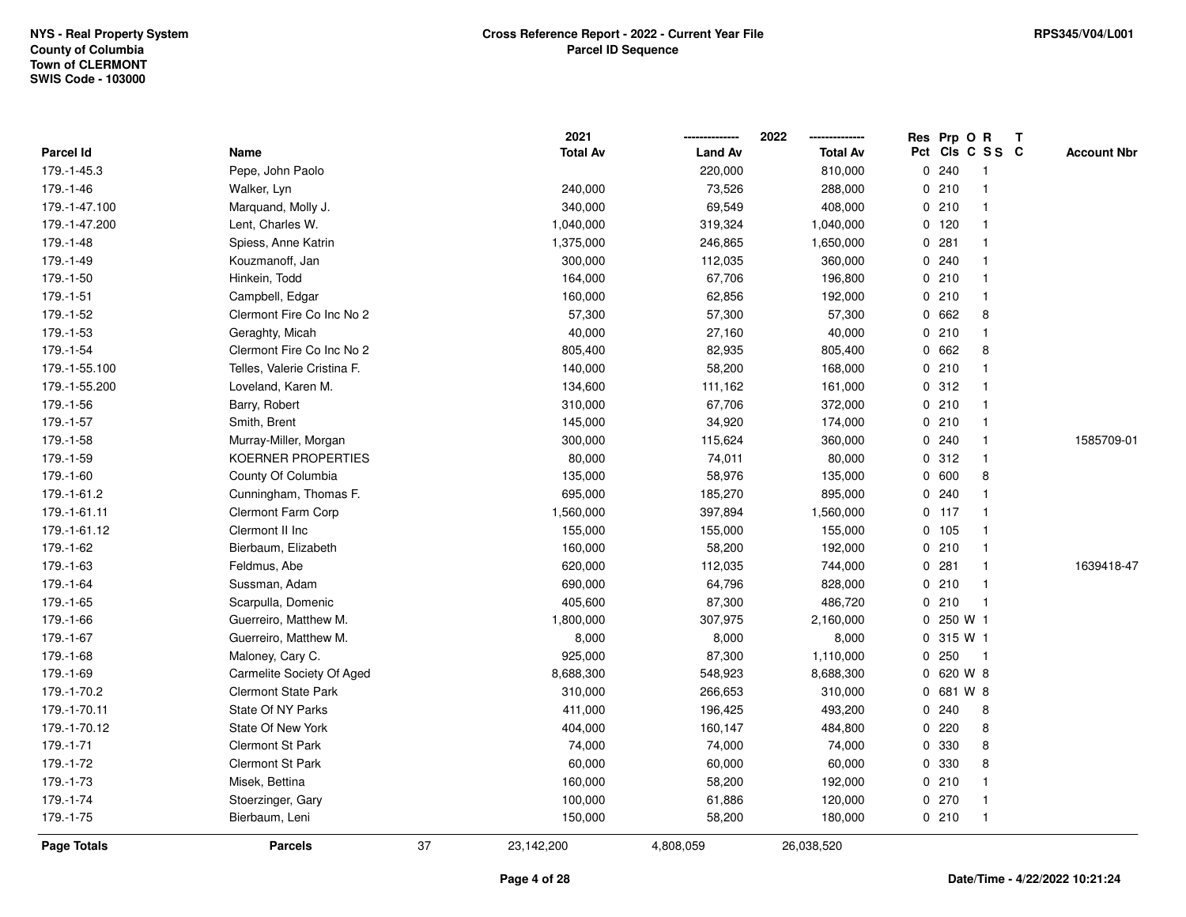**NYS - Real Property System**
**County of Columbia**
**Town of CLERMONT**
**SWIS Code - 103000**

**Cross Reference Report - 2022 - Current Year File**
**Parcel ID Sequence**

**RPS345/V04/L001**

| Parcel Id | Name | 2021 Total Av | 2022 Land Av | 2022 Total Av | Res Pct | Prp Cls | O C | R S S | T C | Account Nbr |
|---|---|---|---|---|---|---|---|---|---|---|
| 179.-1-45.3 | Pepe, John Paolo | | 220,000 | 810,000 | 0 | 240 | | 1 | | |
| 179.-1-46 | Walker, Lyn | 240,000 | 73,526 | 288,000 | 0 | 210 | | 1 | | |
| 179.-1-47.100 | Marquand, Molly J. | 340,000 | 69,549 | 408,000 | 0 | 210 | | 1 | | |
| 179.-1-47.200 | Lent, Charles W. | 1,040,000 | 319,324 | 1,040,000 | 0 | 120 | | 1 | | |
| 179.-1-48 | Spiess, Anne Katrin | 1,375,000 | 246,865 | 1,650,000 | 0 | 281 | | 1 | | |
| 179.-1-49 | Kouzmanoff, Jan | 300,000 | 112,035 | 360,000 | 0 | 240 | | 1 | | |
| 179.-1-50 | Hinkein, Todd | 164,000 | 67,706 | 196,800 | 0 | 210 | | 1 | | |
| 179.-1-51 | Campbell, Edgar | 160,000 | 62,856 | 192,000 | 0 | 210 | | 1 | | |
| 179.-1-52 | Clermont Fire Co Inc No 2 | 57,300 | 57,300 | 57,300 | 0 | 662 | | 8 | | |
| 179.-1-53 | Geraghty, Micah | 40,000 | 27,160 | 40,000 | 0 | 210 | | 1 | | |
| 179.-1-54 | Clermont Fire Co Inc No 2 | 805,400 | 82,935 | 805,400 | 0 | 662 | | 8 | | |
| 179.-1-55.100 | Telles, Valerie Cristina F. | 140,000 | 58,200 | 168,000 | 0 | 210 | | 1 | | |
| 179.-1-55.200 | Loveland, Karen M. | 134,600 | 111,162 | 161,000 | 0 | 312 | | 1 | | |
| 179.-1-56 | Barry, Robert | 310,000 | 67,706 | 372,000 | 0 | 210 | | 1 | | |
| 179.-1-57 | Smith, Brent | 145,000 | 34,920 | 174,000 | 0 | 210 | | 1 | | |
| 179.-1-58 | Murray-Miller, Morgan | 300,000 | 115,624 | 360,000 | 0 | 240 | | 1 | | 1585709-01 |
| 179.-1-59 | KOERNER PROPERTIES | 80,000 | 74,011 | 80,000 | 0 | 312 | | 1 | | |
| 179.-1-60 | County Of Columbia | 135,000 | 58,976 | 135,000 | 0 | 600 | | 8 | | |
| 179.-1-61.2 | Cunningham, Thomas F. | 695,000 | 185,270 | 895,000 | 0 | 240 | | 1 | | |
| 179.-1-61.11 | Clermont Farm Corp | 1,560,000 | 397,894 | 1,560,000 | 0 | 117 | | 1 | | |
| 179.-1-61.12 | Clermont II Inc | 155,000 | 155,000 | 155,000 | 0 | 105 | | 1 | | |
| 179.-1-62 | Bierbaum, Elizabeth | 160,000 | 58,200 | 192,000 | 0 | 210 | | 1 | | |
| 179.-1-63 | Feldmus, Abe | 620,000 | 112,035 | 744,000 | 0 | 281 | | 1 | | 1639418-47 |
| 179.-1-64 | Sussman, Adam | 690,000 | 64,796 | 828,000 | 0 | 210 | | 1 | | |
| 179.-1-65 | Scarpulla, Domenic | 405,600 | 87,300 | 486,720 | 0 | 210 | | 1 | | |
| 179.-1-66 | Guerreiro, Matthew M. | 1,800,000 | 307,975 | 2,160,000 | 0 | 250 | W | 1 | | |
| 179.-1-67 | Guerreiro, Matthew M. | 8,000 | 8,000 | 8,000 | 0 | 315 | W | 1 | | |
| 179.-1-68 | Maloney, Cary C. | 925,000 | 87,300 | 1,110,000 | 0 | 250 | | 1 | | |
| 179.-1-69 | Carmelite Society Of Aged | 8,688,300 | 548,923 | 8,688,300 | 0 | 620 | W | 8 | | |
| 179.-1-70.2 | Clermont State Park | 310,000 | 266,653 | 310,000 | 0 | 681 | W | 8 | | |
| 179.-1-70.11 | State Of NY Parks | 411,000 | 196,425 | 493,200 | 0 | 240 | | 8 | | |
| 179.-1-70.12 | State Of New York | 404,000 | 160,147 | 484,800 | 0 | 220 | | 8 | | |
| 179.-1-71 | Clermont St Park | 74,000 | 74,000 | 74,000 | 0 | 330 | | 8 | | |
| 179.-1-72 | Clermont St Park | 60,000 | 60,000 | 60,000 | 0 | 330 | | 8 | | |
| 179.-1-73 | Misek, Bettina | 160,000 | 58,200 | 192,000 | 0 | 210 | | 1 | | |
| 179.-1-74 | Stoerzinger, Gary | 100,000 | 61,886 | 120,000 | 0 | 270 | | 1 | | |
| 179.-1-75 | Bierbaum, Leni | 150,000 | 58,200 | 180,000 | 0 | 210 | | 1 | | |
| **Page Totals** | **Parcels** 37 | 23,142,200 | 4,808,059 | 26,038,520 | | | | | | |

**Date/Time - 4/22/2022 10:21:24**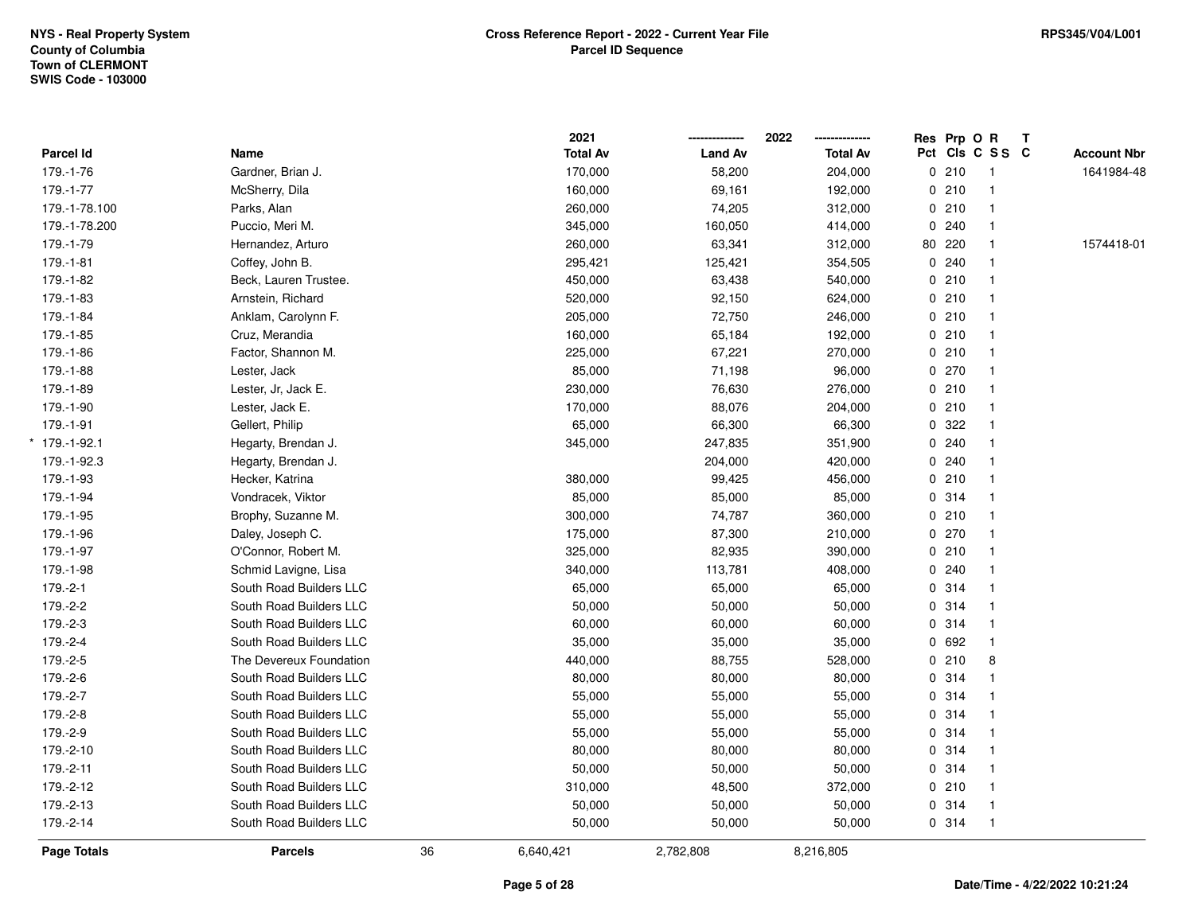NYS - Real Property System
County of Columbia
Town of CLERMONT
SWIS Code - 103000

**Cross Reference Report - 2022 - Current Year File**
**Parcel ID Sequence**

RPS345/V04/L001

| Parcel Id | Name | 2021 Total Av | 2022 Land Av | 2022 Total Av | Res Pct | Prp Cls | O C | R S S | T C | Account Nbr |
|---|---|---|---|---|---|---|---|---|---|---|
| 179.-1-76 | Gardner, Brian J. | 170,000 | 58,200 | 204,000 | 0 | 210 | | 1 | | 1641984-48 |
| 179.-1-77 | McSherry, Dila | 160,000 | 69,161 | 192,000 | 0 | 210 | | 1 | | |
| 179.-1-78.100 | Parks, Alan | 260,000 | 74,205 | 312,000 | 0 | 210 | | 1 | | |
| 179.-1-78.200 | Puccio, Meri M. | 345,000 | 160,050 | 414,000 | 0 | 240 | | 1 | | |
| 179.-1-79 | Hernandez, Arturo | 260,000 | 63,341 | 312,000 | 80 | 220 | | 1 | | 1574418-01 |
| 179.-1-81 | Coffey, John B. | 295,421 | 125,421 | 354,505 | 0 | 240 | | 1 | | |
| 179.-1-82 | Beck, Lauren Trustee. | 450,000 | 63,438 | 540,000 | 0 | 210 | | 1 | | |
| 179.-1-83 | Arnstein, Richard | 520,000 | 92,150 | 624,000 | 0 | 210 | | 1 | | |
| 179.-1-84 | Anklam, Carolynn F. | 205,000 | 72,750 | 246,000 | 0 | 210 | | 1 | | |
| 179.-1-85 | Cruz, Merandia | 160,000 | 65,184 | 192,000 | 0 | 210 | | 1 | | |
| 179.-1-86 | Factor, Shannon M. | 225,000 | 67,221 | 270,000 | 0 | 210 | | 1 | | |
| 179.-1-88 | Lester, Jack | 85,000 | 71,198 | 96,000 | 0 | 270 | | 1 | | |
| 179.-1-89 | Lester, Jr, Jack E. | 230,000 | 76,630 | 276,000 | 0 | 210 | | 1 | | |
| 179.-1-90 | Lester, Jack E. | 170,000 | 88,076 | 204,000 | 0 | 210 | | 1 | | |
| 179.-1-91 | Gellert, Philip | 65,000 | 66,300 | 66,300 | 0 | 322 | | 1 | | |
| * 179.-1-92.1 | Hegarty, Brendan J. | 345,000 | 247,835 | 351,900 | 0 | 240 | | 1 | | |
| 179.-1-92.3 | Hegarty, Brendan J. | | 204,000 | 420,000 | 0 | 240 | | 1 | | |
| 179.-1-93 | Hecker, Katrina | 380,000 | 99,425 | 456,000 | 0 | 210 | | 1 | | |
| 179.-1-94 | Vondracek, Viktor | 85,000 | 85,000 | 85,000 | 0 | 314 | | 1 | | |
| 179.-1-95 | Brophy, Suzanne M. | 300,000 | 74,787 | 360,000 | 0 | 210 | | 1 | | |
| 179.-1-96 | Daley, Joseph C. | 175,000 | 87,300 | 210,000 | 0 | 270 | | 1 | | |
| 179.-1-97 | O'Connor, Robert M. | 325,000 | 82,935 | 390,000 | 0 | 210 | | 1 | | |
| 179.-1-98 | Schmid Lavigne, Lisa | 340,000 | 113,781 | 408,000 | 0 | 240 | | 1 | | |
| 179.-2-1 | South Road Builders LLC | 65,000 | 65,000 | 65,000 | 0 | 314 | | 1 | | |
| 179.-2-2 | South Road Builders LLC | 50,000 | 50,000 | 50,000 | 0 | 314 | | 1 | | |
| 179.-2-3 | South Road Builders LLC | 60,000 | 60,000 | 60,000 | 0 | 314 | | 1 | | |
| 179.-2-4 | South Road Builders LLC | 35,000 | 35,000 | 35,000 | 0 | 692 | | 1 | | |
| 179.-2-5 | The Devereux Foundation | 440,000 | 88,755 | 528,000 | 0 | 210 | | 8 | | |
| 179.-2-6 | South Road Builders LLC | 80,000 | 80,000 | 80,000 | 0 | 314 | | 1 | | |
| 179.-2-7 | South Road Builders LLC | 55,000 | 55,000 | 55,000 | 0 | 314 | | 1 | | |
| 179.-2-8 | South Road Builders LLC | 55,000 | 55,000 | 55,000 | 0 | 314 | | 1 | | |
| 179.-2-9 | South Road Builders LLC | 55,000 | 55,000 | 55,000 | 0 | 314 | | 1 | | |
| 179.-2-10 | South Road Builders LLC | 80,000 | 80,000 | 80,000 | 0 | 314 | | 1 | | |
| 179.-2-11 | South Road Builders LLC | 50,000 | 50,000 | 50,000 | 0 | 314 | | 1 | | |
| 179.-2-12 | South Road Builders LLC | 310,000 | 48,500 | 372,000 | 0 | 210 | | 1 | | |
| 179.-2-13 | South Road Builders LLC | 50,000 | 50,000 | 50,000 | 0 | 314 | | 1 | | |
| 179.-2-14 | South Road Builders LLC | 50,000 | 50,000 | 50,000 | 0 | 314 | | 1 | | |
| **Page Totals** | **Parcels** 36 | 6,640,421 | 2,782,808 | 8,216,805 | | | | | | |

**Date/Time - 4/22/2022 10:21:24**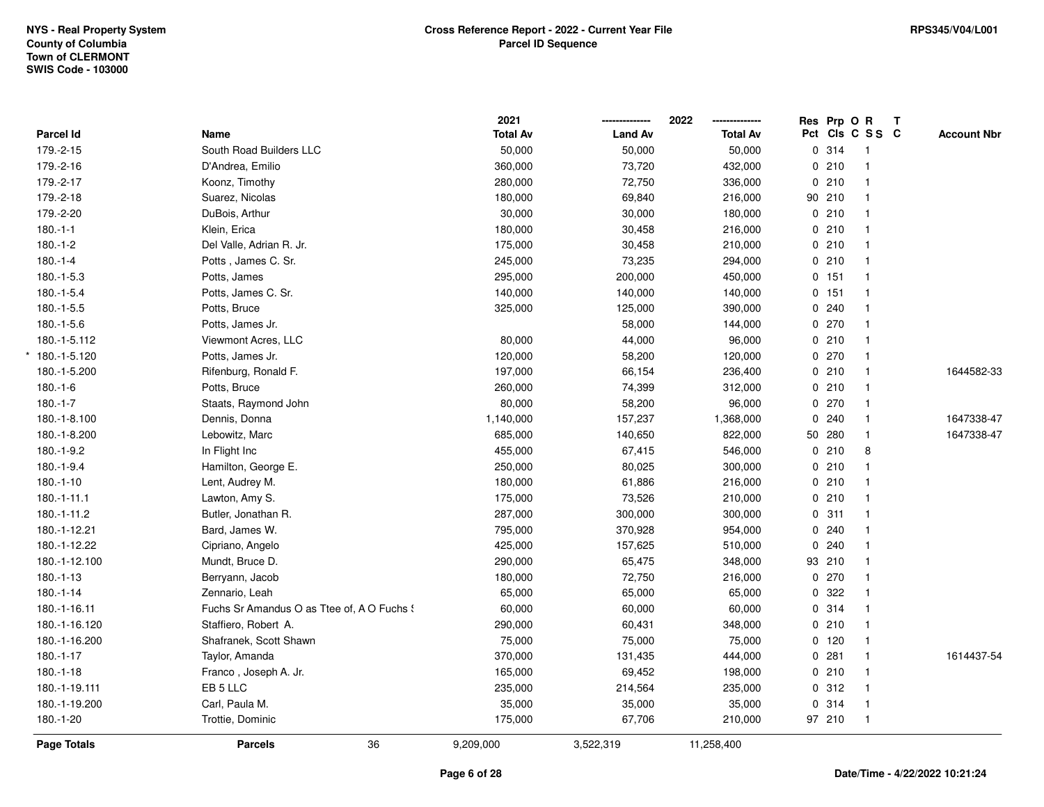NYS - Real Property System
County of Columbia
Town of CLERMONT
SWIS Code - 103000

**Cross Reference Report - 2022 - Current Year File**
**Parcel ID Sequence**

RPS345/V04/L001

| Parcel Id | Name | 2021 Total Av | 2022 Land Av | 2022 Total Av | Res Pct | Prp Cls | O C | R S S | T C | Account Nbr |
|---|---|---|---|---|---|---|---|---|---|---|
| 179.-2-15 | South Road Builders LLC | 50,000 | 50,000 | 50,000 | 0 | 314 | | 1 | | |
| 179.-2-16 | D'Andrea, Emilio | 360,000 | 73,720 | 432,000 | 0 | 210 | | 1 | | |
| 179.-2-17 | Koonz, Timothy | 280,000 | 72,750 | 336,000 | 0 | 210 | | 1 | | |
| 179.-2-18 | Suarez, Nicolas | 180,000 | 69,840 | 216,000 | 90 | 210 | | 1 | | |
| 179.-2-20 | DuBois, Arthur | 30,000 | 30,000 | 180,000 | 0 | 210 | | 1 | | |
| 180.-1-1 | Klein, Erica | 180,000 | 30,458 | 216,000 | 0 | 210 | | 1 | | |
| 180.-1-2 | Del Valle, Adrian R. Jr. | 175,000 | 30,458 | 210,000 | 0 | 210 | | 1 | | |
| 180.-1-4 | Potts , James C. Sr. | 245,000 | 73,235 | 294,000 | 0 | 210 | | 1 | | |
| 180.-1-5.3 | Potts, James | 295,000 | 200,000 | 450,000 | 0 | 151 | | 1 | | |
| 180.-1-5.4 | Potts, James C. Sr. | 140,000 | 140,000 | 140,000 | 0 | 151 | | 1 | | |
| 180.-1-5.5 | Potts, Bruce | 325,000 | 125,000 | 390,000 | 0 | 240 | | 1 | | |
| 180.-1-5.6 | Potts, James Jr. | | 58,000 | 144,000 | 0 | 270 | | 1 | | |
| 180.-1-5.112 | Viewmont Acres, LLC | 80,000 | 44,000 | 96,000 | 0 | 210 | | 1 | | |
| * 180.-1-5.120 | Potts, James Jr. | 120,000 | 58,200 | 120,000 | 0 | 270 | | 1 | | |
| 180.-1-5.200 | Rifenburg, Ronald F. | 197,000 | 66,154 | 236,400 | 0 | 210 | | 1 | | 1644582-33 |
| 180.-1-6 | Potts, Bruce | 260,000 | 74,399 | 312,000 | 0 | 210 | | 1 | | |
| 180.-1-7 | Staats, Raymond John | 80,000 | 58,200 | 96,000 | 0 | 270 | | 1 | | |
| 180.-1-8.100 | Dennis, Donna | 1,140,000 | 157,237 | 1,368,000 | 0 | 240 | | 1 | | 1647338-47 |
| 180.-1-8.200 | Lebowitz, Marc | 685,000 | 140,650 | 822,000 | 50 | 280 | | 1 | | 1647338-47 |
| 180.-1-9.2 | In Flight Inc | 455,000 | 67,415 | 546,000 | 0 | 210 | | 8 | | |
| 180.-1-9.4 | Hamilton, George E. | 250,000 | 80,025 | 300,000 | 0 | 210 | | 1 | | |
| 180.-1-10 | Lent, Audrey M. | 180,000 | 61,886 | 216,000 | 0 | 210 | | 1 | | |
| 180.-1-11.1 | Lawton, Amy S. | 175,000 | 73,526 | 210,000 | 0 | 210 | | 1 | | |
| 180.-1-11.2 | Butler, Jonathan R. | 287,000 | 300,000 | 300,000 | 0 | 311 | | 1 | | |
| 180.-1-12.21 | Bard, James W. | 795,000 | 370,928 | 954,000 | 0 | 240 | | 1 | | |
| 180.-1-12.22 | Cipriano, Angelo | 425,000 | 157,625 | 510,000 | 0 | 240 | | 1 | | |
| 180.-1-12.100 | Mundt, Bruce D. | 290,000 | 65,475 | 348,000 | 93 | 210 | | 1 | | |
| 180.-1-13 | Berryann, Jacob | 180,000 | 72,750 | 216,000 | 0 | 270 | | 1 | | |
| 180.-1-14 | Zennario, Leah | 65,000 | 65,000 | 65,000 | 0 | 322 | | 1 | | |
| 180.-1-16.11 | Fuchs Sr Amandus O as Ttee of, A O Fuchs S | 60,000 | 60,000 | 60,000 | 0 | 314 | | 1 | | |
| 180.-1-16.120 | Staffiero, Robert A. | 290,000 | 60,431 | 348,000 | 0 | 210 | | 1 | | |
| 180.-1-16.200 | Shafranek, Scott Shawn | 75,000 | 75,000 | 75,000 | 0 | 120 | | 1 | | |
| 180.-1-17 | Taylor, Amanda | 370,000 | 131,435 | 444,000 | 0 | 281 | | 1 | | 1614437-54 |
| 180.-1-18 | Franco , Joseph A. Jr. | 165,000 | 69,452 | 198,000 | 0 | 210 | | 1 | | |
| 180.-1-19.111 | EB 5 LLC | 235,000 | 214,564 | 235,000 | 0 | 312 | | 1 | | |
| 180.-1-19.200 | Carl, Paula M. | 35,000 | 35,000 | 35,000 | 0 | 314 | | 1 | | |
| 180.-1-20 | Trottie, Dominic | 175,000 | 67,706 | 210,000 | 97 | 210 | | 1 | | |
| **Page Totals** | **Parcels** 36 | 9,209,000 | 3,522,319 | 11,258,400 | | | | | | |

**Date/Time - 4/22/2022 10:21:24**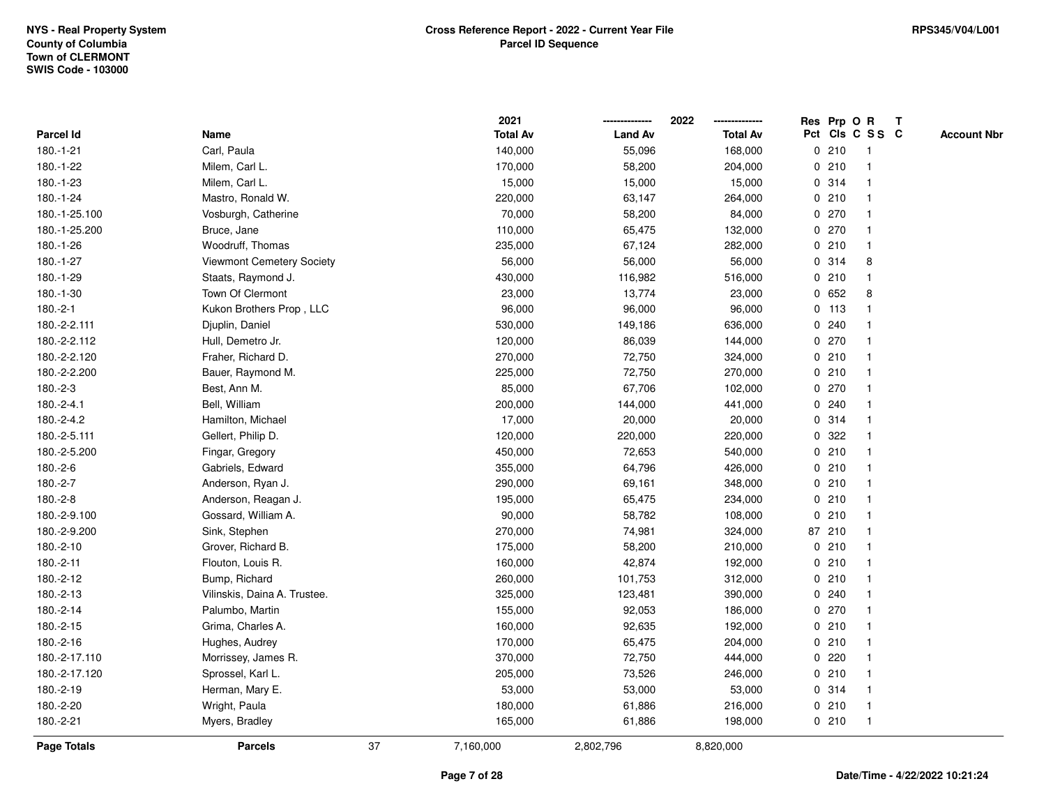NYS - Real Property System
County of Columbia
Town of CLERMONT
SWIS Code - 103000

**Cross Reference Report - 2022 - Current Year File**
**Parcel ID Sequence**

RPS345/V04/L001

| Parcel Id | Name | 2021 Total Av | 2022 Land Av | 2022 Total Av | Res Pct | Prp Cls | O C | R S S | T C | Account Nbr |
|---|---|---|---|---|---|---|---|---|---|---|
| 180.-1-21 | Carl, Paula | 140,000 | 55,096 | 168,000 | 0 | 210 | | 1 | | |
| 180.-1-22 | Milem, Carl L. | 170,000 | 58,200 | 204,000 | 0 | 210 | | 1 | | |
| 180.-1-23 | Milem, Carl L. | 15,000 | 15,000 | 15,000 | 0 | 314 | | 1 | | |
| 180.-1-24 | Mastro, Ronald W. | 220,000 | 63,147 | 264,000 | 0 | 210 | | 1 | | |
| 180.-1-25.100 | Vosburgh, Catherine | 70,000 | 58,200 | 84,000 | 0 | 270 | | 1 | | |
| 180.-1-25.200 | Bruce, Jane | 110,000 | 65,475 | 132,000 | 0 | 270 | | 1 | | |
| 180.-1-26 | Woodruff, Thomas | 235,000 | 67,124 | 282,000 | 0 | 210 | | 1 | | |
| 180.-1-27 | Viewmont Cemetery Society | 56,000 | 56,000 | 56,000 | 0 | 314 | | 8 | | |
| 180.-1-29 | Staats, Raymond J. | 430,000 | 116,982 | 516,000 | 0 | 210 | | 1 | | |
| 180.-1-30 | Town Of Clermont | 23,000 | 13,774 | 23,000 | 0 | 652 | | 8 | | |
| 180.-2-1 | Kukon Brothers Prop , LLC | 96,000 | 96,000 | 96,000 | 0 | 113 | | 1 | | |
| 180.-2-2.111 | Djuplin, Daniel | 530,000 | 149,186 | 636,000 | 0 | 240 | | 1 | | |
| 180.-2-2.112 | Hull, Demetro Jr. | 120,000 | 86,039 | 144,000 | 0 | 270 | | 1 | | |
| 180.-2-2.120 | Fraher, Richard D. | 270,000 | 72,750 | 324,000 | 0 | 210 | | 1 | | |
| 180.-2-2.200 | Bauer, Raymond M. | 225,000 | 72,750 | 270,000 | 0 | 210 | | 1 | | |
| 180.-2-3 | Best, Ann M. | 85,000 | 67,706 | 102,000 | 0 | 270 | | 1 | | |
| 180.-2-4.1 | Bell, William | 200,000 | 144,000 | 441,000 | 0 | 240 | | 1 | | |
| 180.-2-4.2 | Hamilton, Michael | 17,000 | 20,000 | 20,000 | 0 | 314 | | 1 | | |
| 180.-2-5.111 | Gellert, Philip D. | 120,000 | 220,000 | 220,000 | 0 | 322 | | 1 | | |
| 180.-2-5.200 | Fingar, Gregory | 450,000 | 72,653 | 540,000 | 0 | 210 | | 1 | | |
| 180.-2-6 | Gabriels, Edward | 355,000 | 64,796 | 426,000 | 0 | 210 | | 1 | | |
| 180.-2-7 | Anderson, Ryan J. | 290,000 | 69,161 | 348,000 | 0 | 210 | | 1 | | |
| 180.-2-8 | Anderson, Reagan J. | 195,000 | 65,475 | 234,000 | 0 | 210 | | 1 | | |
| 180.-2-9.100 | Gossard, William A. | 90,000 | 58,782 | 108,000 | 0 | 210 | | 1 | | |
| 180.-2-9.200 | Sink, Stephen | 270,000 | 74,981 | 324,000 | 87 | 210 | | 1 | | |
| 180.-2-10 | Grover, Richard B. | 175,000 | 58,200 | 210,000 | 0 | 210 | | 1 | | |
| 180.-2-11 | Flouton, Louis R. | 160,000 | 42,874 | 192,000 | 0 | 210 | | 1 | | |
| 180.-2-12 | Bump, Richard | 260,000 | 101,753 | 312,000 | 0 | 210 | | 1 | | |
| 180.-2-13 | Vilinskis, Daina A. Trustee. | 325,000 | 123,481 | 390,000 | 0 | 240 | | 1 | | |
| 180.-2-14 | Palumbo, Martin | 155,000 | 92,053 | 186,000 | 0 | 270 | | 1 | | |
| 180.-2-15 | Grima, Charles A. | 160,000 | 92,635 | 192,000 | 0 | 210 | | 1 | | |
| 180.-2-16 | Hughes, Audrey | 170,000 | 65,475 | 204,000 | 0 | 210 | | 1 | | |
| 180.-2-17.110 | Morrissey, James R. | 370,000 | 72,750 | 444,000 | 0 | 220 | | 1 | | |
| 180.-2-17.120 | Sprossel, Karl L. | 205,000 | 73,526 | 246,000 | 0 | 210 | | 1 | | |
| 180.-2-19 | Herman, Mary E. | 53,000 | 53,000 | 53,000 | 0 | 314 | | 1 | | |
| 180.-2-20 | Wright, Paula | 180,000 | 61,886 | 216,000 | 0 | 210 | | 1 | | |
| 180.-2-21 | Myers, Bradley | 165,000 | 61,886 | 198,000 | 0 | 210 | | 1 | | |
| **Page Totals** | **Parcels** 37 | 7,160,000 | 2,802,796 | 8,820,000 | | | | | | |

Date/Time - 4/22/2022 10:21:24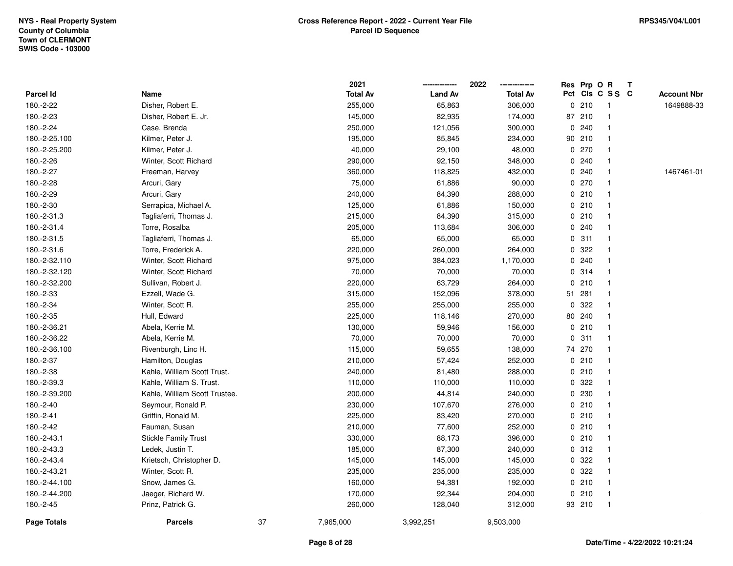NYS - Real Property System
County of Columbia
Town of CLERMONT
SWIS Code - 103000

**Cross Reference Report - 2022 - Current Year File**
**Parcel ID Sequence**

RPS345/V04/L001

| Parcel Id | Name | 2021 Total Av | 2022 Land Av | 2022 Total Av | Res Pct | Prp Cls | O C | R S S | T C | Account Nbr |
|---|---|---|---|---|---|---|---|---|---|---|
| 180.-2-22 | Disher, Robert E. | 255,000 | 65,863 | 306,000 | 0 | 210 | | 1 | | 1649888-33 |
| 180.-2-23 | Disher, Robert E. Jr. | 145,000 | 82,935 | 174,000 | 87 | 210 | | 1 | | |
| 180.-2-24 | Case, Brenda | 250,000 | 121,056 | 300,000 | 0 | 240 | | 1 | | |
| 180.-2-25.100 | Kilmer, Peter J. | 195,000 | 85,845 | 234,000 | 90 | 210 | | 1 | | |
| 180.-2-25.200 | Kilmer, Peter J. | 40,000 | 29,100 | 48,000 | 0 | 270 | | 1 | | |
| 180.-2-26 | Winter, Scott Richard | 290,000 | 92,150 | 348,000 | 0 | 240 | | 1 | | |
| 180.-2-27 | Freeman, Harvey | 360,000 | 118,825 | 432,000 | 0 | 240 | | 1 | | 1467461-01 |
| 180.-2-28 | Arcuri, Gary | 75,000 | 61,886 | 90,000 | 0 | 270 | | 1 | | |
| 180.-2-29 | Arcuri, Gary | 240,000 | 84,390 | 288,000 | 0 | 210 | | 1 | | |
| 180.-2-30 | Serrapica, Michael A. | 125,000 | 61,886 | 150,000 | 0 | 210 | | 1 | | |
| 180.-2-31.3 | Tagliaferri, Thomas J. | 215,000 | 84,390 | 315,000 | 0 | 210 | | 1 | | |
| 180.-2-31.4 | Torre, Rosalba | 205,000 | 113,684 | 306,000 | 0 | 240 | | 1 | | |
| 180.-2-31.5 | Tagliaferri, Thomas J. | 65,000 | 65,000 | 65,000 | 0 | 311 | | 1 | | |
| 180.-2-31.6 | Torre, Frederick A. | 220,000 | 260,000 | 264,000 | 0 | 322 | | 1 | | |
| 180.-2-32.110 | Winter, Scott Richard | 975,000 | 384,023 | 1,170,000 | 0 | 240 | | 1 | | |
| 180.-2-32.120 | Winter, Scott Richard | 70,000 | 70,000 | 70,000 | 0 | 314 | | 1 | | |
| 180.-2-32.200 | Sullivan, Robert J. | 220,000 | 63,729 | 264,000 | 0 | 210 | | 1 | | |
| 180.-2-33 | Ezzell, Wade G. | 315,000 | 152,096 | 378,000 | 51 | 281 | | 1 | | |
| 180.-2-34 | Winter, Scott R. | 255,000 | 255,000 | 255,000 | 0 | 322 | | 1 | | |
| 180.-2-35 | Hull, Edward | 225,000 | 118,146 | 270,000 | 80 | 240 | | 1 | | |
| 180.-2-36.21 | Abela, Kerrie M. | 130,000 | 59,946 | 156,000 | 0 | 210 | | 1 | | |
| 180.-2-36.22 | Abela, Kerrie M. | 70,000 | 70,000 | 70,000 | 0 | 311 | | 1 | | |
| 180.-2-36.100 | Rivenburgh, Linc H. | 115,000 | 59,655 | 138,000 | 74 | 270 | | 1 | | |
| 180.-2-37 | Hamilton, Douglas | 210,000 | 57,424 | 252,000 | 0 | 210 | | 1 | | |
| 180.-2-38 | Kahle, William Scott Trust. | 240,000 | 81,480 | 288,000 | 0 | 210 | | 1 | | |
| 180.-2-39.3 | Kahle, William S. Trust. | 110,000 | 110,000 | 110,000 | 0 | 322 | | 1 | | |
| 180.-2-39.200 | Kahle, William Scott Trustee. | 200,000 | 44,814 | 240,000 | 0 | 230 | | 1 | | |
| 180.-2-40 | Seymour, Ronald P. | 230,000 | 107,670 | 276,000 | 0 | 210 | | 1 | | |
| 180.-2-41 | Griffin, Ronald M. | 225,000 | 83,420 | 270,000 | 0 | 210 | | 1 | | |
| 180.-2-42 | Fauman, Susan | 210,000 | 77,600 | 252,000 | 0 | 210 | | 1 | | |
| 180.-2-43.1 | Stickle Family Trust | 330,000 | 88,173 | 396,000 | 0 | 210 | | 1 | | |
| 180.-2-43.3 | Ledek, Justin T. | 185,000 | 87,300 | 240,000 | 0 | 312 | | 1 | | |
| 180.-2-43.4 | Krietsch, Christopher D. | 145,000 | 145,000 | 145,000 | 0 | 322 | | 1 | | |
| 180.-2-43.21 | Winter, Scott R. | 235,000 | 235,000 | 235,000 | 0 | 322 | | 1 | | |
| 180.-2-44.100 | Snow, James G. | 160,000 | 94,381 | 192,000 | 0 | 210 | | 1 | | |
| 180.-2-44.200 | Jaeger, Richard W. | 170,000 | 92,344 | 204,000 | 0 | 210 | | 1 | | |
| 180.-2-45 | Prinz, Patrick G. | 260,000 | 128,040 | 312,000 | 93 | 210 | | 1 | | |
| **Page Totals** | **Parcels** 37 | 7,965,000 | 3,992,251 | 9,503,000 | | | | | | |

Date/Time - 4/22/2022 10:21:24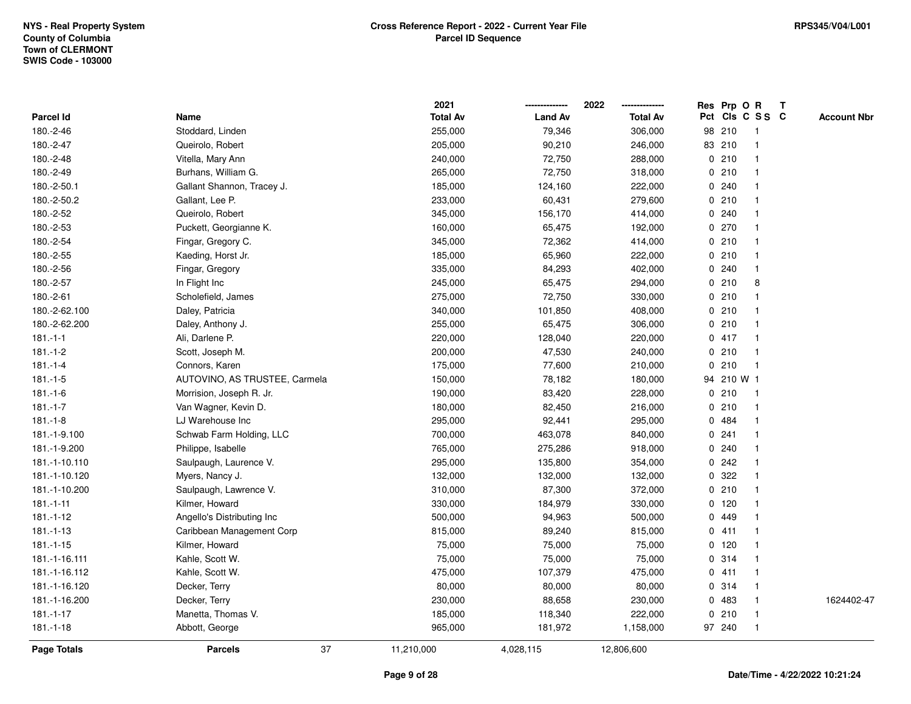NYS - Real Property System
County of Columbia
Town of CLERMONT
SWIS Code - 103000

**Cross Reference Report - 2022 - Current Year File**
**Parcel ID Sequence**

RPS345/V04/L001

| Parcel Id | Name | 2021 Total Av | 2022 Land Av | 2022 Total Av | Res Pct | Prp Cls | O C | R S S | T C | Account Nbr |
|---|---|---|---|---|---|---|---|---|---|---|
| 180.-2-46 | Stoddard, Linden | 255,000 | 79,346 | 306,000 | 98 | 210 | | 1 | | |
| 180.-2-47 | Queirolo, Robert | 205,000 | 90,210 | 246,000 | 83 | 210 | | 1 | | |
| 180.-2-48 | Vitella, Mary Ann | 240,000 | 72,750 | 288,000 | 0 | 210 | | 1 | | |
| 180.-2-49 | Burhans, William G. | 265,000 | 72,750 | 318,000 | 0 | 210 | | 1 | | |
| 180.-2-50.1 | Gallant Shannon, Tracey J. | 185,000 | 124,160 | 222,000 | 0 | 240 | | 1 | | |
| 180.-2-50.2 | Gallant, Lee P. | 233,000 | 60,431 | 279,600 | 0 | 210 | | 1 | | |
| 180.-2-52 | Queirolo, Robert | 345,000 | 156,170 | 414,000 | 0 | 240 | | 1 | | |
| 180.-2-53 | Puckett, Georgianne K. | 160,000 | 65,475 | 192,000 | 0 | 270 | | 1 | | |
| 180.-2-54 | Fingar, Gregory C. | 345,000 | 72,362 | 414,000 | 0 | 210 | | 1 | | |
| 180.-2-55 | Kaeding, Horst Jr. | 185,000 | 65,960 | 222,000 | 0 | 210 | | 1 | | |
| 180.-2-56 | Fingar, Gregory | 335,000 | 84,293 | 402,000 | 0 | 240 | | 1 | | |
| 180.-2-57 | In Flight Inc | 245,000 | 65,475 | 294,000 | 0 | 210 | | 8 | | |
| 180.-2-61 | Scholefield, James | 275,000 | 72,750 | 330,000 | 0 | 210 | | 1 | | |
| 180.-2-62.100 | Daley, Patricia | 340,000 | 101,850 | 408,000 | 0 | 210 | | 1 | | |
| 180.-2-62.200 | Daley, Anthony J. | 255,000 | 65,475 | 306,000 | 0 | 210 | | 1 | | |
| 181.-1-1 | Ali, Darlene P. | 220,000 | 128,040 | 220,000 | 0 | 417 | | 1 | | |
| 181.-1-2 | Scott, Joseph M. | 200,000 | 47,530 | 240,000 | 0 | 210 | | 1 | | |
| 181.-1-4 | Connors, Karen | 175,000 | 77,600 | 210,000 | 0 | 210 | | 1 | | |
| 181.-1-5 | AUTOVINO, AS TRUSTEE, Carmela | 150,000 | 78,182 | 180,000 | 94 | 210 | W | 1 | | |
| 181.-1-6 | Morrision, Joseph R. Jr. | 190,000 | 83,420 | 228,000 | 0 | 210 | | 1 | | |
| 181.-1-7 | Van Wagner, Kevin D. | 180,000 | 82,450 | 216,000 | 0 | 210 | | 1 | | |
| 181.-1-8 | LJ Warehouse Inc | 295,000 | 92,441 | 295,000 | 0 | 484 | | 1 | | |
| 181.-1-9.100 | Schwab Farm Holding, LLC | 700,000 | 463,078 | 840,000 | 0 | 241 | | 1 | | |
| 181.-1-9.200 | Philippe, Isabelle | 765,000 | 275,286 | 918,000 | 0 | 240 | | 1 | | |
| 181.-1-10.110 | Saulpaugh, Laurence V. | 295,000 | 135,800 | 354,000 | 0 | 242 | | 1 | | |
| 181.-1-10.120 | Myers, Nancy J. | 132,000 | 132,000 | 132,000 | 0 | 322 | | 1 | | |
| 181.-1-10.200 | Saulpaugh, Lawrence V. | 310,000 | 87,300 | 372,000 | 0 | 210 | | 1 | | |
| 181.-1-11 | Kilmer, Howard | 330,000 | 184,979 | 330,000 | 0 | 120 | | 1 | | |
| 181.-1-12 | Angello's Distributing Inc | 500,000 | 94,963 | 500,000 | 0 | 449 | | 1 | | |
| 181.-1-13 | Caribbean Management Corp | 815,000 | 89,240 | 815,000 | 0 | 411 | | 1 | | |
| 181.-1-15 | Kilmer, Howard | 75,000 | 75,000 | 75,000 | 0 | 120 | | 1 | | |
| 181.-1-16.111 | Kahle, Scott W. | 75,000 | 75,000 | 75,000 | 0 | 314 | | 1 | | |
| 181.-1-16.112 | Kahle, Scott W. | 475,000 | 107,379 | 475,000 | 0 | 411 | | 1 | | |
| 181.-1-16.120 | Decker, Terry | 80,000 | 80,000 | 80,000 | 0 | 314 | | 1 | | |
| 181.-1-16.200 | Decker, Terry | 230,000 | 88,658 | 230,000 | 0 | 483 | | 1 | | 1624402-47 |
| 181.-1-17 | Manetta, Thomas V. | 185,000 | 118,340 | 222,000 | 0 | 210 | | 1 | | |
| 181.-1-18 | Abbott, George | 965,000 | 181,972 | 1,158,000 | 97 | 240 | | 1 | | |
| **Page Totals** | **Parcels** 37 | 11,210,000 | 4,028,115 | 12,806,600 | | | | | | |

Date/Time - 4/22/2022 10:21:24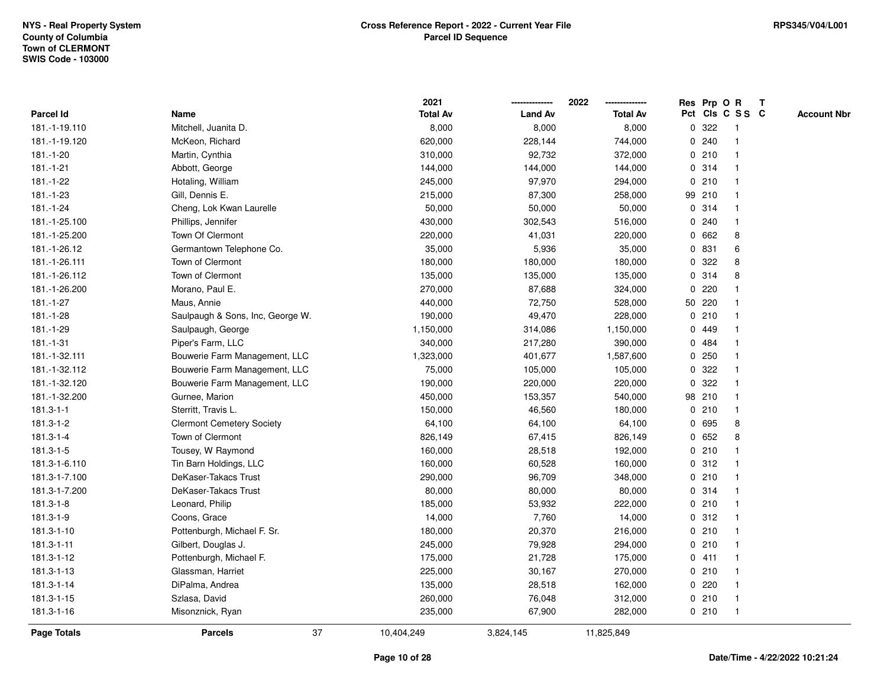NYS - Real Property System
County of Columbia
Town of CLERMONT
SWIS Code - 103000

**Cross Reference Report - 2022 - Current Year File**
**Parcel ID Sequence**

RPS345/V04/L001

| Parcel Id | Name | 2021 Total Av | 2022 Land Av | 2022 Total Av | Res Pct | Prp Cls | O C | R S S | T C | Account Nbr |
|---|---|---|---|---|---|---|---|---|---|---|
| 181.-1-19.110 | Mitchell, Juanita D. | 8,000 | 8,000 | 8,000 | 0 | 322 | | 1 | | |
| 181.-1-19.120 | McKeon, Richard | 620,000 | 228,144 | 744,000 | 0 | 240 | | 1 | | |
| 181.-1-20 | Martin, Cynthia | 310,000 | 92,732 | 372,000 | 0 | 210 | | 1 | | |
| 181.-1-21 | Abbott, George | 144,000 | 144,000 | 144,000 | 0 | 314 | | 1 | | |
| 181.-1-22 | Hotaling, William | 245,000 | 97,970 | 294,000 | 0 | 210 | | 1 | | |
| 181.-1-23 | Gill, Dennis E. | 215,000 | 87,300 | 258,000 | 99 | 210 | | 1 | | |
| 181.-1-24 | Cheng, Lok Kwan Laurelle | 50,000 | 50,000 | 50,000 | 0 | 314 | | 1 | | |
| 181.-1-25.100 | Phillips, Jennifer | 430,000 | 302,543 | 516,000 | 0 | 240 | | 1 | | |
| 181.-1-25.200 | Town Of Clermont | 220,000 | 41,031 | 220,000 | 0 | 662 | | 8 | | |
| 181.-1-26.12 | Germantown Telephone Co. | 35,000 | 5,936 | 35,000 | 0 | 831 | | 6 | | |
| 181.-1-26.111 | Town of Clermont | 180,000 | 180,000 | 180,000 | 0 | 322 | | 8 | | |
| 181.-1-26.112 | Town of Clermont | 135,000 | 135,000 | 135,000 | 0 | 314 | | 8 | | |
| 181.-1-26.200 | Morano, Paul E. | 270,000 | 87,688 | 324,000 | 0 | 220 | | 1 | | |
| 181.-1-27 | Maus, Annie | 440,000 | 72,750 | 528,000 | 50 | 220 | | 1 | | |
| 181.-1-28 | Saulpaugh & Sons, Inc, George W. | 190,000 | 49,470 | 228,000 | 0 | 210 | | 1 | | |
| 181.-1-29 | Saulpaugh, George | 1,150,000 | 314,086 | 1,150,000 | 0 | 449 | | 1 | | |
| 181.-1-31 | Piper's Farm, LLC | 340,000 | 217,280 | 390,000 | 0 | 484 | | 1 | | |
| 181.-1-32.111 | Bouwerie Farm Management, LLC | 1,323,000 | 401,677 | 1,587,600 | 0 | 250 | | 1 | | |
| 181.-1-32.112 | Bouwerie Farm Management, LLC | 75,000 | 105,000 | 105,000 | 0 | 322 | | 1 | | |
| 181.-1-32.120 | Bouwerie Farm Management, LLC | 190,000 | 220,000 | 220,000 | 0 | 322 | | 1 | | |
| 181.-1-32.200 | Gurnee, Marion | 450,000 | 153,357 | 540,000 | 98 | 210 | | 1 | | |
| 181.3-1-1 | Sterritt, Travis L. | 150,000 | 46,560 | 180,000 | 0 | 210 | | 1 | | |
| 181.3-1-2 | Clermont Cemetery Society | 64,100 | 64,100 | 64,100 | 0 | 695 | | 8 | | |
| 181.3-1-4 | Town of Clermont | 826,149 | 67,415 | 826,149 | 0 | 652 | | 8 | | |
| 181.3-1-5 | Tousey, W Raymond | 160,000 | 28,518 | 192,000 | 0 | 210 | | 1 | | |
| 181.3-1-6.110 | Tin Barn Holdings, LLC | 160,000 | 60,528 | 160,000 | 0 | 312 | | 1 | | |
| 181.3-1-7.100 | DeKaser-Takacs Trust | 290,000 | 96,709 | 348,000 | 0 | 210 | | 1 | | |
| 181.3-1-7.200 | DeKaser-Takacs Trust | 80,000 | 80,000 | 80,000 | 0 | 314 | | 1 | | |
| 181.3-1-8 | Leonard, Philip | 185,000 | 53,932 | 222,000 | 0 | 210 | | 1 | | |
| 181.3-1-9 | Coons, Grace | 14,000 | 7,760 | 14,000 | 0 | 312 | | 1 | | |
| 181.3-1-10 | Pottenburgh, Michael F. Sr. | 180,000 | 20,370 | 216,000 | 0 | 210 | | 1 | | |
| 181.3-1-11 | Gilbert, Douglas J. | 245,000 | 79,928 | 294,000 | 0 | 210 | | 1 | | |
| 181.3-1-12 | Pottenburgh, Michael F. | 175,000 | 21,728 | 175,000 | 0 | 411 | | 1 | | |
| 181.3-1-13 | Glassman, Harriet | 225,000 | 30,167 | 270,000 | 0 | 210 | | 1 | | |
| 181.3-1-14 | DiPalma, Andrea | 135,000 | 28,518 | 162,000 | 0 | 220 | | 1 | | |
| 181.3-1-15 | Szlasa, David | 260,000 | 76,048 | 312,000 | 0 | 210 | | 1 | | |
| 181.3-1-16 | Misonznick, Ryan | 235,000 | 67,900 | 282,000 | 0 | 210 | | 1 | | |
| **Page Totals** | **Parcels** 37 | 10,404,249 | 3,824,145 | 11,825,849 | | | | | | |

**Date/Time - 4/22/2022 10:21:24**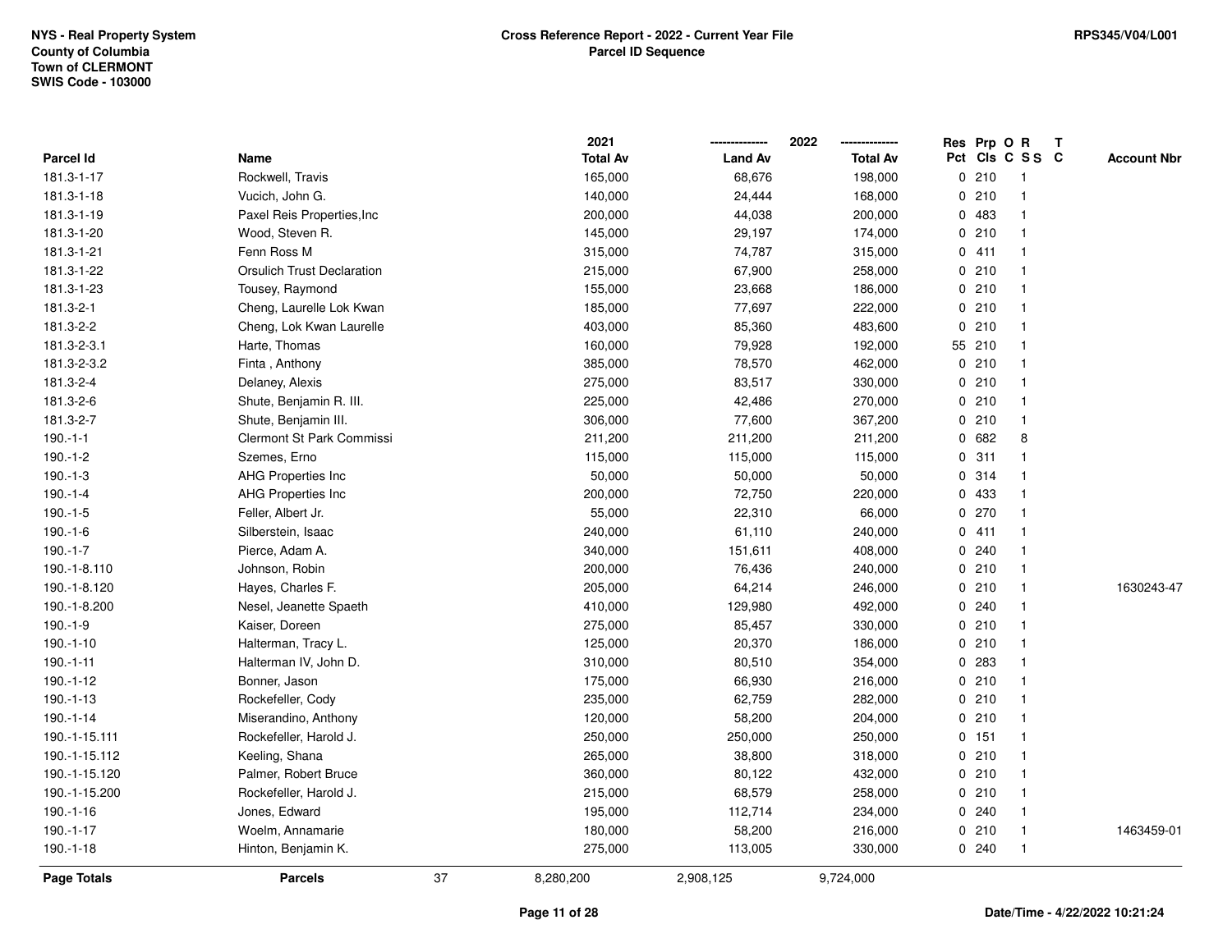NYS - Real Property System
County of Columbia
Town of CLERMONT
SWIS Code - 103000

**Cross Reference Report - 2022 - Current Year File**
**Parcel ID Sequence**

RPS345/V04/L001

| Parcel Id | Name | 2021 Total Av | 2022 Land Av | 2022 Total Av | Res Pct | Prp Cls | O C | R S S | T C | Account Nbr |
|---|---|---|---|---|---|---|---|---|---|---|
| 181.3-1-17 | Rockwell, Travis | 165,000 | 68,676 | 198,000 | 0 | 210 | | 1 | | |
| 181.3-1-18 | Vucich, John G. | 140,000 | 24,444 | 168,000 | 0 | 210 | | 1 | | |
| 181.3-1-19 | Paxel Reis Properties,Inc | 200,000 | 44,038 | 200,000 | 0 | 483 | | 1 | | |
| 181.3-1-20 | Wood, Steven R. | 145,000 | 29,197 | 174,000 | 0 | 210 | | 1 | | |
| 181.3-1-21 | Fenn Ross M | 315,000 | 74,787 | 315,000 | 0 | 411 | | 1 | | |
| 181.3-1-22 | Orsulich Trust Declaration | 215,000 | 67,900 | 258,000 | 0 | 210 | | 1 | | |
| 181.3-1-23 | Tousey, Raymond | 155,000 | 23,668 | 186,000 | 0 | 210 | | 1 | | |
| 181.3-2-1 | Cheng, Laurelle Lok Kwan | 185,000 | 77,697 | 222,000 | 0 | 210 | | 1 | | |
| 181.3-2-2 | Cheng, Lok Kwan Laurelle | 403,000 | 85,360 | 483,600 | 0 | 210 | | 1 | | |
| 181.3-2-3.1 | Harte, Thomas | 160,000 | 79,928 | 192,000 | 55 | 210 | | 1 | | |
| 181.3-2-3.2 | Finta , Anthony | 385,000 | 78,570 | 462,000 | 0 | 210 | | 1 | | |
| 181.3-2-4 | Delaney, Alexis | 275,000 | 83,517 | 330,000 | 0 | 210 | | 1 | | |
| 181.3-2-6 | Shute, Benjamin R. III. | 225,000 | 42,486 | 270,000 | 0 | 210 | | 1 | | |
| 181.3-2-7 | Shute, Benjamin III. | 306,000 | 77,600 | 367,200 | 0 | 210 | | 1 | | |
| 190.-1-1 | Clermont St Park Commissi | 211,200 | 211,200 | 211,200 | 0 | 682 | | 8 | | |
| 190.-1-2 | Szemes, Erno | 115,000 | 115,000 | 115,000 | 0 | 311 | | 1 | | |
| 190.-1-3 | AHG Properties Inc | 50,000 | 50,000 | 50,000 | 0 | 314 | | 1 | | |
| 190.-1-4 | AHG Properties Inc | 200,000 | 72,750 | 220,000 | 0 | 433 | | 1 | | |
| 190.-1-5 | Feller, Albert Jr. | 55,000 | 22,310 | 66,000 | 0 | 270 | | 1 | | |
| 190.-1-6 | Silberstein, Isaac | 240,000 | 61,110 | 240,000 | 0 | 411 | | 1 | | |
| 190.-1-7 | Pierce, Adam A. | 340,000 | 151,611 | 408,000 | 0 | 240 | | 1 | | |
| 190.-1-8.110 | Johnson, Robin | 200,000 | 76,436 | 240,000 | 0 | 210 | | 1 | | |
| 190.-1-8.120 | Hayes, Charles F. | 205,000 | 64,214 | 246,000 | 0 | 210 | | 1 | | 1630243-47 |
| 190.-1-8.200 | Nesel, Jeanette Spaeth | 410,000 | 129,980 | 492,000 | 0 | 240 | | 1 | | |
| 190.-1-9 | Kaiser, Doreen | 275,000 | 85,457 | 330,000 | 0 | 210 | | 1 | | |
| 190.-1-10 | Halterman, Tracy L. | 125,000 | 20,370 | 186,000 | 0 | 210 | | 1 | | |
| 190.-1-11 | Halterman IV, John D. | 310,000 | 80,510 | 354,000 | 0 | 283 | | 1 | | |
| 190.-1-12 | Bonner, Jason | 175,000 | 66,930 | 216,000 | 0 | 210 | | 1 | | |
| 190.-1-13 | Rockefeller, Cody | 235,000 | 62,759 | 282,000 | 0 | 210 | | 1 | | |
| 190.-1-14 | Miserandino, Anthony | 120,000 | 58,200 | 204,000 | 0 | 210 | | 1 | | |
| 190.-1-15.111 | Rockefeller, Harold J. | 250,000 | 250,000 | 250,000 | 0 | 151 | | 1 | | |
| 190.-1-15.112 | Keeling, Shana | 265,000 | 38,800 | 318,000 | 0 | 210 | | 1 | | |
| 190.-1-15.120 | Palmer, Robert Bruce | 360,000 | 80,122 | 432,000 | 0 | 210 | | 1 | | |
| 190.-1-15.200 | Rockefeller, Harold J. | 215,000 | 68,579 | 258,000 | 0 | 210 | | 1 | | |
| 190.-1-16 | Jones, Edward | 195,000 | 112,714 | 234,000 | 0 | 240 | | 1 | | |
| 190.-1-17 | Woelm, Annamarie | 180,000 | 58,200 | 216,000 | 0 | 210 | | 1 | | 1463459-01 |
| 190.-1-18 | Hinton, Benjamin K. | 275,000 | 113,005 | 330,000 | 0 | 240 | | 1 | | |
| **Page Totals** | **Parcels** 37 | 8,280,200 | 2,908,125 | 9,724,000 | | | | | | |

**Date/Time - 4/22/2022 10:21:24**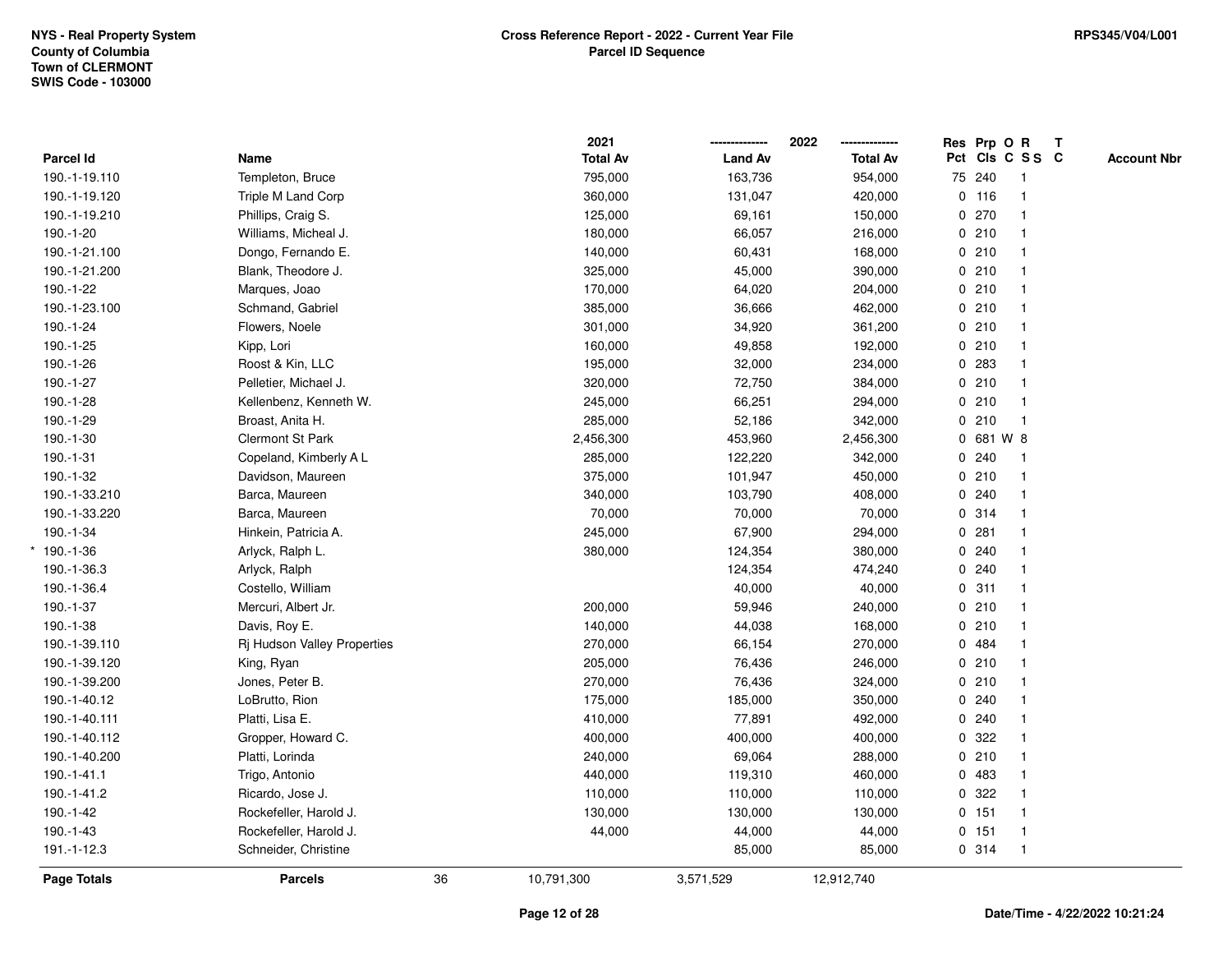NYS - Real Property System
County of Columbia
Town of CLERMONT
SWIS Code - 103000

**Cross Reference Report - 2022 - Current Year File**
**Parcel ID Sequence**

RPS345/V04/L001

| Parcel Id | Name | 2021 Total Av | 2022 Land Av | 2022 Total Av | Res Pct | Prp Cls | O C | R S S | T C | Account Nbr |
|---|---|---|---|---|---|---|---|---|---|---|
| 190.-1-19.110 | Templeton, Bruce | 795,000 | 163,736 | 954,000 | 75 | 240 | | 1 | | |
| 190.-1-19.120 | Triple M Land Corp | 360,000 | 131,047 | 420,000 | 0 | 116 | | 1 | | |
| 190.-1-19.210 | Phillips, Craig S. | 125,000 | 69,161 | 150,000 | 0 | 270 | | 1 | | |
| 190.-1-20 | Williams, Micheal J. | 180,000 | 66,057 | 216,000 | 0 | 210 | | 1 | | |
| 190.-1-21.100 | Dongo, Fernando E. | 140,000 | 60,431 | 168,000 | 0 | 210 | | 1 | | |
| 190.-1-21.200 | Blank, Theodore J. | 325,000 | 45,000 | 390,000 | 0 | 210 | | 1 | | |
| 190.-1-22 | Marques, Joao | 170,000 | 64,020 | 204,000 | 0 | 210 | | 1 | | |
| 190.-1-23.100 | Schmand, Gabriel | 385,000 | 36,666 | 462,000 | 0 | 210 | | 1 | | |
| 190.-1-24 | Flowers, Noele | 301,000 | 34,920 | 361,200 | 0 | 210 | | 1 | | |
| 190.-1-25 | Kipp, Lori | 160,000 | 49,858 | 192,000 | 0 | 210 | | 1 | | |
| 190.-1-26 | Roost & Kin, LLC | 195,000 | 32,000 | 234,000 | 0 | 283 | | 1 | | |
| 190.-1-27 | Pelletier, Michael J. | 320,000 | 72,750 | 384,000 | 0 | 210 | | 1 | | |
| 190.-1-28 | Kellenbenz, Kenneth W. | 245,000 | 66,251 | 294,000 | 0 | 210 | | 1 | | |
| 190.-1-29 | Broast, Anita H. | 285,000 | 52,186 | 342,000 | 0 | 210 | | 1 | | |
| 190.-1-30 | Clermont St Park | 2,456,300 | 453,960 | 2,456,300 | 0 | 681 | W | 8 | | |
| 190.-1-31 | Copeland, Kimberly A L | 285,000 | 122,220 | 342,000 | 0 | 240 | | 1 | | |
| 190.-1-32 | Davidson, Maureen | 375,000 | 101,947 | 450,000 | 0 | 210 | | 1 | | |
| 190.-1-33.210 | Barca, Maureen | 340,000 | 103,790 | 408,000 | 0 | 240 | | 1 | | |
| 190.-1-33.220 | Barca, Maureen | 70,000 | 70,000 | 70,000 | 0 | 314 | | 1 | | |
| 190.-1-34 | Hinkein, Patricia A. | 245,000 | 67,900 | 294,000 | 0 | 281 | | 1 | | |
| * 190.-1-36 | Arlyck, Ralph L. | 380,000 | 124,354 | 380,000 | 0 | 240 | | 1 | | |
| 190.-1-36.3 | Arlyck, Ralph | | 124,354 | 474,240 | 0 | 240 | | 1 | | |
| 190.-1-36.4 | Costello, William | | 40,000 | 40,000 | 0 | 311 | | 1 | | |
| 190.-1-37 | Mercuri, Albert Jr. | 200,000 | 59,946 | 240,000 | 0 | 210 | | 1 | | |
| 190.-1-38 | Davis, Roy E. | 140,000 | 44,038 | 168,000 | 0 | 210 | | 1 | | |
| 190.-1-39.110 | Rj Hudson Valley Properties | 270,000 | 66,154 | 270,000 | 0 | 484 | | 1 | | |
| 190.-1-39.120 | King, Ryan | 205,000 | 76,436 | 246,000 | 0 | 210 | | 1 | | |
| 190.-1-39.200 | Jones, Peter B. | 270,000 | 76,436 | 324,000 | 0 | 210 | | 1 | | |
| 190.-1-40.12 | LoBrutto, Rion | 175,000 | 185,000 | 350,000 | 0 | 240 | | 1 | | |
| 190.-1-40.111 | Platti, Lisa E. | 410,000 | 77,891 | 492,000 | 0 | 240 | | 1 | | |
| 190.-1-40.112 | Gropper, Howard C. | 400,000 | 400,000 | 400,000 | 0 | 322 | | 1 | | |
| 190.-1-40.200 | Platti, Lorinda | 240,000 | 69,064 | 288,000 | 0 | 210 | | 1 | | |
| 190.-1-41.1 | Trigo, Antonio | 440,000 | 119,310 | 460,000 | 0 | 483 | | 1 | | |
| 190.-1-41.2 | Ricardo, Jose J. | 110,000 | 110,000 | 110,000 | 0 | 322 | | 1 | | |
| 190.-1-42 | Rockefeller, Harold J. | 130,000 | 130,000 | 130,000 | 0 | 151 | | 1 | | |
| 190.-1-43 | Rockefeller, Harold J. | 44,000 | 44,000 | 44,000 | 0 | 151 | | 1 | | |
| 191.-1-12.3 | Schneider, Christine | | 85,000 | 85,000 | 0 | 314 | | 1 | | |
| **Page Totals** | **Parcels** 36 | 10,791,300 | 3,571,529 | 12,912,740 | | | | | | |

Date/Time - 4/22/2022 10:21:24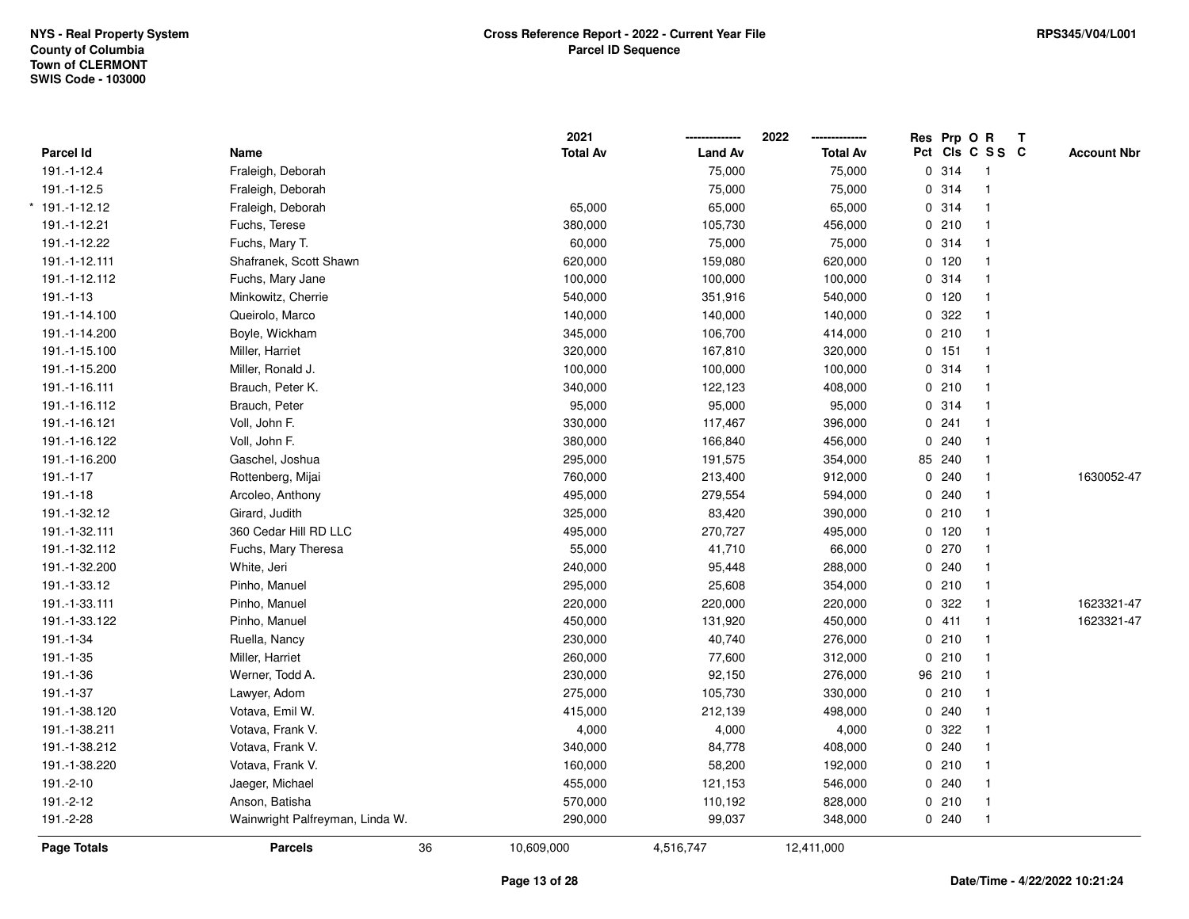NYS - Real Property System
County of Columbia
Town of CLERMONT
SWIS Code - 103000

**Cross Reference Report - 2022 - Current Year File**
**Parcel ID Sequence**

RPS345/V04/L001

| Parcel Id | Name | 2021 Total Av | 2022 Land Av | 2022 Total Av | Res Pct | Prp Cls | O C | R S S | T C | Account Nbr |
|---|---|---|---|---|---|---|---|---|---|---|
| 191.-1-12.4 | Fraleigh, Deborah | | 75,000 | 75,000 | 0 | 314 | | 1 | | |
| 191.-1-12.5 | Fraleigh, Deborah | | 75,000 | 75,000 | 0 | 314 | | 1 | | |
| * 191.-1-12.12 | Fraleigh, Deborah | 65,000 | 65,000 | 65,000 | 0 | 314 | | 1 | | |
| 191.-1-12.21 | Fuchs, Terese | 380,000 | 105,730 | 456,000 | 0 | 210 | | 1 | | |
| 191.-1-12.22 | Fuchs, Mary T. | 60,000 | 75,000 | 75,000 | 0 | 314 | | 1 | | |
| 191.-1-12.111 | Shafranek, Scott Shawn | 620,000 | 159,080 | 620,000 | 0 | 120 | | 1 | | |
| 191.-1-12.112 | Fuchs, Mary Jane | 100,000 | 100,000 | 100,000 | 0 | 314 | | 1 | | |
| 191.-1-13 | Minkowitz, Cherrie | 540,000 | 351,916 | 540,000 | 0 | 120 | | 1 | | |
| 191.-1-14.100 | Queirolo, Marco | 140,000 | 140,000 | 140,000 | 0 | 322 | | 1 | | |
| 191.-1-14.200 | Boyle, Wickham | 345,000 | 106,700 | 414,000 | 0 | 210 | | 1 | | |
| 191.-1-15.100 | Miller, Harriet | 320,000 | 167,810 | 320,000 | 0 | 151 | | 1 | | |
| 191.-1-15.200 | Miller, Ronald J. | 100,000 | 100,000 | 100,000 | 0 | 314 | | 1 | | |
| 191.-1-16.111 | Brauch, Peter K. | 340,000 | 122,123 | 408,000 | 0 | 210 | | 1 | | |
| 191.-1-16.112 | Brauch, Peter | 95,000 | 95,000 | 95,000 | 0 | 314 | | 1 | | |
| 191.-1-16.121 | Voll, John F. | 330,000 | 117,467 | 396,000 | 0 | 241 | | 1 | | |
| 191.-1-16.122 | Voll, John F. | 380,000 | 166,840 | 456,000 | 0 | 240 | | 1 | | |
| 191.-1-16.200 | Gaschel, Joshua | 295,000 | 191,575 | 354,000 | 85 | 240 | | 1 | | |
| 191.-1-17 | Rottenberg, Mijai | 760,000 | 213,400 | 912,000 | 0 | 240 | | 1 | | 1630052-47 |
| 191.-1-18 | Arcoleo, Anthony | 495,000 | 279,554 | 594,000 | 0 | 240 | | 1 | | |
| 191.-1-32.12 | Girard, Judith | 325,000 | 83,420 | 390,000 | 0 | 210 | | 1 | | |
| 191.-1-32.111 | 360 Cedar Hill RD LLC | 495,000 | 270,727 | 495,000 | 0 | 120 | | 1 | | |
| 191.-1-32.112 | Fuchs, Mary Theresa | 55,000 | 41,710 | 66,000 | 0 | 270 | | 1 | | |
| 191.-1-32.200 | White, Jeri | 240,000 | 95,448 | 288,000 | 0 | 240 | | 1 | | |
| 191.-1-33.12 | Pinho, Manuel | 295,000 | 25,608 | 354,000 | 0 | 210 | | 1 | | |
| 191.-1-33.111 | Pinho, Manuel | 220,000 | 220,000 | 220,000 | 0 | 322 | | 1 | | 1623321-47 |
| 191.-1-33.122 | Pinho, Manuel | 450,000 | 131,920 | 450,000 | 0 | 411 | | 1 | | 1623321-47 |
| 191.-1-34 | Ruella, Nancy | 230,000 | 40,740 | 276,000 | 0 | 210 | | 1 | | |
| 191.-1-35 | Miller, Harriet | 260,000 | 77,600 | 312,000 | 0 | 210 | | 1 | | |
| 191.-1-36 | Werner, Todd A. | 230,000 | 92,150 | 276,000 | 96 | 210 | | 1 | | |
| 191.-1-37 | Lawyer, Adom | 275,000 | 105,730 | 330,000 | 0 | 210 | | 1 | | |
| 191.-1-38.120 | Votava, Emil W. | 415,000 | 212,139 | 498,000 | 0 | 240 | | 1 | | |
| 191.-1-38.211 | Votava, Frank V. | 4,000 | 4,000 | 4,000 | 0 | 322 | | 1 | | |
| 191.-1-38.212 | Votava, Frank V. | 340,000 | 84,778 | 408,000 | 0 | 240 | | 1 | | |
| 191.-1-38.220 | Votava, Frank V. | 160,000 | 58,200 | 192,000 | 0 | 210 | | 1 | | |
| 191.-2-10 | Jaeger, Michael | 455,000 | 121,153 | 546,000 | 0 | 240 | | 1 | | |
| 191.-2-12 | Anson, Batisha | 570,000 | 110,192 | 828,000 | 0 | 210 | | 1 | | |
| 191.-2-28 | Wainwright Palfreyman, Linda W. | 290,000 | 99,037 | 348,000 | 0 | 240 | | 1 | | |
| **Page Totals** | **Parcels** 36 | 10,609,000 | 4,516,747 | 12,411,000 | | | | | | |

Date/Time - 4/22/2022 10:21:24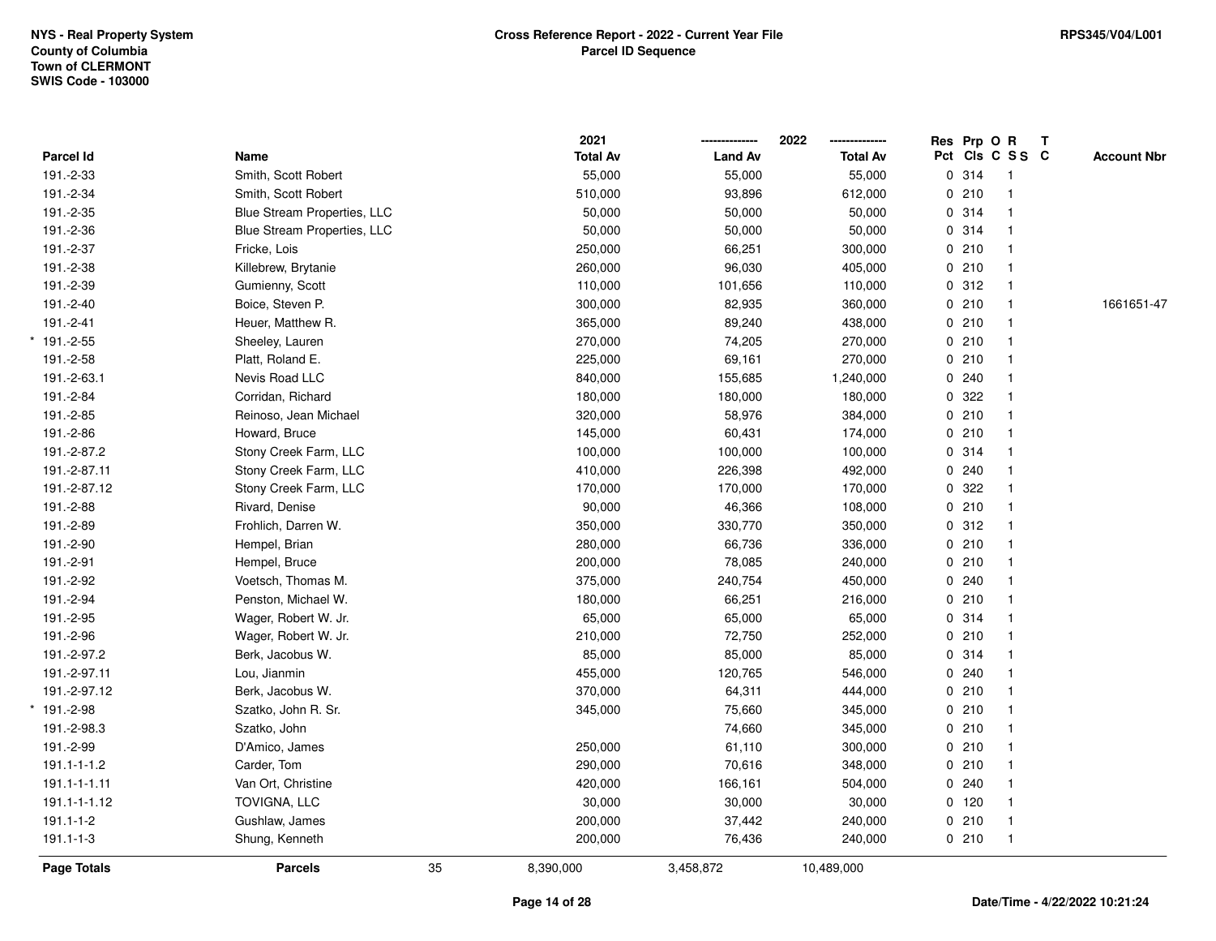**NYS - Real Property System**
**County of Columbia**
**Town of CLERMONT**
**SWIS Code - 103000**

**Cross Reference Report - 2022 - Current Year File**
**Parcel ID Sequence**

**RPS345/V04/L001**

| | Parcel Id | Name | 2021 Total Av | 2022 Land Av | 2022 Total Av | Res Pct | Prp Cls | O C | R S S | T C | Account Nbr |
|---|---|---|---|---|---|---|---|---|---|---|---|
| | 191.-2-33 | Smith, Scott Robert | 55,000 | 55,000 | 55,000 | 0 | 314 | | 1 | | |
| | 191.-2-34 | Smith, Scott Robert | 510,000 | 93,896 | 612,000 | 0 | 210 | | 1 | | |
| | 191.-2-35 | Blue Stream Properties, LLC | 50,000 | 50,000 | 50,000 | 0 | 314 | | 1 | | |
| | 191.-2-36 | Blue Stream Properties, LLC | 50,000 | 50,000 | 50,000 | 0 | 314 | | 1 | | |
| | 191.-2-37 | Fricke, Lois | 250,000 | 66,251 | 300,000 | 0 | 210 | | 1 | | |
| | 191.-2-38 | Killebrew, Brytanie | 260,000 | 96,030 | 405,000 | 0 | 210 | | 1 | | |
| | 191.-2-39 | Gumienny, Scott | 110,000 | 101,656 | 110,000 | 0 | 312 | | 1 | | |
| | 191.-2-40 | Boice, Steven P. | 300,000 | 82,935 | 360,000 | 0 | 210 | | 1 | | 1661651-47 |
| | 191.-2-41 | Heuer, Matthew R. | 365,000 | 89,240 | 438,000 | 0 | 210 | | 1 | | |
| * | 191.-2-55 | Sheeley, Lauren | 270,000 | 74,205 | 270,000 | 0 | 210 | | 1 | | |
| | 191.-2-58 | Platt, Roland E. | 225,000 | 69,161 | 270,000 | 0 | 210 | | 1 | | |
| | 191.-2-63.1 | Nevis Road LLC | 840,000 | 155,685 | 1,240,000 | 0 | 240 | | 1 | | |
| | 191.-2-84 | Corridan, Richard | 180,000 | 180,000 | 180,000 | 0 | 322 | | 1 | | |
| | 191.-2-85 | Reinoso, Jean Michael | 320,000 | 58,976 | 384,000 | 0 | 210 | | 1 | | |
| | 191.-2-86 | Howard, Bruce | 145,000 | 60,431 | 174,000 | 0 | 210 | | 1 | | |
| | 191.-2-87.2 | Stony Creek Farm, LLC | 100,000 | 100,000 | 100,000 | 0 | 314 | | 1 | | |
| | 191.-2-87.11 | Stony Creek Farm, LLC | 410,000 | 226,398 | 492,000 | 0 | 240 | | 1 | | |
| | 191.-2-87.12 | Stony Creek Farm, LLC | 170,000 | 170,000 | 170,000 | 0 | 322 | | 1 | | |
| | 191.-2-88 | Rivard, Denise | 90,000 | 46,366 | 108,000 | 0 | 210 | | 1 | | |
| | 191.-2-89 | Frohlich, Darren W. | 350,000 | 330,770 | 350,000 | 0 | 312 | | 1 | | |
| | 191.-2-90 | Hempel, Brian | 280,000 | 66,736 | 336,000 | 0 | 210 | | 1 | | |
| | 191.-2-91 | Hempel, Bruce | 200,000 | 78,085 | 240,000 | 0 | 210 | | 1 | | |
| | 191.-2-92 | Voetsch, Thomas M. | 375,000 | 240,754 | 450,000 | 0 | 240 | | 1 | | |
| | 191.-2-94 | Penston, Michael W. | 180,000 | 66,251 | 216,000 | 0 | 210 | | 1 | | |
| | 191.-2-95 | Wager, Robert W. Jr. | 65,000 | 65,000 | 65,000 | 0 | 314 | | 1 | | |
| | 191.-2-96 | Wager, Robert W. Jr. | 210,000 | 72,750 | 252,000 | 0 | 210 | | 1 | | |
| | 191.-2-97.2 | Berk, Jacobus W. | 85,000 | 85,000 | 85,000 | 0 | 314 | | 1 | | |
| | 191.-2-97.11 | Lou, Jianmin | 455,000 | 120,765 | 546,000 | 0 | 240 | | 1 | | |
| | 191.-2-97.12 | Berk, Jacobus W. | 370,000 | 64,311 | 444,000 | 0 | 210 | | 1 | | |
| * | 191.-2-98 | Szatko, John R. Sr. | 345,000 | 75,660 | 345,000 | 0 | 210 | | 1 | | |
| | 191.-2-98.3 | Szatko, John | | 74,660 | 345,000 | 0 | 210 | | 1 | | |
| | 191.-2-99 | D'Amico, James | 250,000 | 61,110 | 300,000 | 0 | 210 | | 1 | | |
| | 191.1-1-1.2 | Carder, Tom | 290,000 | 70,616 | 348,000 | 0 | 210 | | 1 | | |
| | 191.1-1-1.11 | Van Ort, Christine | 420,000 | 166,161 | 504,000 | 0 | 240 | | 1 | | |
| | 191.1-1-1.12 | TOVIGNA, LLC | 30,000 | 30,000 | 30,000 | 0 | 120 | | 1 | | |
| | 191.1-1-2 | Gushlaw, James | 200,000 | 37,442 | 240,000 | 0 | 210 | | 1 | | |
| | 191.1-1-3 | Shung, Kenneth | 200,000 | 76,436 | 240,000 | 0 | 210 | | 1 | | |
| | **Page Totals** | **Parcels** 35 | 8,390,000 | 3,458,872 | 10,489,000 | | | | | | |

**Date/Time - 4/22/2022 10:21:24**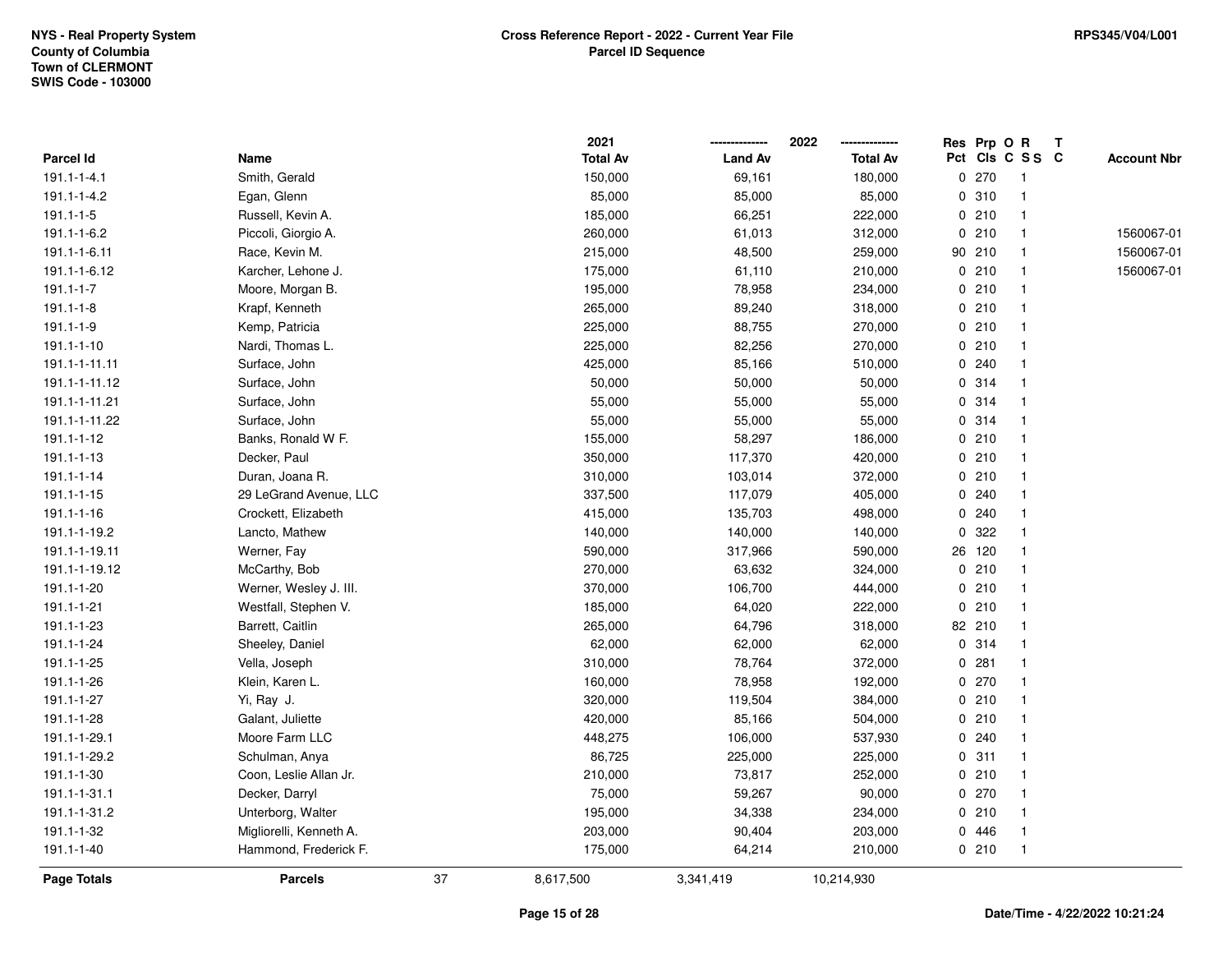NYS - Real Property System
County of Columbia
Town of CLERMONT
SWIS Code - 103000

**Cross Reference Report - 2022 - Current Year File**
**Parcel ID Sequence**

RPS345/V04/L001

| Parcel Id | Name | 2021 Total Av | 2022 Land Av | 2022 Total Av | Res Pct | Prp Cls | O C | R SS | T C | Account Nbr |
|---|---|---|---|---|---|---|---|---|---|---|
| 191.1-1-4.1 | Smith, Gerald | 150,000 | 69,161 | 180,000 | 0 | 270 | | 1 | | |
| 191.1-1-4.2 | Egan, Glenn | 85,000 | 85,000 | 85,000 | 0 | 310 | | 1 | | |
| 191.1-1-5 | Russell, Kevin A. | 185,000 | 66,251 | 222,000 | 0 | 210 | | 1 | | |
| 191.1-1-6.2 | Piccoli, Giorgio A. | 260,000 | 61,013 | 312,000 | 0 | 210 | | 1 | | 1560067-01 |
| 191.1-1-6.11 | Race, Kevin M. | 215,000 | 48,500 | 259,000 | 90 | 210 | | 1 | | 1560067-01 |
| 191.1-1-6.12 | Karcher, Lehone J. | 175,000 | 61,110 | 210,000 | 0 | 210 | | 1 | | 1560067-01 |
| 191.1-1-7 | Moore, Morgan B. | 195,000 | 78,958 | 234,000 | 0 | 210 | | 1 | | |
| 191.1-1-8 | Krapf, Kenneth | 265,000 | 89,240 | 318,000 | 0 | 210 | | 1 | | |
| 191.1-1-9 | Kemp, Patricia | 225,000 | 88,755 | 270,000 | 0 | 210 | | 1 | | |
| 191.1-1-10 | Nardi, Thomas L. | 225,000 | 82,256 | 270,000 | 0 | 210 | | 1 | | |
| 191.1-1-11.11 | Surface, John | 425,000 | 85,166 | 510,000 | 0 | 240 | | 1 | | |
| 191.1-1-11.12 | Surface, John | 50,000 | 50,000 | 50,000 | 0 | 314 | | 1 | | |
| 191.1-1-11.21 | Surface, John | 55,000 | 55,000 | 55,000 | 0 | 314 | | 1 | | |
| 191.1-1-11.22 | Surface, John | 55,000 | 55,000 | 55,000 | 0 | 314 | | 1 | | |
| 191.1-1-12 | Banks, Ronald W F. | 155,000 | 58,297 | 186,000 | 0 | 210 | | 1 | | |
| 191.1-1-13 | Decker, Paul | 350,000 | 117,370 | 420,000 | 0 | 210 | | 1 | | |
| 191.1-1-14 | Duran, Joana R. | 310,000 | 103,014 | 372,000 | 0 | 210 | | 1 | | |
| 191.1-1-15 | 29 LeGrand Avenue, LLC | 337,500 | 117,079 | 405,000 | 0 | 240 | | 1 | | |
| 191.1-1-16 | Crockett, Elizabeth | 415,000 | 135,703 | 498,000 | 0 | 240 | | 1 | | |
| 191.1-1-19.2 | Lancto, Mathew | 140,000 | 140,000 | 140,000 | 0 | 322 | | 1 | | |
| 191.1-1-19.11 | Werner, Fay | 590,000 | 317,966 | 590,000 | 26 | 120 | | 1 | | |
| 191.1-1-19.12 | McCarthy, Bob | 270,000 | 63,632 | 324,000 | 0 | 210 | | 1 | | |
| 191.1-1-20 | Werner, Wesley J. III. | 370,000 | 106,700 | 444,000 | 0 | 210 | | 1 | | |
| 191.1-1-21 | Westfall, Stephen V. | 185,000 | 64,020 | 222,000 | 0 | 210 | | 1 | | |
| 191.1-1-23 | Barrett, Caitlin | 265,000 | 64,796 | 318,000 | 82 | 210 | | 1 | | |
| 191.1-1-24 | Sheeley, Daniel | 62,000 | 62,000 | 62,000 | 0 | 314 | | 1 | | |
| 191.1-1-25 | Vella, Joseph | 310,000 | 78,764 | 372,000 | 0 | 281 | | 1 | | |
| 191.1-1-26 | Klein, Karen L. | 160,000 | 78,958 | 192,000 | 0 | 270 | | 1 | | |
| 191.1-1-27 | Yi, Ray J. | 320,000 | 119,504 | 384,000 | 0 | 210 | | 1 | | |
| 191.1-1-28 | Galant, Juliette | 420,000 | 85,166 | 504,000 | 0 | 210 | | 1 | | |
| 191.1-1-29.1 | Moore Farm LLC | 448,275 | 106,000 | 537,930 | 0 | 240 | | 1 | | |
| 191.1-1-29.2 | Schulman, Anya | 86,725 | 225,000 | 225,000 | 0 | 311 | | 1 | | |
| 191.1-1-30 | Coon, Leslie Allan Jr. | 210,000 | 73,817 | 252,000 | 0 | 210 | | 1 | | |
| 191.1-1-31.1 | Decker, Darryl | 75,000 | 59,267 | 90,000 | 0 | 270 | | 1 | | |
| 191.1-1-31.2 | Unterborg, Walter | 195,000 | 34,338 | 234,000 | 0 | 210 | | 1 | | |
| 191.1-1-32 | Migliorelli, Kenneth A. | 203,000 | 90,404 | 203,000 | 0 | 446 | | 1 | | |
| 191.1-1-40 | Hammond, Frederick F. | 175,000 | 64,214 | 210,000 | 0 | 210 | | 1 | | |
| **Page Totals** | **Parcels** 37 | 8,617,500 | 3,341,419 | 10,214,930 | | | | | | |

Date/Time - 4/22/2022 10:21:24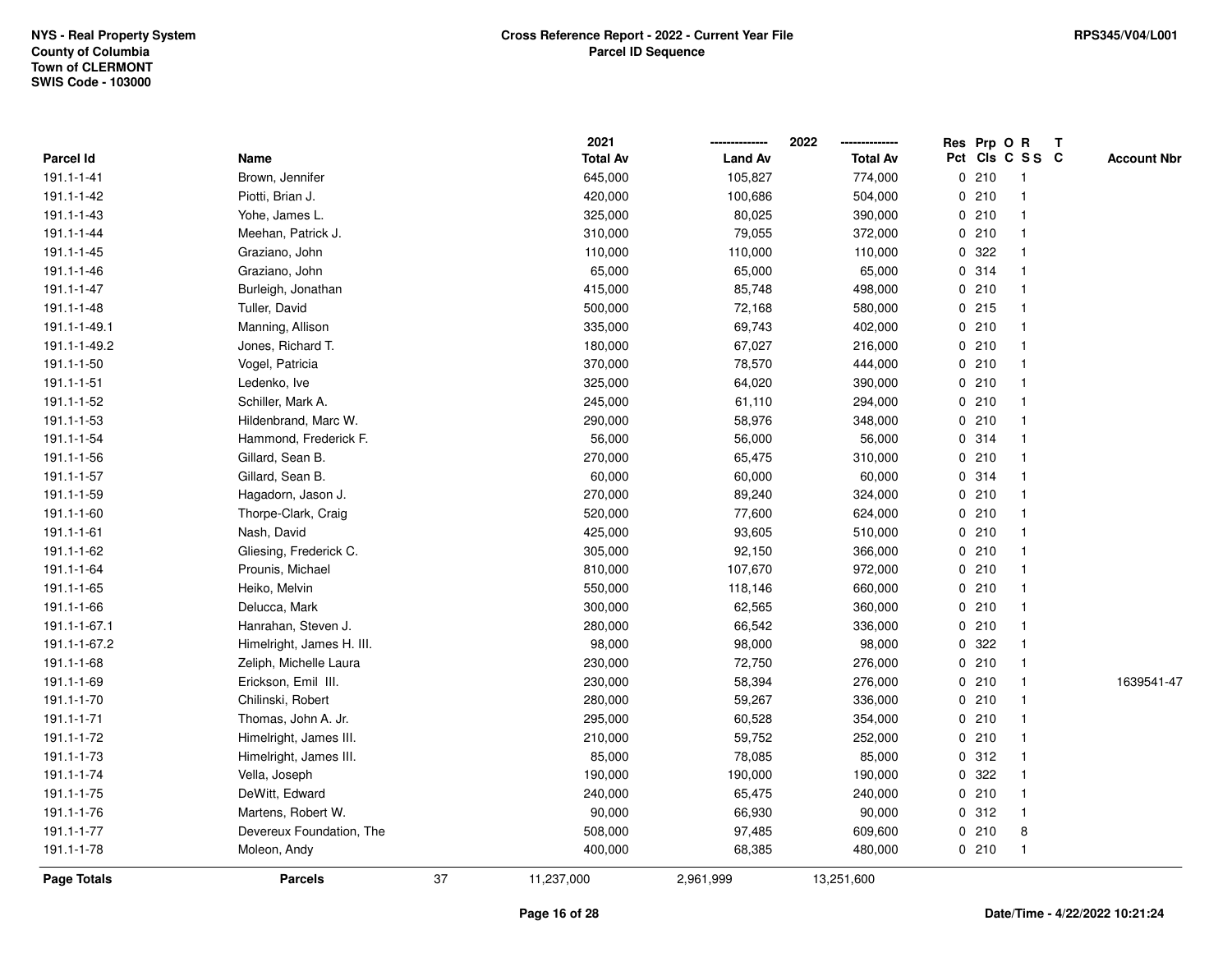NYS - Real Property System
County of Columbia
Town of CLERMONT
SWIS Code - 103000

**Cross Reference Report - 2022 - Current Year File**
**Parcel ID Sequence**

RPS345/V04/L001

| Parcel Id | Name | 2021 Total Av | 2022 Land Av | 2022 Total Av | Res Pct | Prp Cls | O C | R S S | T C | Account Nbr |
|---|---|---|---|---|---|---|---|---|---|---|
| 191.1-1-41 | Brown, Jennifer | 645,000 | 105,827 | 774,000 | 0 | 210 | | 1 | | |
| 191.1-1-42 | Piotti, Brian J. | 420,000 | 100,686 | 504,000 | 0 | 210 | | 1 | | |
| 191.1-1-43 | Yohe, James L. | 325,000 | 80,025 | 390,000 | 0 | 210 | | 1 | | |
| 191.1-1-44 | Meehan, Patrick J. | 310,000 | 79,055 | 372,000 | 0 | 210 | | 1 | | |
| 191.1-1-45 | Graziano, John | 110,000 | 110,000 | 110,000 | 0 | 322 | | 1 | | |
| 191.1-1-46 | Graziano, John | 65,000 | 65,000 | 65,000 | 0 | 314 | | 1 | | |
| 191.1-1-47 | Burleigh, Jonathan | 415,000 | 85,748 | 498,000 | 0 | 210 | | 1 | | |
| 191.1-1-48 | Tuller, David | 500,000 | 72,168 | 580,000 | 0 | 215 | | 1 | | |
| 191.1-1-49.1 | Manning, Allison | 335,000 | 69,743 | 402,000 | 0 | 210 | | 1 | | |
| 191.1-1-49.2 | Jones, Richard T. | 180,000 | 67,027 | 216,000 | 0 | 210 | | 1 | | |
| 191.1-1-50 | Vogel, Patricia | 370,000 | 78,570 | 444,000 | 0 | 210 | | 1 | | |
| 191.1-1-51 | Ledenko, Ive | 325,000 | 64,020 | 390,000 | 0 | 210 | | 1 | | |
| 191.1-1-52 | Schiller, Mark A. | 245,000 | 61,110 | 294,000 | 0 | 210 | | 1 | | |
| 191.1-1-53 | Hildenbrand, Marc W. | 290,000 | 58,976 | 348,000 | 0 | 210 | | 1 | | |
| 191.1-1-54 | Hammond, Frederick F. | 56,000 | 56,000 | 56,000 | 0 | 314 | | 1 | | |
| 191.1-1-56 | Gillard, Sean B. | 270,000 | 65,475 | 310,000 | 0 | 210 | | 1 | | |
| 191.1-1-57 | Gillard, Sean B. | 60,000 | 60,000 | 60,000 | 0 | 314 | | 1 | | |
| 191.1-1-59 | Hagadorn, Jason J. | 270,000 | 89,240 | 324,000 | 0 | 210 | | 1 | | |
| 191.1-1-60 | Thorpe-Clark, Craig | 520,000 | 77,600 | 624,000 | 0 | 210 | | 1 | | |
| 191.1-1-61 | Nash, David | 425,000 | 93,605 | 510,000 | 0 | 210 | | 1 | | |
| 191.1-1-62 | Gliesing, Frederick C. | 305,000 | 92,150 | 366,000 | 0 | 210 | | 1 | | |
| 191.1-1-64 | Prounis, Michael | 810,000 | 107,670 | 972,000 | 0 | 210 | | 1 | | |
| 191.1-1-65 | Heiko, Melvin | 550,000 | 118,146 | 660,000 | 0 | 210 | | 1 | | |
| 191.1-1-66 | Delucca, Mark | 300,000 | 62,565 | 360,000 | 0 | 210 | | 1 | | |
| 191.1-1-67.1 | Hanrahan, Steven J. | 280,000 | 66,542 | 336,000 | 0 | 210 | | 1 | | |
| 191.1-1-67.2 | Himelright, James H. III. | 98,000 | 98,000 | 98,000 | 0 | 322 | | 1 | | |
| 191.1-1-68 | Zeliph, Michelle Laura | 230,000 | 72,750 | 276,000 | 0 | 210 | | 1 | | |
| 191.1-1-69 | Erickson, Emil III. | 230,000 | 58,394 | 276,000 | 0 | 210 | | 1 | | 1639541-47 |
| 191.1-1-70 | Chilinski, Robert | 280,000 | 59,267 | 336,000 | 0 | 210 | | 1 | | |
| 191.1-1-71 | Thomas, John A. Jr. | 295,000 | 60,528 | 354,000 | 0 | 210 | | 1 | | |
| 191.1-1-72 | Himelright, James III. | 210,000 | 59,752 | 252,000 | 0 | 210 | | 1 | | |
| 191.1-1-73 | Himelright, James III. | 85,000 | 78,085 | 85,000 | 0 | 312 | | 1 | | |
| 191.1-1-74 | Vella, Joseph | 190,000 | 190,000 | 190,000 | 0 | 322 | | 1 | | |
| 191.1-1-75 | DeWitt, Edward | 240,000 | 65,475 | 240,000 | 0 | 210 | | 1 | | |
| 191.1-1-76 | Martens, Robert W. | 90,000 | 66,930 | 90,000 | 0 | 312 | | 1 | | |
| 191.1-1-77 | Devereux Foundation, The | 508,000 | 97,485 | 609,600 | 0 | 210 | | 8 | | |
| 191.1-1-78 | Moleon, Andy | 400,000 | 68,385 | 480,000 | 0 | 210 | | 1 | | |
| **Page Totals** | **Parcels** 37 | 11,237,000 | 2,961,999 | 13,251,600 | | | | | | |

Date/Time - 4/22/2022 10:21:24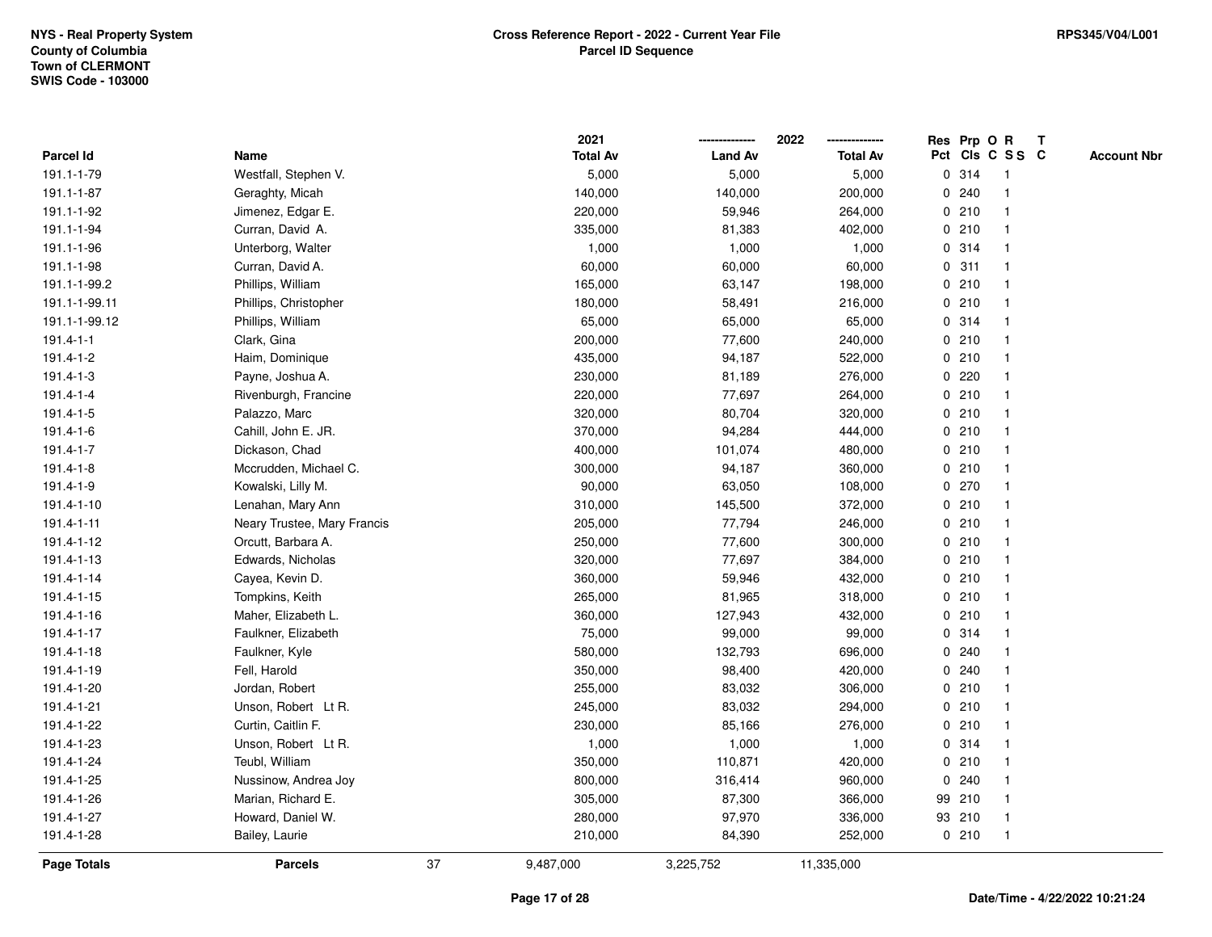NYS - Real Property System
County of Columbia
Town of CLERMONT
SWIS Code - 103000

**Cross Reference Report - 2022 - Current Year File**
**Parcel ID Sequence**

RPS345/V04/L001

| Parcel Id | Name | 2021 Total Av | 2022 Land Av | 2022 Total Av | Res Pct | Prp Cls | O C | R S S | T C | Account Nbr |
|---|---|---|---|---|---|---|---|---|---|---|
| 191.1-1-79 | Westfall, Stephen V. | 5,000 | 5,000 | 5,000 | 0 | 314 | | 1 | | |
| 191.1-1-87 | Geraghty, Micah | 140,000 | 140,000 | 200,000 | 0 | 240 | | 1 | | |
| 191.1-1-92 | Jimenez, Edgar E. | 220,000 | 59,946 | 264,000 | 0 | 210 | | 1 | | |
| 191.1-1-94 | Curran, David A. | 335,000 | 81,383 | 402,000 | 0 | 210 | | 1 | | |
| 191.1-1-96 | Unterborg, Walter | 1,000 | 1,000 | 1,000 | 0 | 314 | | 1 | | |
| 191.1-1-98 | Curran, David A. | 60,000 | 60,000 | 60,000 | 0 | 311 | | 1 | | |
| 191.1-1-99.2 | Phillips, William | 165,000 | 63,147 | 198,000 | 0 | 210 | | 1 | | |
| 191.1-1-99.11 | Phillips, Christopher | 180,000 | 58,491 | 216,000 | 0 | 210 | | 1 | | |
| 191.1-1-99.12 | Phillips, William | 65,000 | 65,000 | 65,000 | 0 | 314 | | 1 | | |
| 191.4-1-1 | Clark, Gina | 200,000 | 77,600 | 240,000 | 0 | 210 | | 1 | | |
| 191.4-1-2 | Haim, Dominique | 435,000 | 94,187 | 522,000 | 0 | 210 | | 1 | | |
| 191.4-1-3 | Payne, Joshua A. | 230,000 | 81,189 | 276,000 | 0 | 220 | | 1 | | |
| 191.4-1-4 | Rivenburgh, Francine | 220,000 | 77,697 | 264,000 | 0 | 210 | | 1 | | |
| 191.4-1-5 | Palazzo, Marc | 320,000 | 80,704 | 320,000 | 0 | 210 | | 1 | | |
| 191.4-1-6 | Cahill, John E. JR. | 370,000 | 94,284 | 444,000 | 0 | 210 | | 1 | | |
| 191.4-1-7 | Dickason, Chad | 400,000 | 101,074 | 480,000 | 0 | 210 | | 1 | | |
| 191.4-1-8 | Mccrudden, Michael C. | 300,000 | 94,187 | 360,000 | 0 | 210 | | 1 | | |
| 191.4-1-9 | Kowalski, Lilly M. | 90,000 | 63,050 | 108,000 | 0 | 270 | | 1 | | |
| 191.4-1-10 | Lenahan, Mary Ann | 310,000 | 145,500 | 372,000 | 0 | 210 | | 1 | | |
| 191.4-1-11 | Neary Trustee, Mary Francis | 205,000 | 77,794 | 246,000 | 0 | 210 | | 1 | | |
| 191.4-1-12 | Orcutt, Barbara A. | 250,000 | 77,600 | 300,000 | 0 | 210 | | 1 | | |
| 191.4-1-13 | Edwards, Nicholas | 320,000 | 77,697 | 384,000 | 0 | 210 | | 1 | | |
| 191.4-1-14 | Cayea, Kevin D. | 360,000 | 59,946 | 432,000 | 0 | 210 | | 1 | | |
| 191.4-1-15 | Tompkins, Keith | 265,000 | 81,965 | 318,000 | 0 | 210 | | 1 | | |
| 191.4-1-16 | Maher, Elizabeth L. | 360,000 | 127,943 | 432,000 | 0 | 210 | | 1 | | |
| 191.4-1-17 | Faulkner, Elizabeth | 75,000 | 99,000 | 99,000 | 0 | 314 | | 1 | | |
| 191.4-1-18 | Faulkner, Kyle | 580,000 | 132,793 | 696,000 | 0 | 240 | | 1 | | |
| 191.4-1-19 | Fell, Harold | 350,000 | 98,400 | 420,000 | 0 | 240 | | 1 | | |
| 191.4-1-20 | Jordan, Robert | 255,000 | 83,032 | 306,000 | 0 | 210 | | 1 | | |
| 191.4-1-21 | Unson, Robert Lt R. | 245,000 | 83,032 | 294,000 | 0 | 210 | | 1 | | |
| 191.4-1-22 | Curtin, Caitlin F. | 230,000 | 85,166 | 276,000 | 0 | 210 | | 1 | | |
| 191.4-1-23 | Unson, Robert Lt R. | 1,000 | 1,000 | 1,000 | 0 | 314 | | 1 | | |
| 191.4-1-24 | Teubl, William | 350,000 | 110,871 | 420,000 | 0 | 210 | | 1 | | |
| 191.4-1-25 | Nussinow, Andrea Joy | 800,000 | 316,414 | 960,000 | 0 | 240 | | 1 | | |
| 191.4-1-26 | Marian, Richard E. | 305,000 | 87,300 | 366,000 | 99 | 210 | | 1 | | |
| 191.4-1-27 | Howard, Daniel W. | 280,000 | 97,970 | 336,000 | 93 | 210 | | 1 | | |
| 191.4-1-28 | Bailey, Laurie | 210,000 | 84,390 | 252,000 | 0 | 210 | | 1 | | |
| **Page Totals** | **Parcels** 37 | 9,487,000 | 3,225,752 | 11,335,000 | | | | | | |

Date/Time - 4/22/2022 10:21:24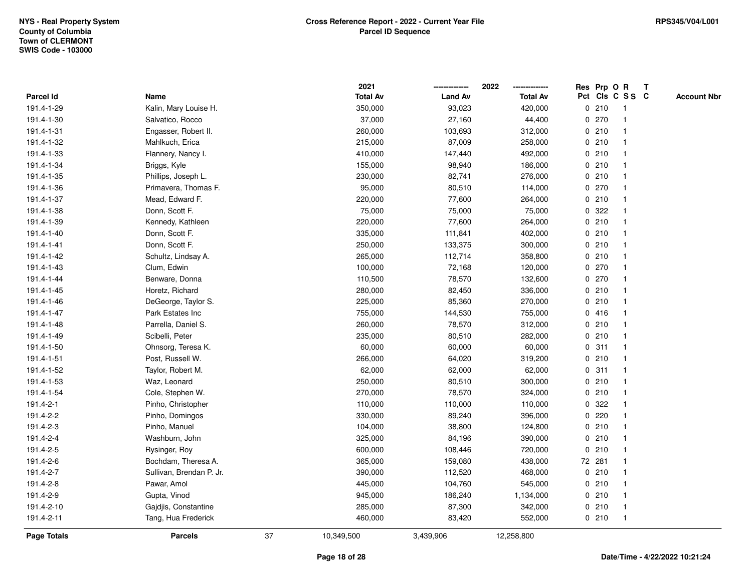NYS - Real Property System
County of Columbia
Town of CLERMONT
SWIS Code - 103000

**Cross Reference Report - 2022 - Current Year File**
**Parcel ID Sequence**

RPS345/V04/L001

| Parcel Id | Name | 2021 Total Av | 2022 Land Av | 2022 Total Av | Res Pct | Prp Cls | O C | R S S | T C | Account Nbr |
|---|---|---|---|---|---|---|---|---|---|---|
| 191.4-1-29 | Kalin, Mary Louise H. | 350,000 | 93,023 | 420,000 | 0 | 210 | | 1 | | |
| 191.4-1-30 | Salvatico, Rocco | 37,000 | 27,160 | 44,400 | 0 | 270 | | 1 | | |
| 191.4-1-31 | Engasser, Robert II. | 260,000 | 103,693 | 312,000 | 0 | 210 | | 1 | | |
| 191.4-1-32 | Mahlkuch, Erica | 215,000 | 87,009 | 258,000 | 0 | 210 | | 1 | | |
| 191.4-1-33 | Flannery, Nancy I. | 410,000 | 147,440 | 492,000 | 0 | 210 | | 1 | | |
| 191.4-1-34 | Briggs, Kyle | 155,000 | 98,940 | 186,000 | 0 | 210 | | 1 | | |
| 191.4-1-35 | Phillips, Joseph L. | 230,000 | 82,741 | 276,000 | 0 | 210 | | 1 | | |
| 191.4-1-36 | Primavera, Thomas F. | 95,000 | 80,510 | 114,000 | 0 | 270 | | 1 | | |
| 191.4-1-37 | Mead, Edward F. | 220,000 | 77,600 | 264,000 | 0 | 210 | | 1 | | |
| 191.4-1-38 | Donn, Scott F. | 75,000 | 75,000 | 75,000 | 0 | 322 | | 1 | | |
| 191.4-1-39 | Kennedy, Kathleen | 220,000 | 77,600 | 264,000 | 0 | 210 | | 1 | | |
| 191.4-1-40 | Donn, Scott F. | 335,000 | 111,841 | 402,000 | 0 | 210 | | 1 | | |
| 191.4-1-41 | Donn, Scott F. | 250,000 | 133,375 | 300,000 | 0 | 210 | | 1 | | |
| 191.4-1-42 | Schultz, Lindsay A. | 265,000 | 112,714 | 358,800 | 0 | 210 | | 1 | | |
| 191.4-1-43 | Clum, Edwin | 100,000 | 72,168 | 120,000 | 0 | 270 | | 1 | | |
| 191.4-1-44 | Benware, Donna | 110,500 | 78,570 | 132,600 | 0 | 270 | | 1 | | |
| 191.4-1-45 | Horetz, Richard | 280,000 | 82,450 | 336,000 | 0 | 210 | | 1 | | |
| 191.4-1-46 | DeGeorge, Taylor S. | 225,000 | 85,360 | 270,000 | 0 | 210 | | 1 | | |
| 191.4-1-47 | Park Estates Inc | 755,000 | 144,530 | 755,000 | 0 | 416 | | 1 | | |
| 191.4-1-48 | Parrella, Daniel S. | 260,000 | 78,570 | 312,000 | 0 | 210 | | 1 | | |
| 191.4-1-49 | Scibelli, Peter | 235,000 | 80,510 | 282,000 | 0 | 210 | | 1 | | |
| 191.4-1-50 | Ohnsorg, Teresa K. | 60,000 | 60,000 | 60,000 | 0 | 311 | | 1 | | |
| 191.4-1-51 | Post, Russell W. | 266,000 | 64,020 | 319,200 | 0 | 210 | | 1 | | |
| 191.4-1-52 | Taylor, Robert M. | 62,000 | 62,000 | 62,000 | 0 | 311 | | 1 | | |
| 191.4-1-53 | Waz, Leonard | 250,000 | 80,510 | 300,000 | 0 | 210 | | 1 | | |
| 191.4-1-54 | Cole, Stephen W. | 270,000 | 78,570 | 324,000 | 0 | 210 | | 1 | | |
| 191.4-2-1 | Pinho, Christopher | 110,000 | 110,000 | 110,000 | 0 | 322 | | 1 | | |
| 191.4-2-2 | Pinho, Domingos | 330,000 | 89,240 | 396,000 | 0 | 220 | | 1 | | |
| 191.4-2-3 | Pinho, Manuel | 104,000 | 38,800 | 124,800 | 0 | 210 | | 1 | | |
| 191.4-2-4 | Washburn, John | 325,000 | 84,196 | 390,000 | 0 | 210 | | 1 | | |
| 191.4-2-5 | Rysinger, Roy | 600,000 | 108,446 | 720,000 | 0 | 210 | | 1 | | |
| 191.4-2-6 | Bochdam, Theresa A. | 365,000 | 159,080 | 438,000 | 72 | 281 | | 1 | | |
| 191.4-2-7 | Sullivan, Brendan P. Jr. | 390,000 | 112,520 | 468,000 | 0 | 210 | | 1 | | |
| 191.4-2-8 | Pawar, Amol | 445,000 | 104,760 | 545,000 | 0 | 210 | | 1 | | |
| 191.4-2-9 | Gupta, Vinod | 945,000 | 186,240 | 1,134,000 | 0 | 210 | | 1 | | |
| 191.4-2-10 | Gajdjis, Constantine | 285,000 | 87,300 | 342,000 | 0 | 210 | | 1 | | |
| 191.4-2-11 | Tang, Hua Frederick | 460,000 | 83,420 | 552,000 | 0 | 210 | | 1 | | |
| **Page Totals** | **Parcels** 37 | 10,349,500 | 3,439,906 | 12,258,800 | | | | | | |

Date/Time - 4/22/2022 10:21:24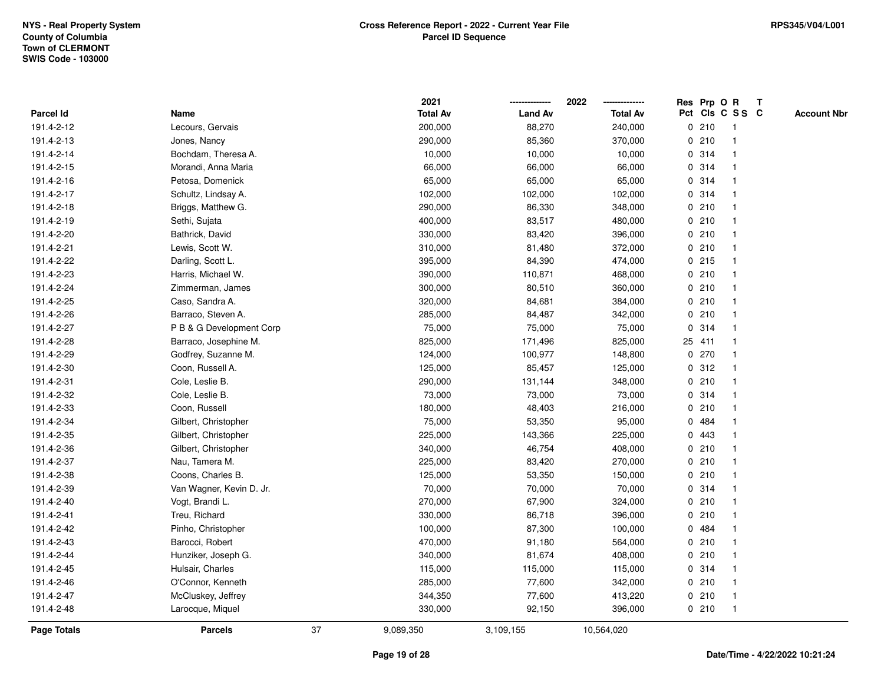NYS - Real Property System
County of Columbia
Town of CLERMONT
SWIS Code - 103000

**Cross Reference Report - 2022 - Current Year File**
**Parcel ID Sequence**

RPS345/V04/L001

| Parcel Id | Name | 2021 Total Av | 2022 Land Av | 2022 Total Av | Res Pct | Prp Cls | O C | R S S | T C | Account Nbr |
|---|---|---|---|---|---|---|---|---|---|---|
| 191.4-2-12 | Lecours, Gervais | 200,000 | 88,270 | 240,000 | 0 | 210 | | 1 | | |
| 191.4-2-13 | Jones, Nancy | 290,000 | 85,360 | 370,000 | 0 | 210 | | 1 | | |
| 191.4-2-14 | Bochdam, Theresa A. | 10,000 | 10,000 | 10,000 | 0 | 314 | | 1 | | |
| 191.4-2-15 | Morandi, Anna Maria | 66,000 | 66,000 | 66,000 | 0 | 314 | | 1 | | |
| 191.4-2-16 | Petosa, Domenick | 65,000 | 65,000 | 65,000 | 0 | 314 | | 1 | | |
| 191.4-2-17 | Schultz, Lindsay A. | 102,000 | 102,000 | 102,000 | 0 | 314 | | 1 | | |
| 191.4-2-18 | Briggs, Matthew G. | 290,000 | 86,330 | 348,000 | 0 | 210 | | 1 | | |
| 191.4-2-19 | Sethi, Sujata | 400,000 | 83,517 | 480,000 | 0 | 210 | | 1 | | |
| 191.4-2-20 | Bathrick, David | 330,000 | 83,420 | 396,000 | 0 | 210 | | 1 | | |
| 191.4-2-21 | Lewis, Scott W. | 310,000 | 81,480 | 372,000 | 0 | 210 | | 1 | | |
| 191.4-2-22 | Darling, Scott L. | 395,000 | 84,390 | 474,000 | 0 | 215 | | 1 | | |
| 191.4-2-23 | Harris, Michael W. | 390,000 | 110,871 | 468,000 | 0 | 210 | | 1 | | |
| 191.4-2-24 | Zimmerman, James | 300,000 | 80,510 | 360,000 | 0 | 210 | | 1 | | |
| 191.4-2-25 | Caso, Sandra A. | 320,000 | 84,681 | 384,000 | 0 | 210 | | 1 | | |
| 191.4-2-26 | Barraco, Steven A. | 285,000 | 84,487 | 342,000 | 0 | 210 | | 1 | | |
| 191.4-2-27 | P B & G Development Corp | 75,000 | 75,000 | 75,000 | 0 | 314 | | 1 | | |
| 191.4-2-28 | Barraco, Josephine M. | 825,000 | 171,496 | 825,000 | 25 | 411 | | 1 | | |
| 191.4-2-29 | Godfrey, Suzanne M. | 124,000 | 100,977 | 148,800 | 0 | 270 | | 1 | | |
| 191.4-2-30 | Coon, Russell A. | 125,000 | 85,457 | 125,000 | 0 | 312 | | 1 | | |
| 191.4-2-31 | Cole, Leslie B. | 290,000 | 131,144 | 348,000 | 0 | 210 | | 1 | | |
| 191.4-2-32 | Cole, Leslie B. | 73,000 | 73,000 | 73,000 | 0 | 314 | | 1 | | |
| 191.4-2-33 | Coon, Russell | 180,000 | 48,403 | 216,000 | 0 | 210 | | 1 | | |
| 191.4-2-34 | Gilbert, Christopher | 75,000 | 53,350 | 95,000 | 0 | 484 | | 1 | | |
| 191.4-2-35 | Gilbert, Christopher | 225,000 | 143,366 | 225,000 | 0 | 443 | | 1 | | |
| 191.4-2-36 | Gilbert, Christopher | 340,000 | 46,754 | 408,000 | 0 | 210 | | 1 | | |
| 191.4-2-37 | Nau, Tamera M. | 225,000 | 83,420 | 270,000 | 0 | 210 | | 1 | | |
| 191.4-2-38 | Coons, Charles B. | 125,000 | 53,350 | 150,000 | 0 | 210 | | 1 | | |
| 191.4-2-39 | Van Wagner, Kevin D. Jr. | 70,000 | 70,000 | 70,000 | 0 | 314 | | 1 | | |
| 191.4-2-40 | Vogt, Brandi L. | 270,000 | 67,900 | 324,000 | 0 | 210 | | 1 | | |
| 191.4-2-41 | Treu, Richard | 330,000 | 86,718 | 396,000 | 0 | 210 | | 1 | | |
| 191.4-2-42 | Pinho, Christopher | 100,000 | 87,300 | 100,000 | 0 | 484 | | 1 | | |
| 191.4-2-43 | Barocci, Robert | 470,000 | 91,180 | 564,000 | 0 | 210 | | 1 | | |
| 191.4-2-44 | Hunziker, Joseph G. | 340,000 | 81,674 | 408,000 | 0 | 210 | | 1 | | |
| 191.4-2-45 | Hulsair, Charles | 115,000 | 115,000 | 115,000 | 0 | 314 | | 1 | | |
| 191.4-2-46 | O'Connor, Kenneth | 285,000 | 77,600 | 342,000 | 0 | 210 | | 1 | | |
| 191.4-2-47 | McCluskey, Jeffrey | 344,350 | 77,600 | 413,220 | 0 | 210 | | 1 | | |
| 191.4-2-48 | Larocque, Miquel | 330,000 | 92,150 | 396,000 | 0 | 210 | | 1 | | |
| **Page Totals** | **Parcels** 37 | 9,089,350 | 3,109,155 | 10,564,020 | | | | | | |

**Date/Time - 4/22/2022 10:21:24**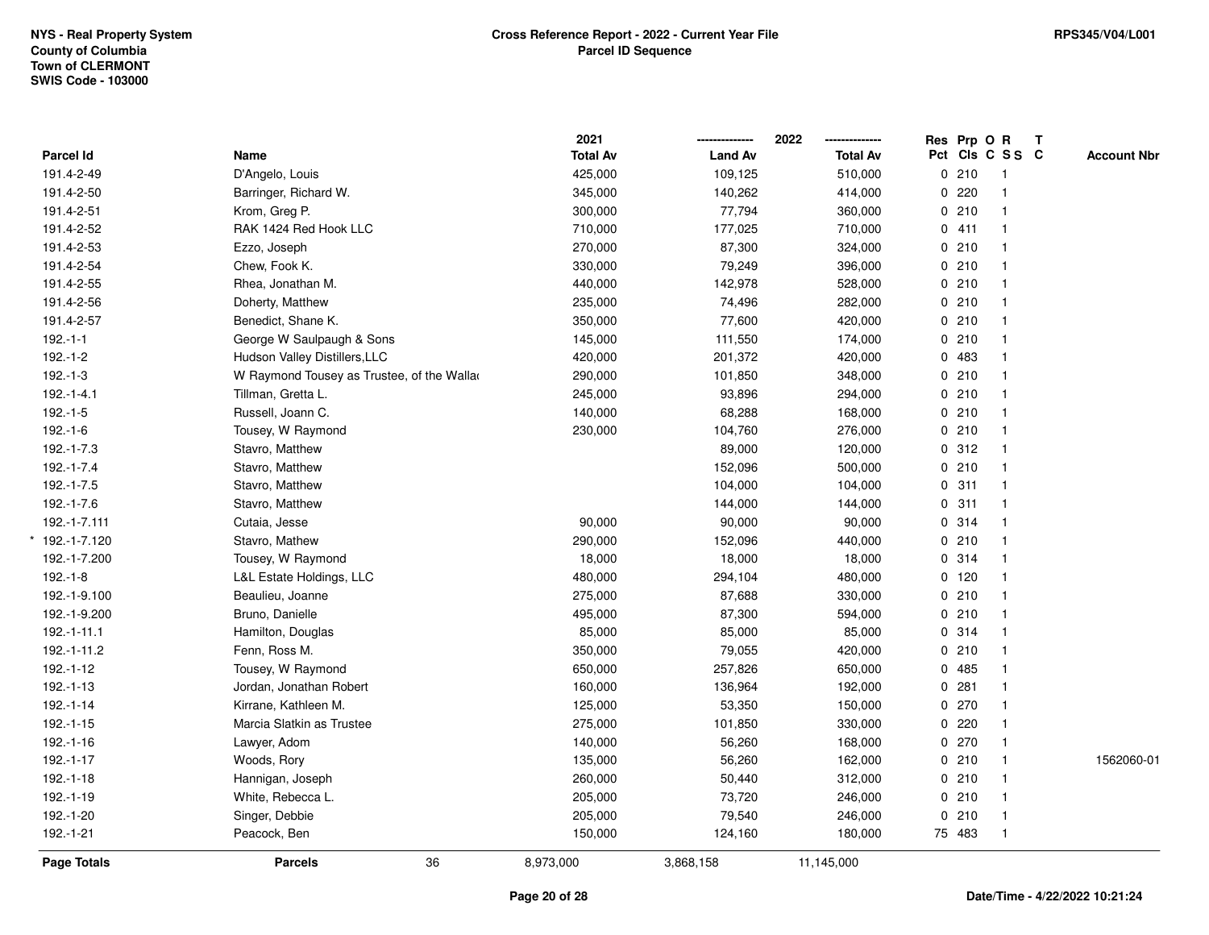**NYS - Real Property System**
**County of Columbia**
**Town of CLERMONT**
**SWIS Code - 103000**

# Cross Reference Report - 2022 - Current Year File
## Parcel ID Sequence

RPS345/V04/L001

| Parcel Id | Name | 2021 Total Av | 2022 Land Av | 2022 Total Av | Res Pct | Prp Cls | O C | R S S | T C | Account Nbr |
|---|---|---|---|---|---|---|---|---|---|---|
| 191.4-2-49 | D'Angelo, Louis | 425,000 | 109,125 | 510,000 | 0 | 210 | | 1 | | |
| 191.4-2-50 | Barringer, Richard W. | 345,000 | 140,262 | 414,000 | 0 | 220 | | 1 | | |
| 191.4-2-51 | Krom, Greg P. | 300,000 | 77,794 | 360,000 | 0 | 210 | | 1 | | |
| 191.4-2-52 | RAK 1424 Red Hook LLC | 710,000 | 177,025 | 710,000 | 0 | 411 | | 1 | | |
| 191.4-2-53 | Ezzo, Joseph | 270,000 | 87,300 | 324,000 | 0 | 210 | | 1 | | |
| 191.4-2-54 | Chew, Fook K. | 330,000 | 79,249 | 396,000 | 0 | 210 | | 1 | | |
| 191.4-2-55 | Rhea, Jonathan M. | 440,000 | 142,978 | 528,000 | 0 | 210 | | 1 | | |
| 191.4-2-56 | Doherty, Matthew | 235,000 | 74,496 | 282,000 | 0 | 210 | | 1 | | |
| 191.4-2-57 | Benedict, Shane K. | 350,000 | 77,600 | 420,000 | 0 | 210 | | 1 | | |
| 192.-1-1 | George W Saulpaugh & Sons | 145,000 | 111,550 | 174,000 | 0 | 210 | | 1 | | |
| 192.-1-2 | Hudson Valley Distillers,LLC | 420,000 | 201,372 | 420,000 | 0 | 483 | | 1 | | |
| 192.-1-3 | W Raymond Tousey as Trustee, of the Wallac | 290,000 | 101,850 | 348,000 | 0 | 210 | | 1 | | |
| 192.-1-4.1 | Tillman, Gretta L. | 245,000 | 93,896 | 294,000 | 0 | 210 | | 1 | | |
| 192.-1-5 | Russell, Joann C. | 140,000 | 68,288 | 168,000 | 0 | 210 | | 1 | | |
| 192.-1-6 | Tousey, W Raymond | 230,000 | 104,760 | 276,000 | 0 | 210 | | 1 | | |
| 192.-1-7.3 | Stavro, Matthew | | 89,000 | 120,000 | 0 | 312 | | 1 | | |
| 192.-1-7.4 | Stavro, Matthew | | 152,096 | 500,000 | 0 | 210 | | 1 | | |
| 192.-1-7.5 | Stavro, Matthew | | 104,000 | 104,000 | 0 | 311 | | 1 | | |
| 192.-1-7.6 | Stavro, Matthew | | 144,000 | 144,000 | 0 | 311 | | 1 | | |
| 192.-1-7.111 | Cutaia, Jesse | 90,000 | 90,000 | 90,000 | 0 | 314 | | 1 | | |
| * 192.-1-7.120 | Stavro, Mathew | 290,000 | 152,096 | 440,000 | 0 | 210 | | 1 | | |
| 192.-1-7.200 | Tousey, W Raymond | 18,000 | 18,000 | 18,000 | 0 | 314 | | 1 | | |
| 192.-1-8 | L&L Estate Holdings, LLC | 480,000 | 294,104 | 480,000 | 0 | 120 | | 1 | | |
| 192.-1-9.100 | Beaulieu, Joanne | 275,000 | 87,688 | 330,000 | 0 | 210 | | 1 | | |
| 192.-1-9.200 | Bruno, Danielle | 495,000 | 87,300 | 594,000 | 0 | 210 | | 1 | | |
| 192.-1-11.1 | Hamilton, Douglas | 85,000 | 85,000 | 85,000 | 0 | 314 | | 1 | | |
| 192.-1-11.2 | Fenn, Ross M. | 350,000 | 79,055 | 420,000 | 0 | 210 | | 1 | | |
| 192.-1-12 | Tousey, W Raymond | 650,000 | 257,826 | 650,000 | 0 | 485 | | 1 | | |
| 192.-1-13 | Jordan, Jonathan Robert | 160,000 | 136,964 | 192,000 | 0 | 281 | | 1 | | |
| 192.-1-14 | Kirrane, Kathleen M. | 125,000 | 53,350 | 150,000 | 0 | 270 | | 1 | | |
| 192.-1-15 | Marcia Slatkin as Trustee | 275,000 | 101,850 | 330,000 | 0 | 220 | | 1 | | |
| 192.-1-16 | Lawyer, Adom | 140,000 | 56,260 | 168,000 | 0 | 270 | | 1 | | |
| 192.-1-17 | Woods, Rory | 135,000 | 56,260 | 162,000 | 0 | 210 | | 1 | | 1562060-01 |
| 192.-1-18 | Hannigan, Joseph | 260,000 | 50,440 | 312,000 | 0 | 210 | | 1 | | |
| 192.-1-19 | White, Rebecca L. | 205,000 | 73,720 | 246,000 | 0 | 210 | | 1 | | |
| 192.-1-20 | Singer, Debbie | 205,000 | 79,540 | 246,000 | 0 | 210 | | 1 | | |
| 192.-1-21 | Peacock, Ben | 150,000 | 124,160 | 180,000 | 75 | 483 | | 1 | | |
| **Page Totals** | **Parcels** 36 | 8,973,000 | 3,868,158 | 11,145,000 | | | | | | |

**Date/Time - 4/22/2022 10:21:24**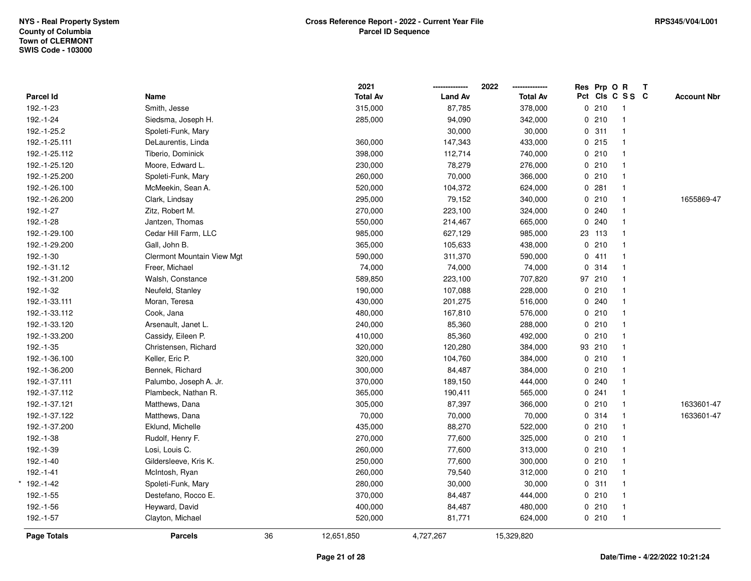NYS - Real Property System
County of Columbia
Town of CLERMONT
SWIS Code - 103000

**Cross Reference Report - 2022 - Current Year File**
**Parcel ID Sequence**

RPS345/V04/L001

| Parcel Id | Name | 2021 Total Av | 2022 Land Av | 2022 Total Av | Res Pct | Prp Cls | O C | R S S | T C | Account Nbr |
|---|---|---|---|---|---|---|---|---|---|---|
| 192.-1-23 | Smith, Jesse | 315,000 | 87,785 | 378,000 | 0 | 210 | | 1 | | |
| 192.-1-24 | Siedsma, Joseph H. | 285,000 | 94,090 | 342,000 | 0 | 210 | | 1 | | |
| 192.-1-25.2 | Spoleti-Funk, Mary | | 30,000 | 30,000 | 0 | 311 | | 1 | | |
| 192.-1-25.111 | DeLaurentis, Linda | 360,000 | 147,343 | 433,000 | 0 | 215 | | 1 | | |
| 192.-1-25.112 | Tiberio, Dominick | 398,000 | 112,714 | 740,000 | 0 | 210 | | 1 | | |
| 192.-1-25.120 | Moore, Edward L. | 230,000 | 78,279 | 276,000 | 0 | 210 | | 1 | | |
| 192.-1-25.200 | Spoleti-Funk, Mary | 260,000 | 70,000 | 366,000 | 0 | 210 | | 1 | | |
| 192.-1-26.100 | McMeekin, Sean A. | 520,000 | 104,372 | 624,000 | 0 | 281 | | 1 | | |
| 192.-1-26.200 | Clark, Lindsay | 295,000 | 79,152 | 340,000 | 0 | 210 | | 1 | | 1655869-47 |
| 192.-1-27 | Zitz, Robert M. | 270,000 | 223,100 | 324,000 | 0 | 240 | | 1 | | |
| 192.-1-28 | Jantzen, Thomas | 550,000 | 214,467 | 665,000 | 0 | 240 | | 1 | | |
| 192.-1-29.100 | Cedar Hill Farm, LLC | 985,000 | 627,129 | 985,000 | 23 | 113 | | 1 | | |
| 192.-1-29.200 | Gall, John B. | 365,000 | 105,633 | 438,000 | 0 | 210 | | 1 | | |
| 192.-1-30 | Clermont Mountain View Mgt | 590,000 | 311,370 | 590,000 | 0 | 411 | | 1 | | |
| 192.-1-31.12 | Freer, Michael | 74,000 | 74,000 | 74,000 | 0 | 314 | | 1 | | |
| 192.-1-31.200 | Walsh, Constance | 589,850 | 223,100 | 707,820 | 97 | 210 | | 1 | | |
| 192.-1-32 | Neufeld, Stanley | 190,000 | 107,088 | 228,000 | 0 | 210 | | 1 | | |
| 192.-1-33.111 | Moran, Teresa | 430,000 | 201,275 | 516,000 | 0 | 240 | | 1 | | |
| 192.-1-33.112 | Cook, Jana | 480,000 | 167,810 | 576,000 | 0 | 210 | | 1 | | |
| 192.-1-33.120 | Arsenault, Janet L. | 240,000 | 85,360 | 288,000 | 0 | 210 | | 1 | | |
| 192.-1-33.200 | Cassidy, Eileen P. | 410,000 | 85,360 | 492,000 | 0 | 210 | | 1 | | |
| 192.-1-35 | Christensen, Richard | 320,000 | 120,280 | 384,000 | 93 | 210 | | 1 | | |
| 192.-1-36.100 | Keller, Eric P. | 320,000 | 104,760 | 384,000 | 0 | 210 | | 1 | | |
| 192.-1-36.200 | Bennek, Richard | 300,000 | 84,487 | 384,000 | 0 | 210 | | 1 | | |
| 192.-1-37.111 | Palumbo, Joseph A. Jr. | 370,000 | 189,150 | 444,000 | 0 | 240 | | 1 | | |
| 192.-1-37.112 | Plambeck, Nathan R. | 365,000 | 190,411 | 565,000 | 0 | 241 | | 1 | | |
| 192.-1-37.121 | Matthews, Dana | 305,000 | 87,397 | 366,000 | 0 | 210 | | 1 | | 1633601-47 |
| 192.-1-37.122 | Matthews, Dana | 70,000 | 70,000 | 70,000 | 0 | 314 | | 1 | | 1633601-47 |
| 192.-1-37.200 | Eklund, Michelle | 435,000 | 88,270 | 522,000 | 0 | 210 | | 1 | | |
| 192.-1-38 | Rudolf, Henry F. | 270,000 | 77,600 | 325,000 | 0 | 210 | | 1 | | |
| 192.-1-39 | Losi, Louis C. | 260,000 | 77,600 | 313,000 | 0 | 210 | | 1 | | |
| 192.-1-40 | Gildersleeve, Kris K. | 250,000 | 77,600 | 300,000 | 0 | 210 | | 1 | | |
| 192.-1-41 | McIntosh, Ryan | 260,000 | 79,540 | 312,000 | 0 | 210 | | 1 | | |
| * 192.-1-42 | Spoleti-Funk, Mary | 280,000 | 30,000 | 30,000 | 0 | 311 | | 1 | | |
| 192.-1-55 | Destefano, Rocco E. | 370,000 | 84,487 | 444,000 | 0 | 210 | | 1 | | |
| 192.-1-56 | Heyward, David | 400,000 | 84,487 | 480,000 | 0 | 210 | | 1 | | |
| 192.-1-57 | Clayton, Michael | 520,000 | 81,771 | 624,000 | 0 | 210 | | 1 | | |
| **Page Totals** | **Parcels** 36 | 12,651,850 | 4,727,267 | 15,329,820 | | | | | | |

Date/Time - 4/22/2022 10:21:24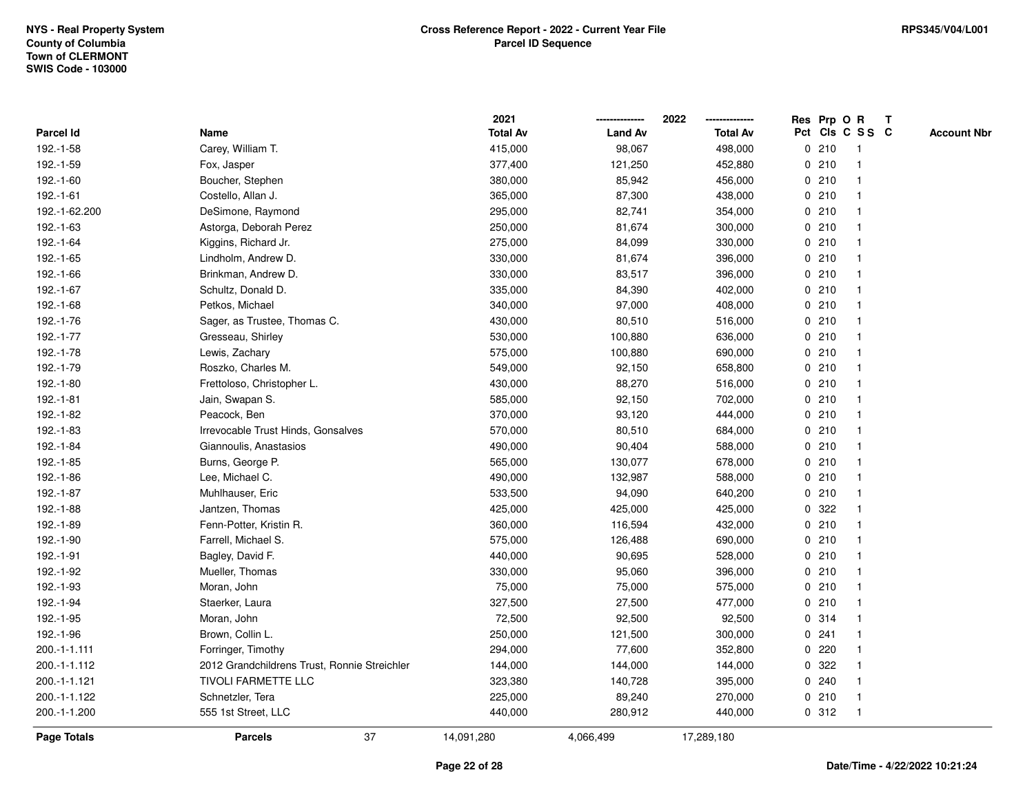NYS - Real Property System
County of Columbia
Town of CLERMONT
SWIS Code - 103000

## Cross Reference Report - 2022 - Current Year File
### Parcel ID Sequence

RPS345/V04/L001

| Parcel Id | Name | 2021 Total Av | 2022 Land Av | 2022 Total Av | Res Pct | Prp Cls | O C | R S S | T C | Account Nbr |
|---|---|---|---|---|---|---|---|---|---|---|
| 192.-1-58 | Carey, William T. | 415,000 | 98,067 | 498,000 | 0 | 210 | | 1 | | |
| 192.-1-59 | Fox, Jasper | 377,400 | 121,250 | 452,880 | 0 | 210 | | 1 | | |
| 192.-1-60 | Boucher, Stephen | 380,000 | 85,942 | 456,000 | 0 | 210 | | 1 | | |
| 192.-1-61 | Costello, Allan J. | 365,000 | 87,300 | 438,000 | 0 | 210 | | 1 | | |
| 192.-1-62.200 | DeSimone, Raymond | 295,000 | 82,741 | 354,000 | 0 | 210 | | 1 | | |
| 192.-1-63 | Astorga, Deborah Perez | 250,000 | 81,674 | 300,000 | 0 | 210 | | 1 | | |
| 192.-1-64 | Kiggins, Richard Jr. | 275,000 | 84,099 | 330,000 | 0 | 210 | | 1 | | |
| 192.-1-65 | Lindholm, Andrew D. | 330,000 | 81,674 | 396,000 | 0 | 210 | | 1 | | |
| 192.-1-66 | Brinkman, Andrew D. | 330,000 | 83,517 | 396,000 | 0 | 210 | | 1 | | |
| 192.-1-67 | Schultz, Donald D. | 335,000 | 84,390 | 402,000 | 0 | 210 | | 1 | | |
| 192.-1-68 | Petkos, Michael | 340,000 | 97,000 | 408,000 | 0 | 210 | | 1 | | |
| 192.-1-76 | Sager, as Trustee, Thomas C. | 430,000 | 80,510 | 516,000 | 0 | 210 | | 1 | | |
| 192.-1-77 | Gresseau, Shirley | 530,000 | 100,880 | 636,000 | 0 | 210 | | 1 | | |
| 192.-1-78 | Lewis, Zachary | 575,000 | 100,880 | 690,000 | 0 | 210 | | 1 | | |
| 192.-1-79 | Roszko, Charles M. | 549,000 | 92,150 | 658,800 | 0 | 210 | | 1 | | |
| 192.-1-80 | Frettoloso, Christopher L. | 430,000 | 88,270 | 516,000 | 0 | 210 | | 1 | | |
| 192.-1-81 | Jain, Swapan S. | 585,000 | 92,150 | 702,000 | 0 | 210 | | 1 | | |
| 192.-1-82 | Peacock, Ben | 370,000 | 93,120 | 444,000 | 0 | 210 | | 1 | | |
| 192.-1-83 | Irrevocable Trust Hinds, Gonsalves | 570,000 | 80,510 | 684,000 | 0 | 210 | | 1 | | |
| 192.-1-84 | Giannoulis, Anastasios | 490,000 | 90,404 | 588,000 | 0 | 210 | | 1 | | |
| 192.-1-85 | Burns, George P. | 565,000 | 130,077 | 678,000 | 0 | 210 | | 1 | | |
| 192.-1-86 | Lee, Michael C. | 490,000 | 132,987 | 588,000 | 0 | 210 | | 1 | | |
| 192.-1-87 | Muhlhauser, Eric | 533,500 | 94,090 | 640,200 | 0 | 210 | | 1 | | |
| 192.-1-88 | Jantzen, Thomas | 425,000 | 425,000 | 425,000 | 0 | 322 | | 1 | | |
| 192.-1-89 | Fenn-Potter, Kristin R. | 360,000 | 116,594 | 432,000 | 0 | 210 | | 1 | | |
| 192.-1-90 | Farrell, Michael S. | 575,000 | 126,488 | 690,000 | 0 | 210 | | 1 | | |
| 192.-1-91 | Bagley, David F. | 440,000 | 90,695 | 528,000 | 0 | 210 | | 1 | | |
| 192.-1-92 | Mueller, Thomas | 330,000 | 95,060 | 396,000 | 0 | 210 | | 1 | | |
| 192.-1-93 | Moran, John | 75,000 | 75,000 | 575,000 | 0 | 210 | | 1 | | |
| 192.-1-94 | Staerker, Laura | 327,500 | 27,500 | 477,000 | 0 | 210 | | 1 | | |
| 192.-1-95 | Moran, John | 72,500 | 92,500 | 92,500 | 0 | 314 | | 1 | | |
| 192.-1-96 | Brown, Collin L. | 250,000 | 121,500 | 300,000 | 0 | 241 | | 1 | | |
| 200.-1-1.111 | Forringer, Timothy | 294,000 | 77,600 | 352,800 | 0 | 220 | | 1 | | |
| 200.-1-1.112 | 2012 Grandchildrens Trust, Ronnie Streichler | 144,000 | 144,000 | 144,000 | 0 | 322 | | 1 | | |
| 200.-1-1.121 | TIVOLI FARMETTE LLC | 323,380 | 140,728 | 395,000 | 0 | 240 | | 1 | | |
| 200.-1-1.122 | Schnetzler, Tera | 225,000 | 89,240 | 270,000 | 0 | 210 | | 1 | | |
| 200.-1-1.200 | 555 1st Street, LLC | 440,000 | 280,912 | 440,000 | 0 | 312 | | 1 | | |
| **Page Totals** | **Parcels** 37 | 14,091,280 | 4,066,499 | 17,289,180 | | | | | | |

Date/Time - 4/22/2022 10:21:24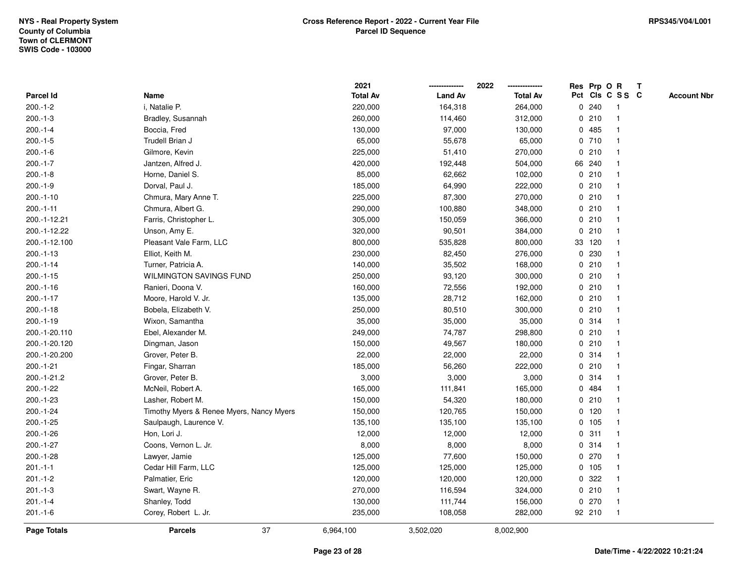NYS - Real Property System
County of Columbia
Town of CLERMONT
SWIS Code - 103000

**Cross Reference Report - 2022 - Current Year File**
**Parcel ID Sequence**

RPS345/V04/L001

| Parcel Id | Name | 2021 Total Av | 2022 Land Av | 2022 Total Av | Res Pct | Prp Cls | O C | R S S | T C | Account Nbr |
|---|---|---|---|---|---|---|---|---|---|---|
| 200.-1-2 | i, Natalie P. | 220,000 | 164,318 | 264,000 | 0 | 240 | | 1 | | |
| 200.-1-3 | Bradley, Susannah | 260,000 | 114,460 | 312,000 | 0 | 210 | | 1 | | |
| 200.-1-4 | Boccia, Fred | 130,000 | 97,000 | 130,000 | 0 | 485 | | 1 | | |
| 200.-1-5 | Trudell Brian J | 65,000 | 55,678 | 65,000 | 0 | 710 | | 1 | | |
| 200.-1-6 | Gilmore, Kevin | 225,000 | 51,410 | 270,000 | 0 | 210 | | 1 | | |
| 200.-1-7 | Jantzen, Alfred J. | 420,000 | 192,448 | 504,000 | 66 | 240 | | 1 | | |
| 200.-1-8 | Horne, Daniel S. | 85,000 | 62,662 | 102,000 | 0 | 210 | | 1 | | |
| 200.-1-9 | Dorval, Paul J. | 185,000 | 64,990 | 222,000 | 0 | 210 | | 1 | | |
| 200.-1-10 | Chmura, Mary Anne T. | 225,000 | 87,300 | 270,000 | 0 | 210 | | 1 | | |
| 200.-1-11 | Chmura, Albert G. | 290,000 | 100,880 | 348,000 | 0 | 210 | | 1 | | |
| 200.-1-12.21 | Farris, Christopher L. | 305,000 | 150,059 | 366,000 | 0 | 210 | | 1 | | |
| 200.-1-12.22 | Unson, Amy E. | 320,000 | 90,501 | 384,000 | 0 | 210 | | 1 | | |
| 200.-1-12.100 | Pleasant Vale Farm, LLC | 800,000 | 535,828 | 800,000 | 33 | 120 | | 1 | | |
| 200.-1-13 | Elliot, Keith M. | 230,000 | 82,450 | 276,000 | 0 | 230 | | 1 | | |
| 200.-1-14 | Turner, Patricia A. | 140,000 | 35,502 | 168,000 | 0 | 210 | | 1 | | |
| 200.-1-15 | WILMINGTON SAVINGS FUND | 250,000 | 93,120 | 300,000 | 0 | 210 | | 1 | | |
| 200.-1-16 | Ranieri, Doona V. | 160,000 | 72,556 | 192,000 | 0 | 210 | | 1 | | |
| 200.-1-17 | Moore, Harold V. Jr. | 135,000 | 28,712 | 162,000 | 0 | 210 | | 1 | | |
| 200.-1-18 | Bobela, Elizabeth V. | 250,000 | 80,510 | 300,000 | 0 | 210 | | 1 | | |
| 200.-1-19 | Wixon, Samantha | 35,000 | 35,000 | 35,000 | 0 | 314 | | 1 | | |
| 200.-1-20.110 | Ebel, Alexander M. | 249,000 | 74,787 | 298,800 | 0 | 210 | | 1 | | |
| 200.-1-20.120 | Dingman, Jason | 150,000 | 49,567 | 180,000 | 0 | 210 | | 1 | | |
| 200.-1-20.200 | Grover, Peter B. | 22,000 | 22,000 | 22,000 | 0 | 314 | | 1 | | |
| 200.-1-21 | Fingar, Sharran | 185,000 | 56,260 | 222,000 | 0 | 210 | | 1 | | |
| 200.-1-21.2 | Grover, Peter B. | 3,000 | 3,000 | 3,000 | 0 | 314 | | 1 | | |
| 200.-1-22 | McNeil, Robert A. | 165,000 | 111,841 | 165,000 | 0 | 484 | | 1 | | |
| 200.-1-23 | Lasher, Robert M. | 150,000 | 54,320 | 180,000 | 0 | 210 | | 1 | | |
| 200.-1-24 | Timothy Myers & Renee Myers, Nancy Myers | 150,000 | 120,765 | 150,000 | 0 | 120 | | 1 | | |
| 200.-1-25 | Saulpaugh, Laurence V. | 135,100 | 135,100 | 135,100 | 0 | 105 | | 1 | | |
| 200.-1-26 | Hon, Lori J. | 12,000 | 12,000 | 12,000 | 0 | 311 | | 1 | | |
| 200.-1-27 | Coons, Vernon L. Jr. | 8,000 | 8,000 | 8,000 | 0 | 314 | | 1 | | |
| 200.-1-28 | Lawyer, Jamie | 125,000 | 77,600 | 150,000 | 0 | 270 | | 1 | | |
| 201.-1-1 | Cedar Hill Farm, LLC | 125,000 | 125,000 | 125,000 | 0 | 105 | | 1 | | |
| 201.-1-2 | Palmatier, Eric | 120,000 | 120,000 | 120,000 | 0 | 322 | | 1 | | |
| 201.-1-3 | Swart, Wayne R. | 270,000 | 116,594 | 324,000 | 0 | 210 | | 1 | | |
| 201.-1-4 | Shanley, Todd | 130,000 | 111,744 | 156,000 | 0 | 270 | | 1 | | |
| 201.-1-6 | Corey, Robert L. Jr. | 235,000 | 108,058 | 282,000 | 92 | 210 | | 1 | | |
| **Page Totals** | **Parcels** 37 | 6,964,100 | 3,502,020 | 8,002,900 | | | | | | |

Date/Time - 4/22/2022 10:21:24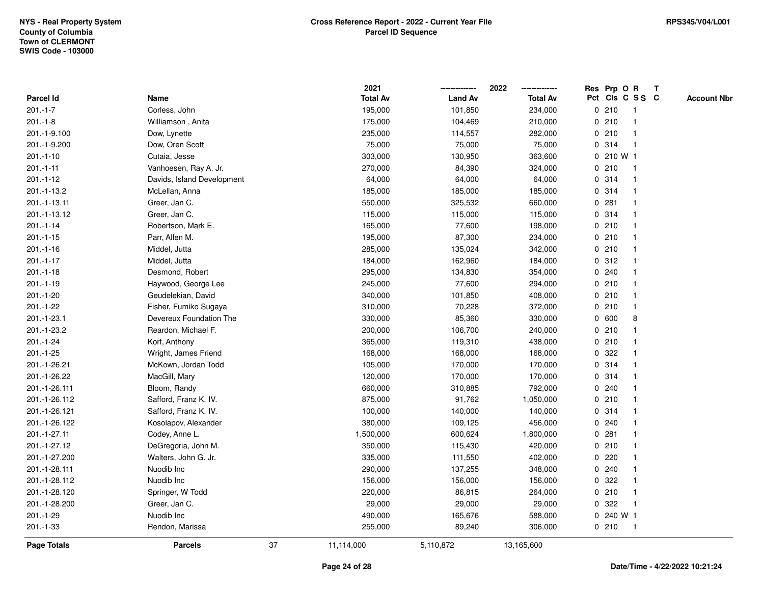NYS - Real Property System
County of Columbia
Town of CLERMONT
SWIS Code - 103000

# Cross Reference Report - 2022 - Current Year File
## Parcel ID Sequence

RPS345/V04/L001

| Parcel Id | Name | | 2021 Total Av | 2022 Land Av | 2022 Total Av | Res Pct | Prp Cls | O C | R S S | T C | Account Nbr |
|---|---|---|---|---|---|---|---|---|---|---|---|
| 201.-1-7 | Corless, John | | 195,000 | 101,850 | 234,000 | 0 | 210 | | 1 | | |
| 201.-1-8 | Williamson , Anita | | 175,000 | 104,469 | 210,000 | 0 | 210 | | 1 | | |
| 201.-1-9.100 | Dow, Lynette | | 235,000 | 114,557 | 282,000 | 0 | 210 | | 1 | | |
| 201.-1-9.200 | Dow, Oren Scott | | 75,000 | 75,000 | 75,000 | 0 | 314 | | 1 | | |
| 201.-1-10 | Cutaia, Jesse | | 303,000 | 130,950 | 363,600 | 0 | 210 | W | 1 | | |
| 201.-1-11 | Vanhoesen, Ray A. Jr. | | 270,000 | 84,390 | 324,000 | 0 | 210 | | 1 | | |
| 201.-1-12 | Davids, Island Development | | 64,000 | 64,000 | 64,000 | 0 | 314 | | 1 | | |
| 201.-1-13.2 | McLellan, Anna | | 185,000 | 185,000 | 185,000 | 0 | 314 | | 1 | | |
| 201.-1-13.11 | Greer, Jan C. | | 550,000 | 325,532 | 660,000 | 0 | 281 | | 1 | | |
| 201.-1-13.12 | Greer, Jan C. | | 115,000 | 115,000 | 115,000 | 0 | 314 | | 1 | | |
| 201.-1-14 | Robertson, Mark E. | | 165,000 | 77,600 | 198,000 | 0 | 210 | | 1 | | |
| 201.-1-15 | Parr, Allen M. | | 195,000 | 87,300 | 234,000 | 0 | 210 | | 1 | | |
| 201.-1-16 | Middel, Jutta | | 285,000 | 135,024 | 342,000 | 0 | 210 | | 1 | | |
| 201.-1-17 | Middel, Jutta | | 184,000 | 162,960 | 184,000 | 0 | 312 | | 1 | | |
| 201.-1-18 | Desmond, Robert | | 295,000 | 134,830 | 354,000 | 0 | 240 | | 1 | | |
| 201.-1-19 | Haywood, George Lee | | 245,000 | 77,600 | 294,000 | 0 | 210 | | 1 | | |
| 201.-1-20 | Geudelekian, David | | 340,000 | 101,850 | 408,000 | 0 | 210 | | 1 | | |
| 201.-1-22 | Fisher, Fumiko Sugaya | | 310,000 | 70,228 | 372,000 | 0 | 210 | | 1 | | |
| 201.-1-23.1 | Devereux Foundation The | | 330,000 | 85,360 | 330,000 | 0 | 600 | | 8 | | |
| 201.-1-23.2 | Reardon, Michael F. | | 200,000 | 106,700 | 240,000 | 0 | 210 | | 1 | | |
| 201.-1-24 | Korf, Anthony | | 365,000 | 119,310 | 438,000 | 0 | 210 | | 1 | | |
| 201.-1-25 | Wright, James Friend | | 168,000 | 168,000 | 168,000 | 0 | 322 | | 1 | | |
| 201.-1-26.21 | McKown, Jordan Todd | | 105,000 | 170,000 | 170,000 | 0 | 314 | | 1 | | |
| 201.-1-26.22 | MacGill, Mary | | 120,000 | 170,000 | 170,000 | 0 | 314 | | 1 | | |
| 201.-1-26.111 | Bloom, Randy | | 660,000 | 310,885 | 792,000 | 0 | 240 | | 1 | | |
| 201.-1-26.112 | Safford, Franz K. IV. | | 875,000 | 91,762 | 1,050,000 | 0 | 210 | | 1 | | |
| 201.-1-26.121 | Safford, Franz K. IV. | | 100,000 | 140,000 | 140,000 | 0 | 314 | | 1 | | |
| 201.-1-26.122 | Kosolapov, Alexander | | 380,000 | 109,125 | 456,000 | 0 | 240 | | 1 | | |
| 201.-1-27.11 | Codey, Anne L. | | 1,500,000 | 600,624 | 1,800,000 | 0 | 281 | | 1 | | |
| 201.-1-27.12 | DeGregoria, John M. | | 350,000 | 115,430 | 420,000 | 0 | 210 | | 1 | | |
| 201.-1-27.200 | Walters, John G. Jr. | | 335,000 | 111,550 | 402,000 | 0 | 220 | | 1 | | |
| 201.-1-28.111 | Nuodib Inc | | 290,000 | 137,255 | 348,000 | 0 | 240 | | 1 | | |
| 201.-1-28.112 | Nuodib Inc | | 156,000 | 156,000 | 156,000 | 0 | 322 | | 1 | | |
| 201.-1-28.120 | Springer, W Todd | | 220,000 | 86,815 | 264,000 | 0 | 210 | | 1 | | |
| 201.-1-28.200 | Greer, Jan C. | | 29,000 | 29,000 | 29,000 | 0 | 322 | | 1 | | |
| 201.-1-29 | Nuodib Inc | | 490,000 | 165,676 | 588,000 | 0 | 240 | W | 1 | | |
| 201.-1-33 | Rendon, Marissa | | 255,000 | 89,240 | 306,000 | 0 | 210 | | 1 | | |
| **Page Totals** | **Parcels** | 37 | 11,114,000 | 5,110,872 | 13,165,600 | | | | | | |

Date/Time - 4/22/2022 10:21:24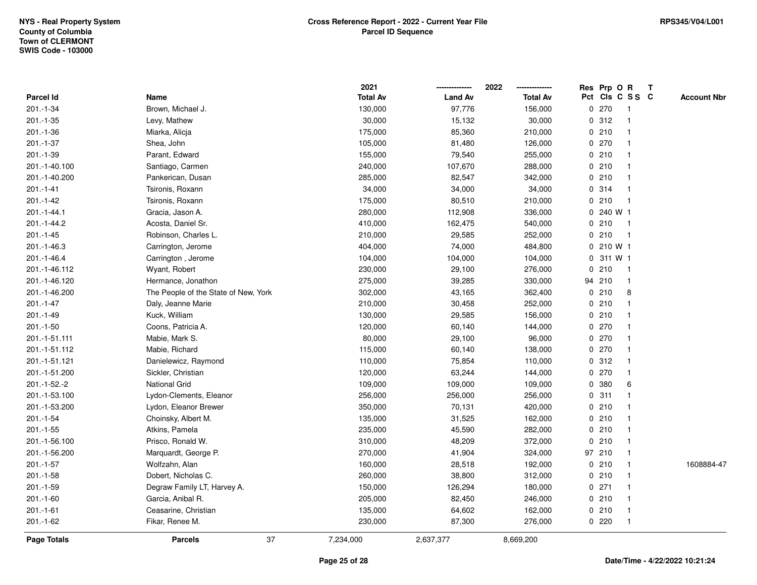NYS - Real Property System
County of Columbia
Town of CLERMONT
SWIS Code - 103000

# Cross Reference Report - 2022 - Current Year File
## Parcel ID Sequence

RPS345/V04/L001

| Parcel Id | Name | 2021 Total Av | 2022 Land Av | 2022 Total Av | Res Pct | Prp Cls | O C | R S S | T C | Account Nbr |
|---|---|---|---|---|---|---|---|---|---|---|
| 201.-1-34 | Brown, Michael J. | 130,000 | 97,776 | 156,000 | 0 | 270 | | 1 | | |
| 201.-1-35 | Levy, Mathew | 30,000 | 15,132 | 30,000 | 0 | 312 | | 1 | | |
| 201.-1-36 | Miarka, Alicja | 175,000 | 85,360 | 210,000 | 0 | 210 | | 1 | | |
| 201.-1-37 | Shea, John | 105,000 | 81,480 | 126,000 | 0 | 270 | | 1 | | |
| 201.-1-39 | Parant, Edward | 155,000 | 79,540 | 255,000 | 0 | 210 | | 1 | | |
| 201.-1-40.100 | Santiago, Carmen | 240,000 | 107,670 | 288,000 | 0 | 210 | | 1 | | |
| 201.-1-40.200 | Pankerican, Dusan | 285,000 | 82,547 | 342,000 | 0 | 210 | | 1 | | |
| 201.-1-41 | Tsironis, Roxann | 34,000 | 34,000 | 34,000 | 0 | 314 | | 1 | | |
| 201.-1-42 | Tsironis, Roxann | 175,000 | 80,510 | 210,000 | 0 | 210 | | 1 | | |
| 201.-1-44.1 | Gracia, Jason A. | 280,000 | 112,908 | 336,000 | 0 | 240 | W | 1 | | |
| 201.-1-44.2 | Acosta, Daniel Sr. | 410,000 | 162,475 | 540,000 | 0 | 210 | | 1 | | |
| 201.-1-45 | Robinson, Charles L. | 210,000 | 29,585 | 252,000 | 0 | 210 | | 1 | | |
| 201.-1-46.3 | Carrington, Jerome | 404,000 | 74,000 | 484,800 | 0 | 210 | W | 1 | | |
| 201.-1-46.4 | Carrington , Jerome | 104,000 | 104,000 | 104,000 | 0 | 311 | W | 1 | | |
| 201.-1-46.112 | Wyant, Robert | 230,000 | 29,100 | 276,000 | 0 | 210 | | 1 | | |
| 201.-1-46.120 | Hermance, Jonathon | 275,000 | 39,285 | 330,000 | 94 | 210 | | 1 | | |
| 201.-1-46.200 | The People of the State of New, York | 302,000 | 43,165 | 362,400 | 0 | 210 | | 8 | | |
| 201.-1-47 | Daly, Jeanne Marie | 210,000 | 30,458 | 252,000 | 0 | 210 | | 1 | | |
| 201.-1-49 | Kuck, William | 130,000 | 29,585 | 156,000 | 0 | 210 | | 1 | | |
| 201.-1-50 | Coons, Patricia A. | 120,000 | 60,140 | 144,000 | 0 | 270 | | 1 | | |
| 201.-1-51.111 | Mabie, Mark S. | 80,000 | 29,100 | 96,000 | 0 | 270 | | 1 | | |
| 201.-1-51.112 | Mabie, Richard | 115,000 | 60,140 | 138,000 | 0 | 270 | | 1 | | |
| 201.-1-51.121 | Danielewicz, Raymond | 110,000 | 75,854 | 110,000 | 0 | 312 | | 1 | | |
| 201.-1-51.200 | Sickler, Christian | 120,000 | 63,244 | 144,000 | 0 | 270 | | 1 | | |
| 201.-1-52.-2 | National Grid | 109,000 | 109,000 | 109,000 | 0 | 380 | | 6 | | |
| 201.-1-53.100 | Lydon-Clements, Eleanor | 256,000 | 256,000 | 256,000 | 0 | 311 | | 1 | | |
| 201.-1-53.200 | Lydon, Eleanor Brewer | 350,000 | 70,131 | 420,000 | 0 | 210 | | 1 | | |
| 201.-1-54 | Choinsky, Albert M. | 135,000 | 31,525 | 162,000 | 0 | 210 | | 1 | | |
| 201.-1-55 | Atkins, Pamela | 235,000 | 45,590 | 282,000 | 0 | 210 | | 1 | | |
| 201.-1-56.100 | Prisco, Ronald W. | 310,000 | 48,209 | 372,000 | 0 | 210 | | 1 | | |
| 201.-1-56.200 | Marquardt, George P. | 270,000 | 41,904 | 324,000 | 97 | 210 | | 1 | | |
| 201.-1-57 | Wolfzahn, Alan | 160,000 | 28,518 | 192,000 | 0 | 210 | | 1 | | 1608884-47 |
| 201.-1-58 | Dobert, Nicholas C. | 260,000 | 38,800 | 312,000 | 0 | 210 | | 1 | | |
| 201.-1-59 | Degraw Family LT, Harvey A. | 150,000 | 126,294 | 180,000 | 0 | 271 | | 1 | | |
| 201.-1-60 | Garcia, Anibal R. | 205,000 | 82,450 | 246,000 | 0 | 210 | | 1 | | |
| 201.-1-61 | Ceasarine, Christian | 135,000 | 64,602 | 162,000 | 0 | 210 | | 1 | | |
| 201.-1-62 | Fikar, Renee M. | 230,000 | 87,300 | 276,000 | 0 | 220 | | 1 | | |
| **Page Totals** | **Parcels** 37 | 7,234,000 | 2,637,377 | 8,669,200 | | | | | | |

Date/Time - 4/22/2022 10:21:24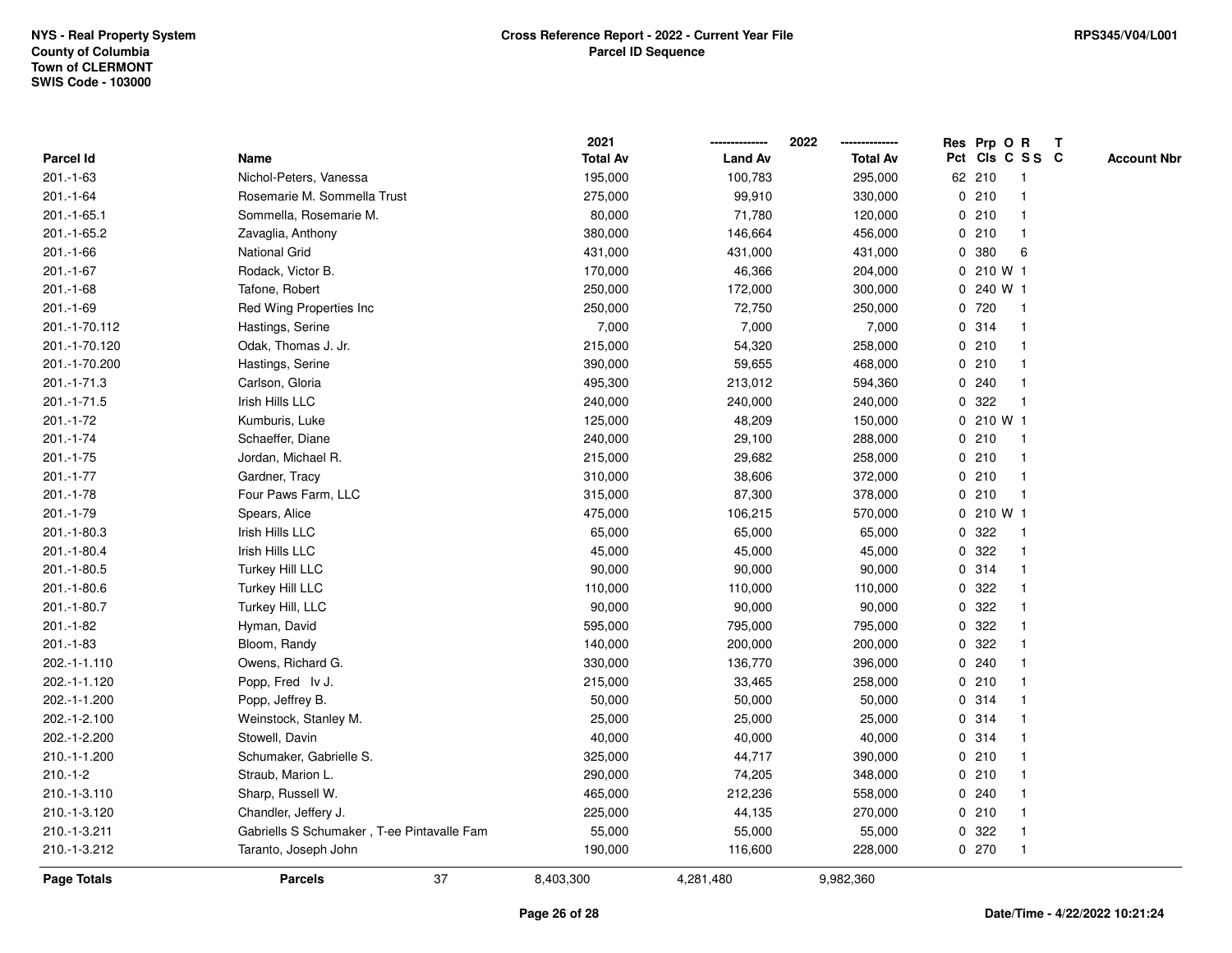NYS - Real Property System
County of Columbia
Town of CLERMONT
SWIS Code - 103000

**Cross Reference Report - 2022 - Current Year File**
**Parcel ID Sequence**

RPS345/V04/L001

| Parcel Id | Name | 2021 Total Av | 2022 Land Av | 2022 Total Av | Res Pct | Prp Cls | O C | R S S | T C | Account Nbr |
|---|---|---|---|---|---|---|---|---|---|---|
| 201.-1-63 | Nichol-Peters, Vanessa | 195,000 | 100,783 | 295,000 | 62 | 210 | | 1 | | |
| 201.-1-64 | Rosemarie M. Sommella Trust | 275,000 | 99,910 | 330,000 | 0 | 210 | | 1 | | |
| 201.-1-65.1 | Sommella, Rosemarie M. | 80,000 | 71,780 | 120,000 | 0 | 210 | | 1 | | |
| 201.-1-65.2 | Zavaglia, Anthony | 380,000 | 146,664 | 456,000 | 0 | 210 | | 1 | | |
| 201.-1-66 | National Grid | 431,000 | 431,000 | 431,000 | 0 | 380 | | 6 | | |
| 201.-1-67 | Rodack, Victor B. | 170,000 | 46,366 | 204,000 | 0 | 210 | W | 1 | | |
| 201.-1-68 | Tafone, Robert | 250,000 | 172,000 | 300,000 | 0 | 240 | W | 1 | | |
| 201.-1-69 | Red Wing Properties Inc | 250,000 | 72,750 | 250,000 | 0 | 720 | | 1 | | |
| 201.-1-70.112 | Hastings, Serine | 7,000 | 7,000 | 7,000 | 0 | 314 | | 1 | | |
| 201.-1-70.120 | Odak, Thomas J. Jr. | 215,000 | 54,320 | 258,000 | 0 | 210 | | 1 | | |
| 201.-1-70.200 | Hastings, Serine | 390,000 | 59,655 | 468,000 | 0 | 210 | | 1 | | |
| 201.-1-71.3 | Carlson, Gloria | 495,300 | 213,012 | 594,360 | 0 | 240 | | 1 | | |
| 201.-1-71.5 | Irish Hills LLC | 240,000 | 240,000 | 240,000 | 0 | 322 | | 1 | | |
| 201.-1-72 | Kumburis, Luke | 125,000 | 48,209 | 150,000 | 0 | 210 | W | 1 | | |
| 201.-1-74 | Schaeffer, Diane | 240,000 | 29,100 | 288,000 | 0 | 210 | | 1 | | |
| 201.-1-75 | Jordan, Michael R. | 215,000 | 29,682 | 258,000 | 0 | 210 | | 1 | | |
| 201.-1-77 | Gardner, Tracy | 310,000 | 38,606 | 372,000 | 0 | 210 | | 1 | | |
| 201.-1-78 | Four Paws Farm, LLC | 315,000 | 87,300 | 378,000 | 0 | 210 | | 1 | | |
| 201.-1-79 | Spears, Alice | 475,000 | 106,215 | 570,000 | 0 | 210 | W | 1 | | |
| 201.-1-80.3 | Irish Hills LLC | 65,000 | 65,000 | 65,000 | 0 | 322 | | 1 | | |
| 201.-1-80.4 | Irish Hills LLC | 45,000 | 45,000 | 45,000 | 0 | 322 | | 1 | | |
| 201.-1-80.5 | Turkey Hill LLC | 90,000 | 90,000 | 90,000 | 0 | 314 | | 1 | | |
| 201.-1-80.6 | Turkey Hill LLC | 110,000 | 110,000 | 110,000 | 0 | 322 | | 1 | | |
| 201.-1-80.7 | Turkey Hill, LLC | 90,000 | 90,000 | 90,000 | 0 | 322 | | 1 | | |
| 201.-1-82 | Hyman, David | 595,000 | 795,000 | 795,000 | 0 | 322 | | 1 | | |
| 201.-1-83 | Bloom, Randy | 140,000 | 200,000 | 200,000 | 0 | 322 | | 1 | | |
| 202.-1-1.110 | Owens, Richard G. | 330,000 | 136,770 | 396,000 | 0 | 240 | | 1 | | |
| 202.-1-1.120 | Popp, Fred Iv J. | 215,000 | 33,465 | 258,000 | 0 | 210 | | 1 | | |
| 202.-1-1.200 | Popp, Jeffrey B. | 50,000 | 50,000 | 50,000 | 0 | 314 | | 1 | | |
| 202.-1-2.100 | Weinstock, Stanley M. | 25,000 | 25,000 | 25,000 | 0 | 314 | | 1 | | |
| 202.-1-2.200 | Stowell, Davin | 40,000 | 40,000 | 40,000 | 0 | 314 | | 1 | | |
| 210.-1-1.200 | Schumaker, Gabrielle S. | 325,000 | 44,717 | 390,000 | 0 | 210 | | 1 | | |
| 210.-1-2 | Straub, Marion L. | 290,000 | 74,205 | 348,000 | 0 | 210 | | 1 | | |
| 210.-1-3.110 | Sharp, Russell W. | 465,000 | 212,236 | 558,000 | 0 | 240 | | 1 | | |
| 210.-1-3.120 | Chandler, Jeffery J. | 225,000 | 44,135 | 270,000 | 0 | 210 | | 1 | | |
| 210.-1-3.211 | Gabriells S Schumaker , T-ee Pintavalle Fam | 55,000 | 55,000 | 55,000 | 0 | 322 | | 1 | | |
| 210.-1-3.212 | Taranto, Joseph John | 190,000 | 116,600 | 228,000 | 0 | 270 | | 1 | | |
| **Page Totals** | **Parcels** 37 | 8,403,300 | 4,281,480 | 9,982,360 | | | | | | |

Date/Time - 4/22/2022 10:21:24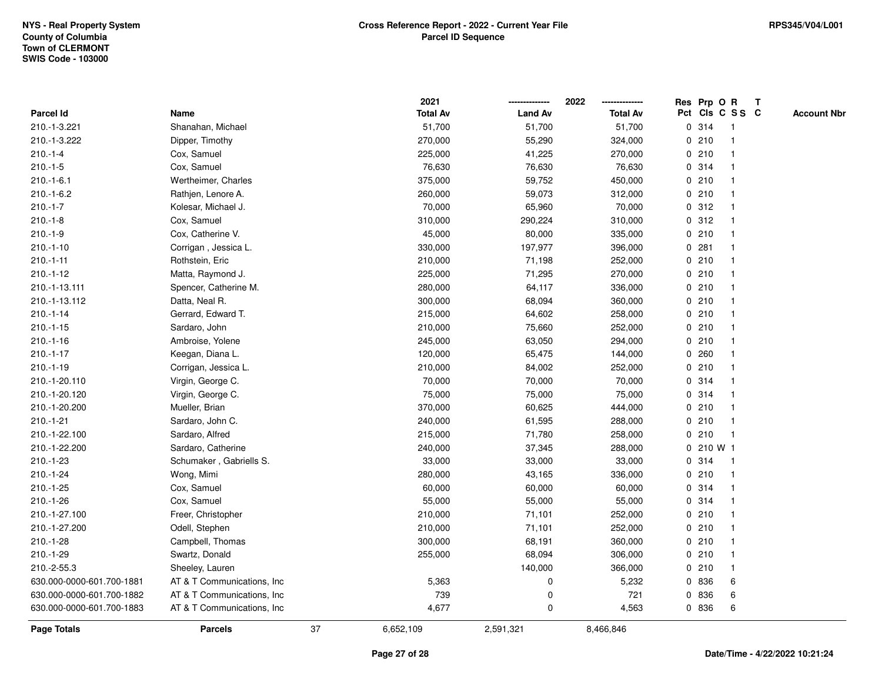NYS - Real Property System
County of Columbia
Town of CLERMONT
SWIS Code - 103000

**Cross Reference Report - 2022 - Current Year File**
**Parcel ID Sequence**

RPS345/V04/L001

| Parcel Id | Name | 2021 Total Av | 2022 Land Av | 2022 Total Av | Res Pct | Prp Cls | O C | R S S | T C | Account Nbr |
|---|---|---|---|---|---|---|---|---|---|---|
| 210.-1-3.221 | Shanahan, Michael | 51,700 | 51,700 | 51,700 | 0 | 314 | | 1 | | |
| 210.-1-3.222 | Dipper, Timothy | 270,000 | 55,290 | 324,000 | 0 | 210 | | 1 | | |
| 210.-1-4 | Cox, Samuel | 225,000 | 41,225 | 270,000 | 0 | 210 | | 1 | | |
| 210.-1-5 | Cox, Samuel | 76,630 | 76,630 | 76,630 | 0 | 314 | | 1 | | |
| 210.-1-6.1 | Wertheimer, Charles | 375,000 | 59,752 | 450,000 | 0 | 210 | | 1 | | |
| 210.-1-6.2 | Rathjen, Lenore A. | 260,000 | 59,073 | 312,000 | 0 | 210 | | 1 | | |
| 210.-1-7 | Kolesar, Michael J. | 70,000 | 65,960 | 70,000 | 0 | 312 | | 1 | | |
| 210.-1-8 | Cox, Samuel | 310,000 | 290,224 | 310,000 | 0 | 312 | | 1 | | |
| 210.-1-9 | Cox, Catherine V. | 45,000 | 80,000 | 335,000 | 0 | 210 | | 1 | | |
| 210.-1-10 | Corrigan , Jessica L. | 330,000 | 197,977 | 396,000 | 0 | 281 | | 1 | | |
| 210.-1-11 | Rothstein, Eric | 210,000 | 71,198 | 252,000 | 0 | 210 | | 1 | | |
| 210.-1-12 | Matta, Raymond J. | 225,000 | 71,295 | 270,000 | 0 | 210 | | 1 | | |
| 210.-1-13.111 | Spencer, Catherine M. | 280,000 | 64,117 | 336,000 | 0 | 210 | | 1 | | |
| 210.-1-13.112 | Datta, Neal R. | 300,000 | 68,094 | 360,000 | 0 | 210 | | 1 | | |
| 210.-1-14 | Gerrard, Edward T. | 215,000 | 64,602 | 258,000 | 0 | 210 | | 1 | | |
| 210.-1-15 | Sardaro, John | 210,000 | 75,660 | 252,000 | 0 | 210 | | 1 | | |
| 210.-1-16 | Ambroise, Yolene | 245,000 | 63,050 | 294,000 | 0 | 210 | | 1 | | |
| 210.-1-17 | Keegan, Diana L. | 120,000 | 65,475 | 144,000 | 0 | 260 | | 1 | | |
| 210.-1-19 | Corrigan, Jessica L. | 210,000 | 84,002 | 252,000 | 0 | 210 | | 1 | | |
| 210.-1-20.110 | Virgin, George C. | 70,000 | 70,000 | 70,000 | 0 | 314 | | 1 | | |
| 210.-1-20.120 | Virgin, George C. | 75,000 | 75,000 | 75,000 | 0 | 314 | | 1 | | |
| 210.-1-20.200 | Mueller, Brian | 370,000 | 60,625 | 444,000 | 0 | 210 | | 1 | | |
| 210.-1-21 | Sardaro, John C. | 240,000 | 61,595 | 288,000 | 0 | 210 | | 1 | | |
| 210.-1-22.100 | Sardaro, Alfred | 215,000 | 71,780 | 258,000 | 0 | 210 | | 1 | | |
| 210.-1-22.200 | Sardaro, Catherine | 240,000 | 37,345 | 288,000 | 0 | 210 | W | 1 | | |
| 210.-1-23 | Schumaker , Gabriells S. | 33,000 | 33,000 | 33,000 | 0 | 314 | | 1 | | |
| 210.-1-24 | Wong, Mimi | 280,000 | 43,165 | 336,000 | 0 | 210 | | 1 | | |
| 210.-1-25 | Cox, Samuel | 60,000 | 60,000 | 60,000 | 0 | 314 | | 1 | | |
| 210.-1-26 | Cox, Samuel | 55,000 | 55,000 | 55,000 | 0 | 314 | | 1 | | |
| 210.-1-27.100 | Freer, Christopher | 210,000 | 71,101 | 252,000 | 0 | 210 | | 1 | | |
| 210.-1-27.200 | Odell, Stephen | 210,000 | 71,101 | 252,000 | 0 | 210 | | 1 | | |
| 210.-1-28 | Campbell, Thomas | 300,000 | 68,191 | 360,000 | 0 | 210 | | 1 | | |
| 210.-1-29 | Swartz, Donald | 255,000 | 68,094 | 306,000 | 0 | 210 | | 1 | | |
| 210.-2-55.3 | Sheeley, Lauren | | 140,000 | 366,000 | 0 | 210 | | 1 | | |
| 630.000-0000-601.700-1881 | AT & T Communications, Inc | 5,363 | 0 | 5,232 | 0 | 836 | | 6 | | |
| 630.000-0000-601.700-1882 | AT & T Communications, Inc | 739 | 0 | 721 | 0 | 836 | | 6 | | |
| 630.000-0000-601.700-1883 | AT & T Communications, Inc | 4,677 | 0 | 4,563 | 0 | 836 | | 6 | | |
| **Page Totals** | **Parcels** 37 | 6,652,109 | 2,591,321 | 8,466,846 | | | | | | |

Date/Time - 4/22/2022 10:21:24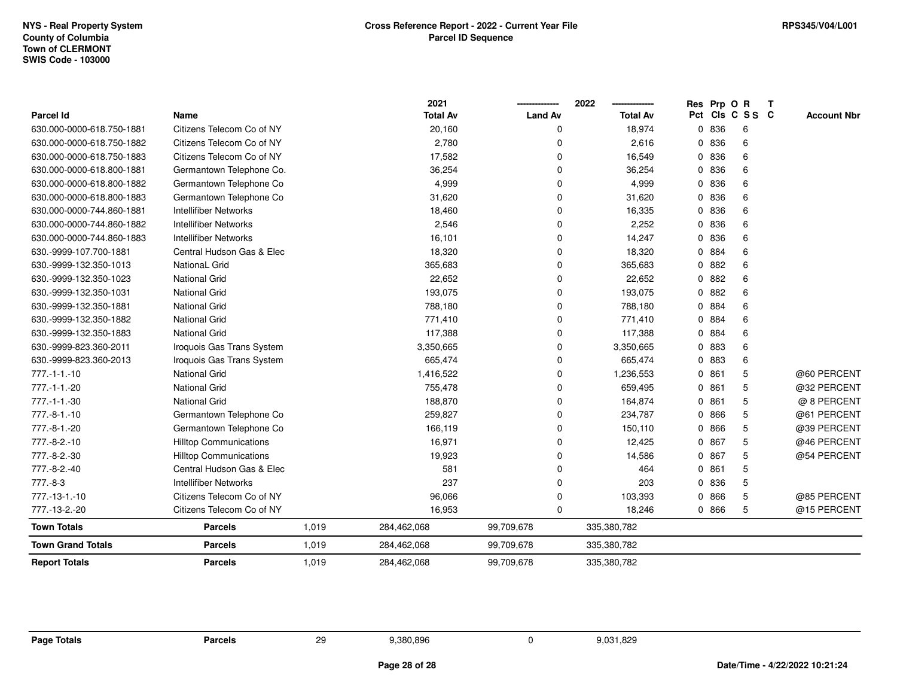NYS - Real Property System
County of Columbia
Town of CLERMONT
SWIS Code - 103000

**Cross Reference Report - 2022 - Current Year File**
**Parcel ID Sequence**

RPS345/V04/L001

| Parcel Id | Name | | 2021 Total Av | 2022 Land Av | 2022 Total Av | Res Pct | Prp Cls | O C | R S S | T C | Account Nbr |
|---|---|---|---|---|---|---|---|---|---|---|---|
| 630.000-0000-618.750-1881 | Citizens Telecom Co of NY | | 20,160 | 0 | 18,974 | 0 | 836 | | 6 | | |
| 630.000-0000-618.750-1882 | Citizens Telecom Co of NY | | 2,780 | 0 | 2,616 | 0 | 836 | | 6 | | |
| 630.000-0000-618.750-1883 | Citizens Telecom Co of NY | | 17,582 | 0 | 16,549 | 0 | 836 | | 6 | | |
| 630.000-0000-618.800-1881 | Germantown Telephone Co. | | 36,254 | 0 | 36,254 | 0 | 836 | | 6 | | |
| 630.000-0000-618.800-1882 | Germantown Telephone Co | | 4,999 | 0 | 4,999 | 0 | 836 | | 6 | | |
| 630.000-0000-618.800-1883 | Germantown Telephone Co | | 31,620 | 0 | 31,620 | 0 | 836 | | 6 | | |
| 630.000-0000-744.860-1881 | Intellifiber Networks | | 18,460 | 0 | 16,335 | 0 | 836 | | 6 | | |
| 630.000-0000-744.860-1882 | Intellifiber Networks | | 2,546 | 0 | 2,252 | 0 | 836 | | 6 | | |
| 630.000-0000-744.860-1883 | Intellifiber Networks | | 16,101 | 0 | 14,247 | 0 | 836 | | 6 | | |
| 630.-9999-107.700-1881 | Central Hudson Gas & Elec | | 18,320 | 0 | 18,320 | 0 | 884 | | 6 | | |
| 630.-9999-132.350-1013 | NationaL Grid | | 365,683 | 0 | 365,683 | 0 | 882 | | 6 | | |
| 630.-9999-132.350-1023 | National Grid | | 22,652 | 0 | 22,652 | 0 | 882 | | 6 | | |
| 630.-9999-132.350-1031 | National Grid | | 193,075 | 0 | 193,075 | 0 | 882 | | 6 | | |
| 630.-9999-132.350-1881 | National Grid | | 788,180 | 0 | 788,180 | 0 | 884 | | 6 | | |
| 630.-9999-132.350-1882 | National Grid | | 771,410 | 0 | 771,410 | 0 | 884 | | 6 | | |
| 630.-9999-132.350-1883 | National Grid | | 117,388 | 0 | 117,388 | 0 | 884 | | 6 | | |
| 630.-9999-823.360-2011 | Iroquois Gas Trans System | | 3,350,665 | 0 | 3,350,665 | 0 | 883 | | 6 | | |
| 630.-9999-823.360-2013 | Iroquois Gas Trans System | | 665,474 | 0 | 665,474 | 0 | 883 | | 6 | | |
| 777.-1-1.-10 | National Grid | | 1,416,522 | 0 | 1,236,553 | 0 | 861 | | 5 | | @60 PERCENT |
| 777.-1-1.-20 | National Grid | | 755,478 | 0 | 659,495 | 0 | 861 | | 5 | | @32 PERCENT |
| 777.-1-1.-30 | National Grid | | 188,870 | 0 | 164,874 | 0 | 861 | | 5 | | @ 8 PERCENT |
| 777.-8-1.-10 | Germantown Telephone Co | | 259,827 | 0 | 234,787 | 0 | 866 | | 5 | | @61 PERCENT |
| 777.-8-1.-20 | Germantown Telephone Co | | 166,119 | 0 | 150,110 | 0 | 866 | | 5 | | @39 PERCENT |
| 777.-8-2.-10 | Hilltop Communications | | 16,971 | 0 | 12,425 | 0 | 867 | | 5 | | @46 PERCENT |
| 777.-8-2.-30 | Hilltop Communications | | 19,923 | 0 | 14,586 | 0 | 867 | | 5 | | @54 PERCENT |
| 777.-8-2.-40 | Central Hudson Gas & Elec | | 581 | 0 | 464 | 0 | 861 | | 5 | | |
| 777.-8-3 | Intellifiber Networks | | 237 | 0 | 203 | 0 | 836 | | 5 | | |
| 777.-13-1.-10 | Citizens Telecom Co of NY | | 96,066 | 0 | 103,393 | 0 | 866 | | 5 | | @85 PERCENT |
| 777.-13-2.-20 | Citizens Telecom Co of NY | | 16,953 | 0 | 18,246 | 0 | 866 | | 5 | | @15 PERCENT |
| **Town Totals** | **Parcels** | 1,019 | 284,462,068 | 99,709,678 | 335,380,782 | | | | | | |
| **Town Grand Totals** | **Parcels** | 1,019 | 284,462,068 | 99,709,678 | 335,380,782 | | | | | | |
| **Report Totals** | **Parcels** | 1,019 | 284,462,068 | 99,709,678 | 335,380,782 | | | | | | |

| | | | | | |
|---|---|---|---|---|---|
| **Page Totals** | **Parcels** | 29 | 9,380,896 | 0 | 9,031,829 |

Date/Time - 4/22/2022 10:21:24